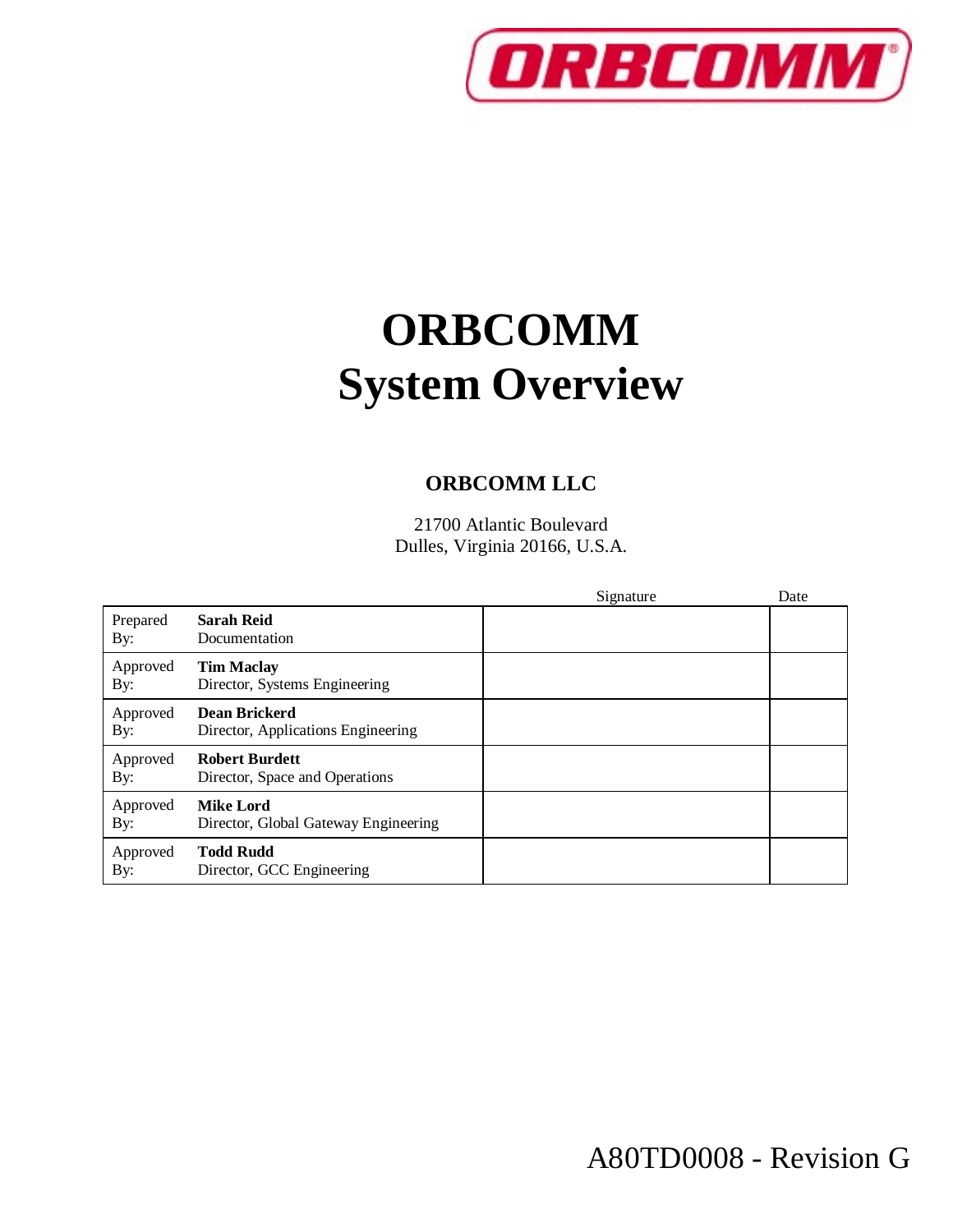# ORBCOMM System Overview

**ORBCOMM LLC**

21700 Atlantic Boulevard
Dulles, Virginia 20166, U.S.A.

| | | Signature | Date |
|---|---|---|---|
| Prepared By: | **Sarah Reid** Documentation | | |
| Approved By: | **Tim Maclay** Director, Systems Engineering | | |
| Approved By: | **Dean Brickerd** Director, Applications Engineering | | |
| Approved By: | **Robert Burdett** Director, Space and Operations | | |
| Approved By: | **Mike Lord** Director, Global Gateway Engineering | | |
| Approved By: | **Todd Rudd** Director, GCC Engineering | | |

A80TD0008 - Revision G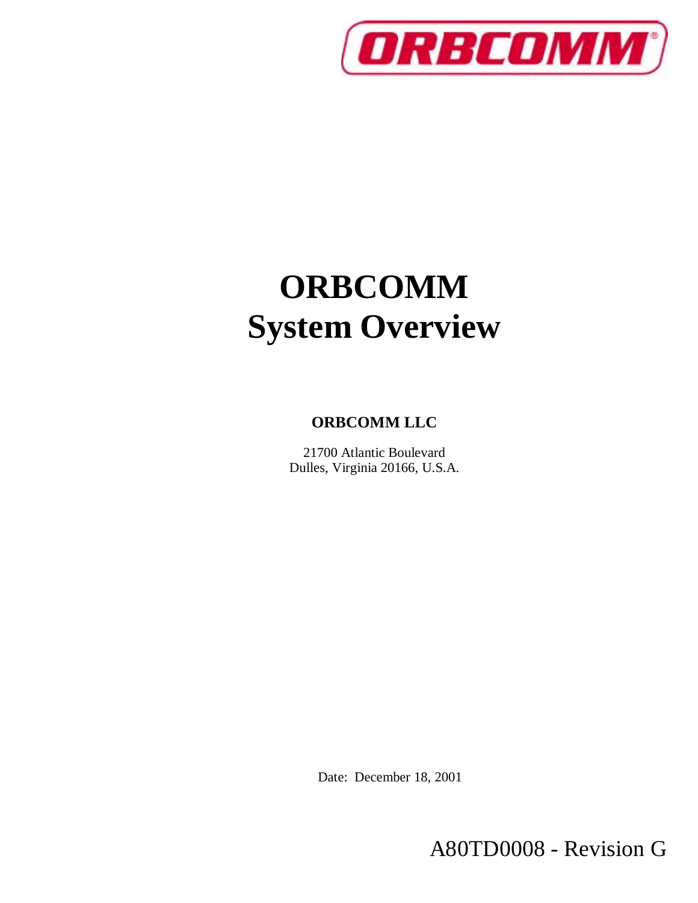# ORBCOMM System Overview

**ORBCOMM LLC**

21700 Atlantic Boulevard
Dulles, Virginia 20166, U.S.A.

Date: December 18, 2001

A80TD0008 - Revision G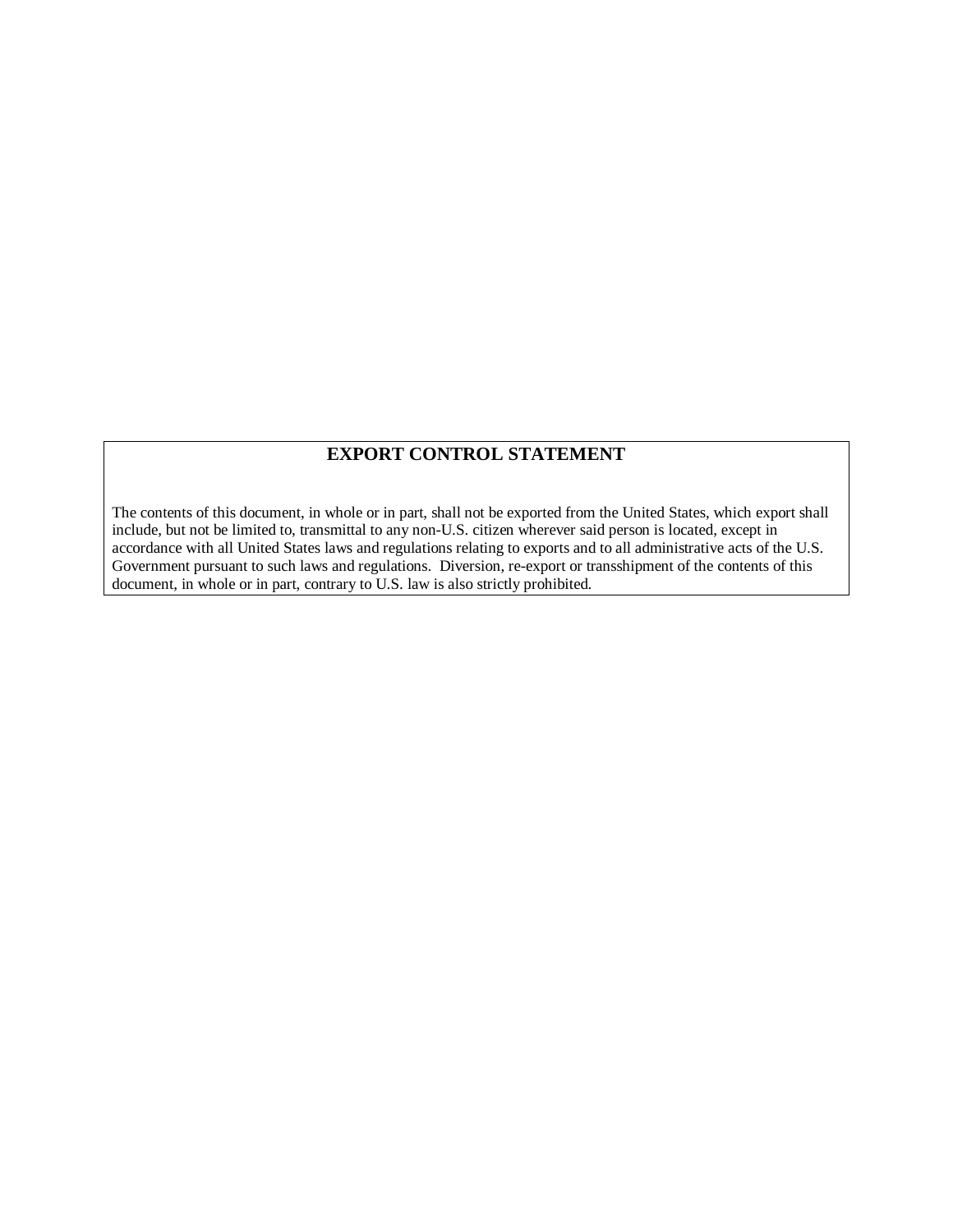## EXPORT CONTROL STATEMENT

The contents of this document, in whole or in part, shall not be exported from the United States, which export shall include, but not be limited to, transmittal to any non-U.S. citizen wherever said person is located, except in accordance with all United States laws and regulations relating to exports and to all administrative acts of the U.S. Government pursuant to such laws and regulations. Diversion, re-export or transshipment of the contents of this document, in whole or in part, contrary to U.S. law is also strictly prohibited.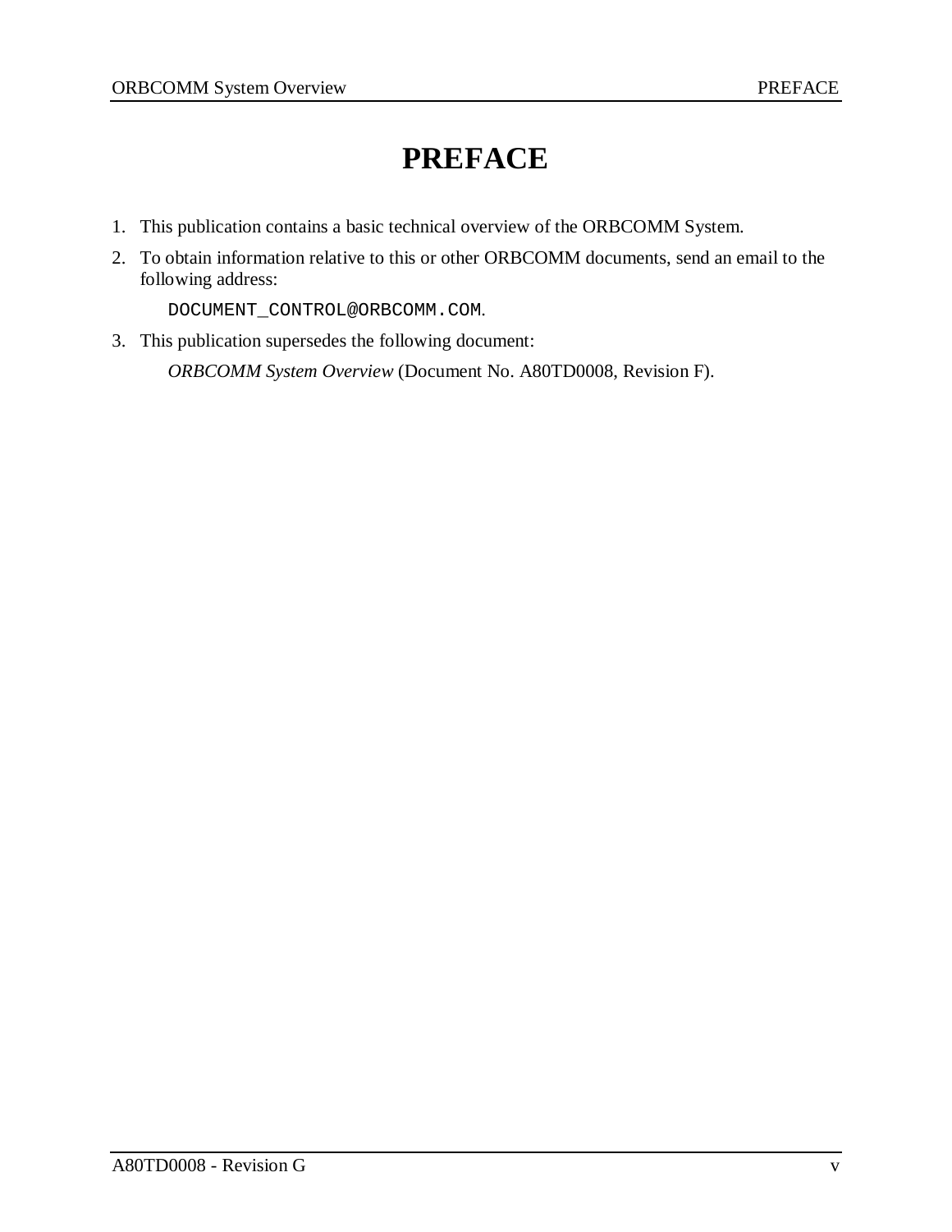# PREFACE

1. This publication contains a basic technical overview of the ORBCOMM System.
2. To obtain information relative to this or other ORBCOMM documents, send an email to the following address:

   `DOCUMENT_CONTROL@ORBCOMM.COM`.
3. This publication supersedes the following document:

   *ORBCOMM System Overview* (Document No. A80TD0008, Revision F).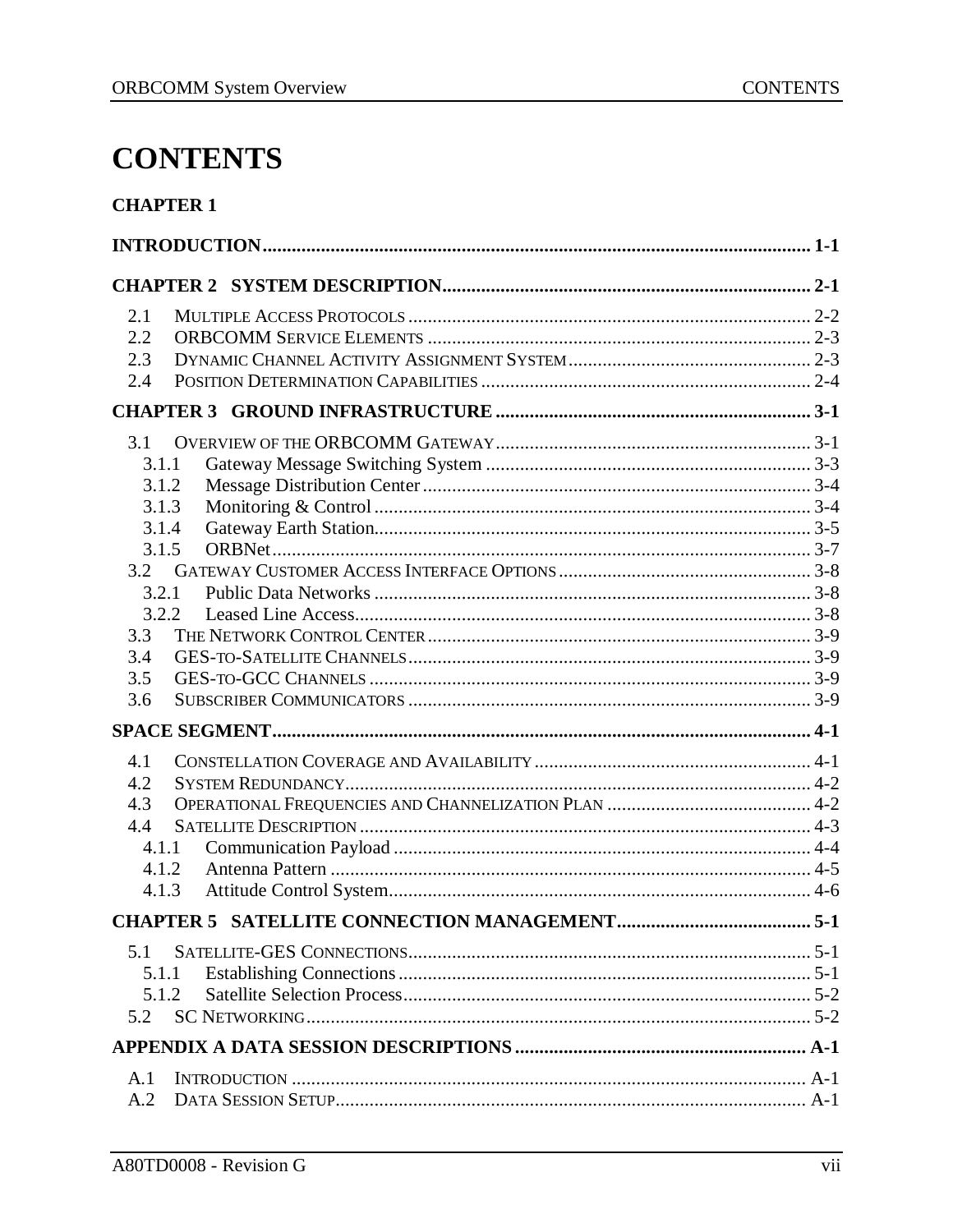# CONTENTS

**CHAPTER 1**

**INTRODUCTION** ........................................................................................................ **1-1**

**CHAPTER 2 SYSTEM DESCRIPTION** ........................................................................ **2-1**

2.1 MULTIPLE ACCESS PROTOCOLS ............................................................................ 2-2
2.2 ORBCOMM SERVICE ELEMENTS ........................................................................... 2-3
2.3 DYNAMIC CHANNEL ACTIVITY ASSIGNMENT SYSTEM ............................................. 2-3
2.4 POSITION DETERMINATION CAPABILITIES ............................................................... 2-4

**CHAPTER 3 GROUND INFRASTRUCTURE** ............................................................... **3-1**

3.1 OVERVIEW OF THE ORBCOMM GATEWAY ............................................................... 3-1
3.1.1 Gateway Message Switching System ...................................................................... 3-3
3.1.2 Message Distribution Center .................................................................................. 3-4
3.1.3 Monitoring & Control ............................................................................................ 3-4
3.1.4 Gateway Earth Station ............................................................................................ 3-5
3.1.5 ORBNet ................................................................................................................. 3-7
3.2 GATEWAY CUSTOMER ACCESS INTERFACE OPTIONS ............................................... 3-8
3.2.1 Public Data Networks ............................................................................................ 3-8
3.2.2 Leased Line Access ................................................................................................ 3-8
3.3 THE NETWORK CONTROL CENTER ......................................................................... 3-9
3.4 GES-TO-SATELLITE CHANNELS .............................................................................. 3-9
3.5 GES-TO-GCC CHANNELS ....................................................................................... 3-9
3.6 SUBSCRIBER COMMUNICATORS .............................................................................. 3-9

**SPACE SEGMENT** ........................................................................................................ **4-1**

4.1 CONSTELLATION COVERAGE AND AVAILABILITY .................................................... 4-1
4.2 SYSTEM REDUNDANCY ........................................................................................... 4-2
4.3 OPERATIONAL FREQUENCIES AND CHANNELIZATION PLAN ..................................... 4-2
4.4 SATELLITE DESCRIPTION ........................................................................................ 4-3
4.1.1 Communication Payload ........................................................................................ 4-4
4.1.2 Antenna Pattern ..................................................................................................... 4-5
4.1.3 Attitude Control System ......................................................................................... 4-6

**CHAPTER 5 SATELLITE CONNECTION MANAGEMENT** ....................................... **5-1**

5.1 SATELLITE-GES CONNECTIONS .............................................................................. 5-1
5.1.1 Establishing Connections ....................................................................................... 5-1
5.1.2 Satellite Selection Process ..................................................................................... 5-2
5.2 SC NETWORKING .................................................................................................... 5-2

**APPENDIX A DATA SESSION DESCRIPTIONS** ........................................................ **A-1**

A.1 INTRODUCTION ..................................................................................................... A-1
A.2 DATA SESSION SETUP ............................................................................................ A-1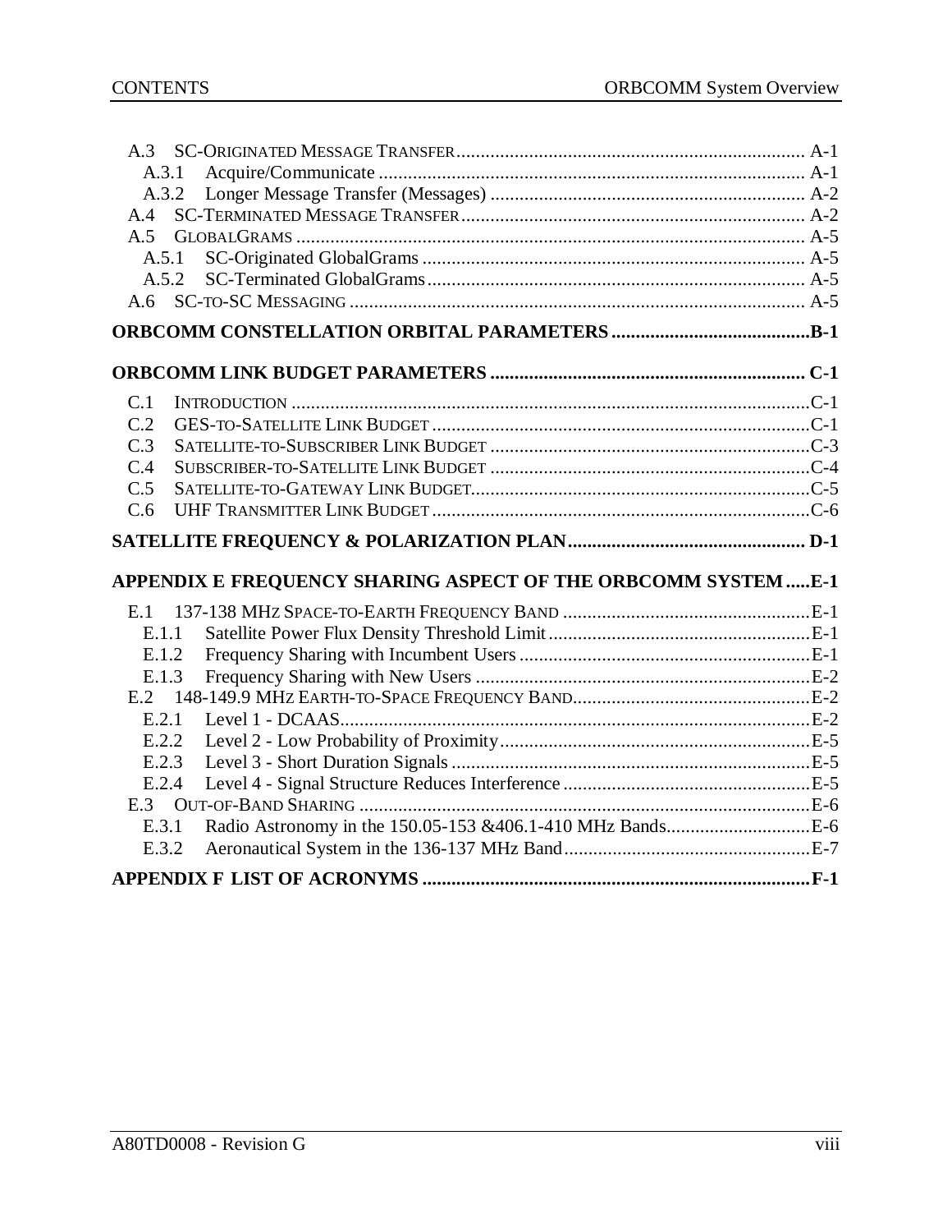A.3 SC-ORIGINATED MESSAGE TRANSFER ........ A-1
A.3.1 Acquire/Communicate ........ A-1
A.3.2 Longer Message Transfer (Messages) ........ A-2
A.4 SC-TERMINATED MESSAGE TRANSFER ........ A-2
A.5 GLOBALGRAMS ........ A-5
A.5.1 SC-Originated GlobalGrams ........ A-5
A.5.2 SC-Terminated GlobalGrams ........ A-5
A.6 SC-TO-SC MESSAGING ........ A-5

**ORBCOMM CONSTELLATION ORBITAL PARAMETERS ........ B-1**

**ORBCOMM LINK BUDGET PARAMETERS ........ C-1**

C.1 INTRODUCTION ........ C-1
C.2 GES-TO-SATELLITE LINK BUDGET ........ C-1
C.3 SATELLITE-TO-SUBSCRIBER LINK BUDGET ........ C-3
C.4 SUBSCRIBER-TO-SATELLITE LINK BUDGET ........ C-4
C.5 SATELLITE-TO-GATEWAY LINK BUDGET ........ C-5
C.6 UHF TRANSMITTER LINK BUDGET ........ C-6

**SATELLITE FREQUENCY & POLARIZATION PLAN ........ D-1**

**APPENDIX E FREQUENCY SHARING ASPECT OF THE ORBCOMM SYSTEM ........ E-1**

E.1 137-138 MHZ SPACE-TO-EARTH FREQUENCY BAND ........ E-1
E.1.1 Satellite Power Flux Density Threshold Limit ........ E-1
E.1.2 Frequency Sharing with Incumbent Users ........ E-1
E.1.3 Frequency Sharing with New Users ........ E-2
E.2 148-149.9 MHZ EARTH-TO-SPACE FREQUENCY BAND ........ E-2
E.2.1 Level 1 - DCAAS ........ E-2
E.2.2 Level 2 - Low Probability of Proximity ........ E-5
E.2.3 Level 3 - Short Duration Signals ........ E-5
E.2.4 Level 4 - Signal Structure Reduces Interference ........ E-5
E.3 OUT-OF-BAND SHARING ........ E-6
E.3.1 Radio Astronomy in the 150.05-153 &406.1-410 MHz Bands ........ E-6
E.3.2 Aeronautical System in the 136-137 MHz Band ........ E-7

**APPENDIX F LIST OF ACRONYMS ........ F-1**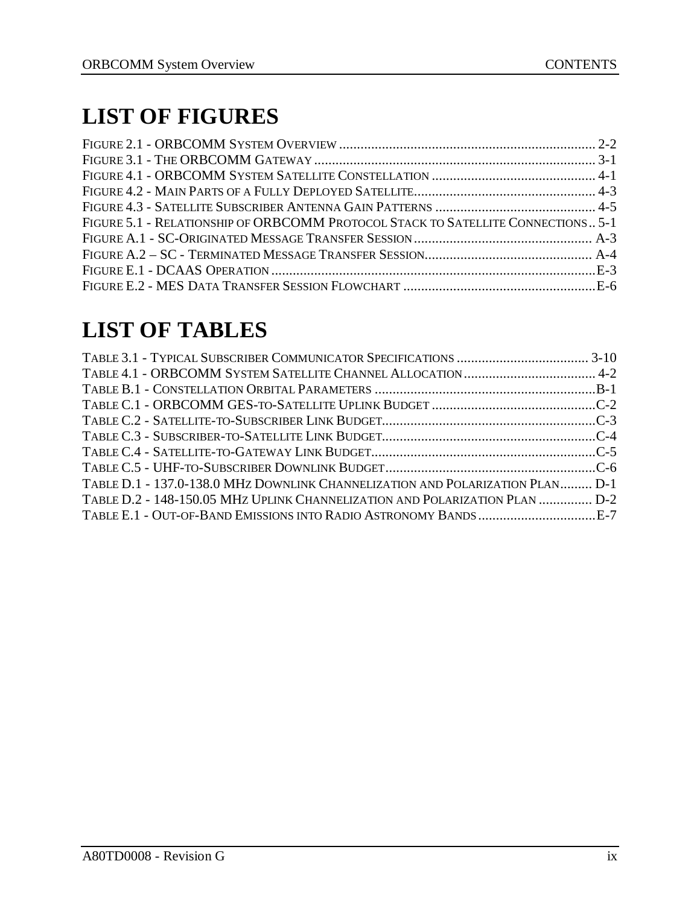# LIST OF FIGURES

FIGURE 2.1 - ORBCOMM SYSTEM OVERVIEW ........................................................................ 2-2
FIGURE 3.1 - THE ORBCOMM GATEWAY ............................................................................... 3-1
FIGURE 4.1 - ORBCOMM SYSTEM SATELLITE CONSTELLATION ............................................ 4-1
FIGURE 4.2 - MAIN PARTS OF A FULLY DEPLOYED SATELLITE................................................. 4-3
FIGURE 4.3 - SATELLITE SUBSCRIBER ANTENNA GAIN PATTERNS ............................................ 4-5
FIGURE 5.1 - RELATIONSHIP OF ORBCOMM PROTOCOL STACK TO SATELLITE CONNECTIONS .. 5-1
FIGURE A.1 - SC-ORIGINATED MESSAGE TRANSFER SESSION ................................................. A-3
FIGURE A.2 – SC - TERMINATED MESSAGE TRANSFER SESSION............................................. A-4
FIGURE E.1 - DCAAS OPERATION ........................................................................................E-3
FIGURE E.2 - MES DATA TRANSFER SESSION FLOWCHART ...................................................E-6

# LIST OF TABLES

TABLE 3.1 - TYPICAL SUBSCRIBER COMMUNICATOR SPECIFICATIONS ..................................... 3-10
TABLE 4.1 - ORBCOMM SYSTEM SATELLITE CHANNEL ALLOCATION..................................... 4-2
TABLE B.1 - CONSTELLATION ORBITAL PARAMETERS ..............................................................B-1
TABLE C.1 - ORBCOMM GES-TO-SATELLITE UPLINK BUDGET ..............................................C-2
TABLE C.2 - SATELLITE-TO-SUBSCRIBER LINK BUDGET............................................................C-3
TABLE C.3 - SUBSCRIBER-TO-SATELLITE LINK BUDGET............................................................C-4
TABLE C.4 - SATELLITE-TO-GATEWAY LINK BUDGET...............................................................C-5
TABLE C.5 - UHF-TO-SUBSCRIBER DOWNLINK BUDGET...........................................................C-6
TABLE D.1 - 137.0-138.0 MHZ DOWNLINK CHANNELIZATION AND POLARIZATION PLAN......... D-1
TABLE D.2 - 148-150.05 MHZ UPLINK CHANNELIZATION AND POLARIZATION PLAN ............... D-2
TABLE E.1 - OUT-OF-BAND EMISSIONS INTO RADIO ASTRONOMY BANDS .................................E-7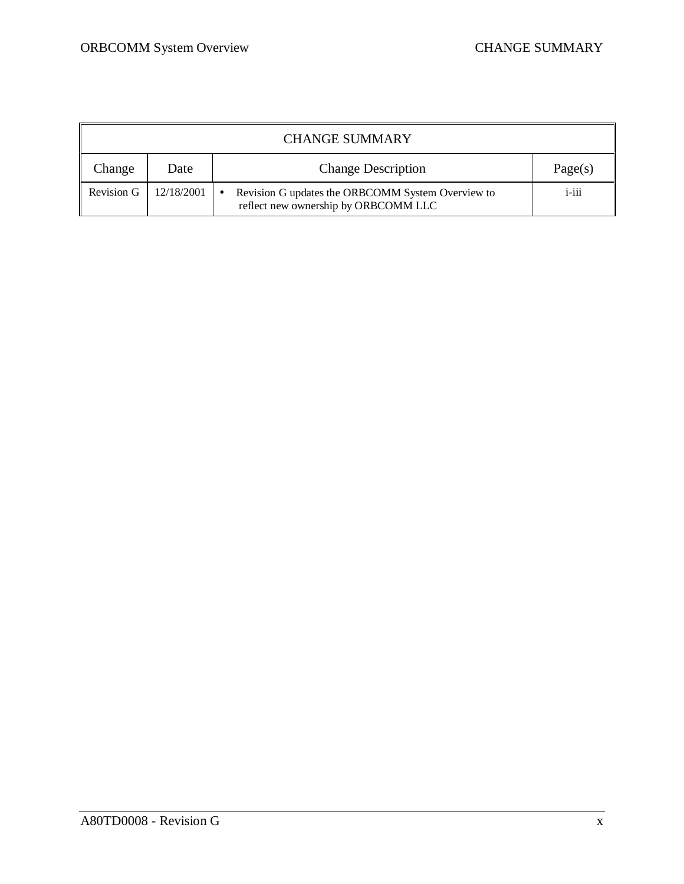| CHANGE SUMMARY | | | |
| --- | --- | --- | --- |
| Change | Date | Change Description | Page(s) |
| Revision G | 12/18/2001 | • Revision G updates the ORBCOMM System Overview to reflect new ownership by ORBCOMM LLC | i-iii |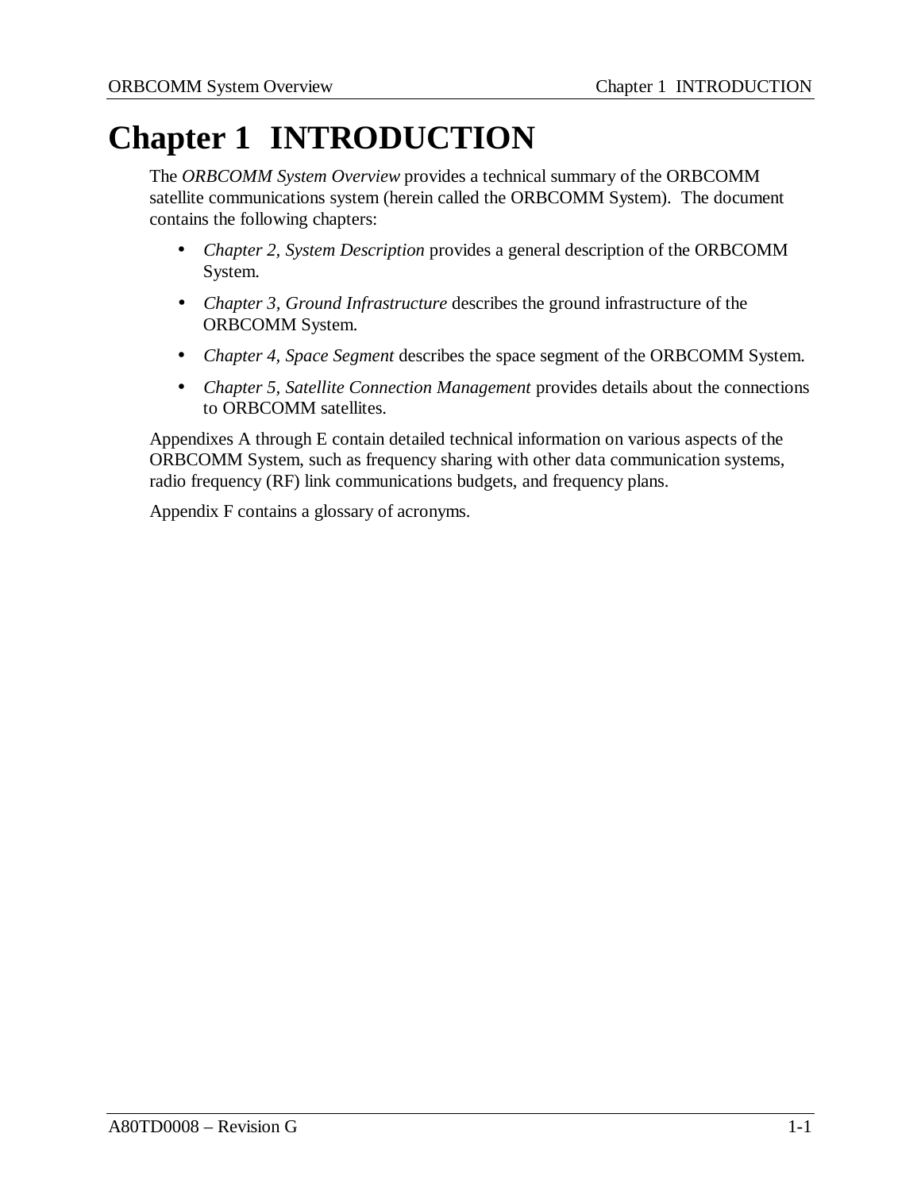# Chapter 1 INTRODUCTION

The *ORBCOMM System Overview* provides a technical summary of the ORBCOMM satellite communications system (herein called the ORBCOMM System). The document contains the following chapters:

- *Chapter 2, System Description* provides a general description of the ORBCOMM System.
- *Chapter 3, Ground Infrastructure* describes the ground infrastructure of the ORBCOMM System.
- *Chapter 4, Space Segment* describes the space segment of the ORBCOMM System.
- *Chapter 5, Satellite Connection Management* provides details about the connections to ORBCOMM satellites.

Appendixes A through E contain detailed technical information on various aspects of the ORBCOMM System, such as frequency sharing with other data communication systems, radio frequency (RF) link communications budgets, and frequency plans.

Appendix F contains a glossary of acronyms.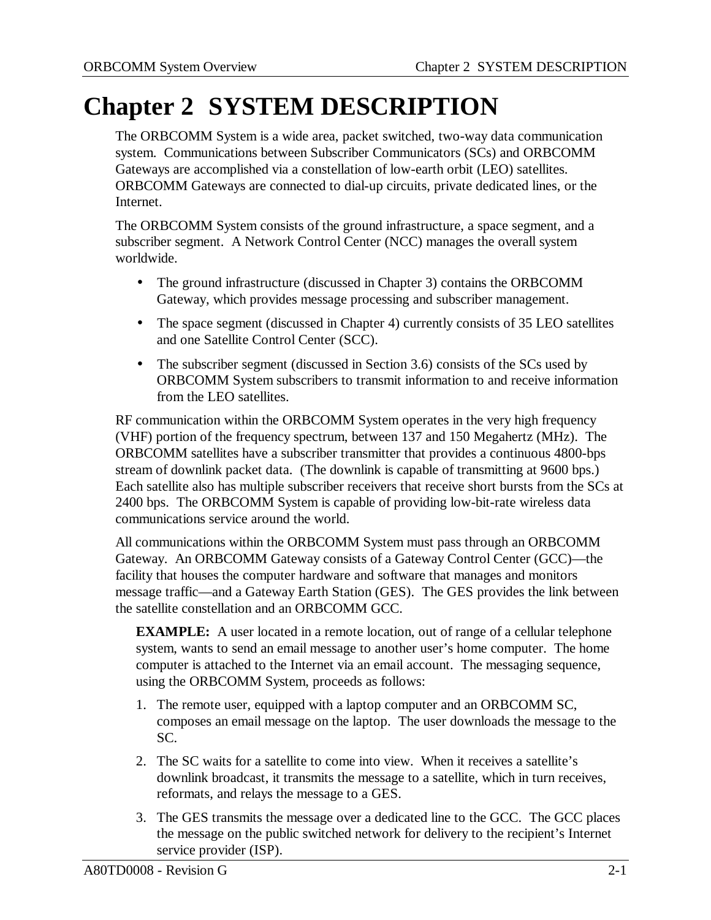# Chapter 2 SYSTEM DESCRIPTION

The ORBCOMM System is a wide area, packet switched, two-way data communication system. Communications between Subscriber Communicators (SCs) and ORBCOMM Gateways are accomplished via a constellation of low-earth orbit (LEO) satellites. ORBCOMM Gateways are connected to dial-up circuits, private dedicated lines, or the Internet.

The ORBCOMM System consists of the ground infrastructure, a space segment, and a subscriber segment. A Network Control Center (NCC) manages the overall system worldwide.

- The ground infrastructure (discussed in Chapter 3) contains the ORBCOMM Gateway, which provides message processing and subscriber management.
- The space segment (discussed in Chapter 4) currently consists of 35 LEO satellites and one Satellite Control Center (SCC).
- The subscriber segment (discussed in Section 3.6) consists of the SCs used by ORBCOMM System subscribers to transmit information to and receive information from the LEO satellites.

RF communication within the ORBCOMM System operates in the very high frequency (VHF) portion of the frequency spectrum, between 137 and 150 Megahertz (MHz). The ORBCOMM satellites have a subscriber transmitter that provides a continuous 4800-bps stream of downlink packet data. (The downlink is capable of transmitting at 9600 bps.) Each satellite also has multiple subscriber receivers that receive short bursts from the SCs at 2400 bps. The ORBCOMM System is capable of providing low-bit-rate wireless data communications service around the world.

All communications within the ORBCOMM System must pass through an ORBCOMM Gateway. An ORBCOMM Gateway consists of a Gateway Control Center (GCC)—the facility that houses the computer hardware and software that manages and monitors message traffic—and a Gateway Earth Station (GES). The GES provides the link between the satellite constellation and an ORBCOMM GCC.

**EXAMPLE:** A user located in a remote location, out of range of a cellular telephone system, wants to send an email message to another user's home computer. The home computer is attached to the Internet via an email account. The messaging sequence, using the ORBCOMM System, proceeds as follows:

1. The remote user, equipped with a laptop computer and an ORBCOMM SC, composes an email message on the laptop. The user downloads the message to the SC.
2. The SC waits for a satellite to come into view. When it receives a satellite's downlink broadcast, it transmits the message to a satellite, which in turn receives, reformats, and relays the message to a GES.
3. The GES transmits the message over a dedicated line to the GCC. The GCC places the message on the public switched network for delivery to the recipient's Internet service provider (ISP).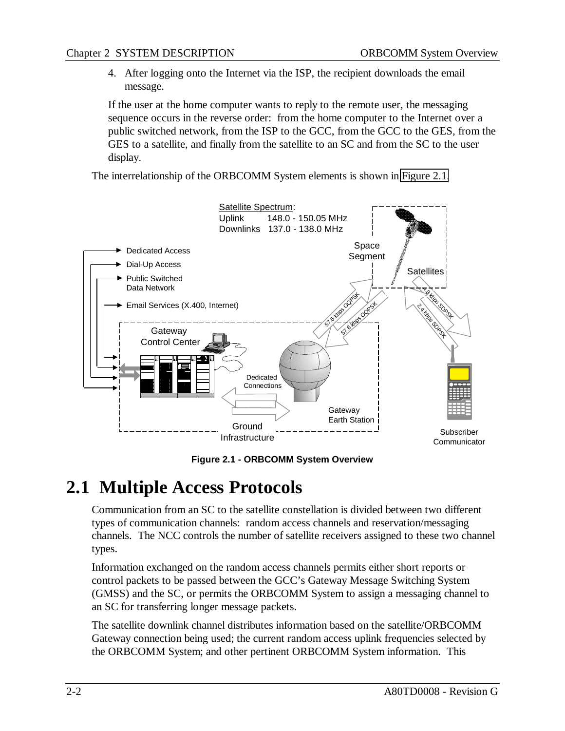4. After logging onto the Internet via the ISP, the recipient downloads the email message.

If the user at the home computer wants to reply to the remote user, the messaging sequence occurs in the reverse order: from the home computer to the Internet over a public switched network, from the ISP to the GCC, from the GCC to the GES, from the GES to a satellite, and finally from the satellite to an SC and from the SC to the user display.

The interrelationship of the ORBCOMM System elements is shown in Figure 2.1.

**Figure 2.1 - ORBCOMM System Overview**

# 2.1 Multiple Access Protocols

Communication from an SC to the satellite constellation is divided between two different types of communication channels: random access channels and reservation/messaging channels. The NCC controls the number of satellite receivers assigned to these two channel types.

Information exchanged on the random access channels permits either short reports or control packets to be passed between the GCC's Gateway Message Switching System (GMSS) and the SC, or permits the ORBCOMM System to assign a messaging channel to an SC for transferring longer message packets.

The satellite downlink channel distributes information based on the satellite/ORBCOMM Gateway connection being used; the current random access uplink frequencies selected by the ORBCOMM System; and other pertinent ORBCOMM System information. This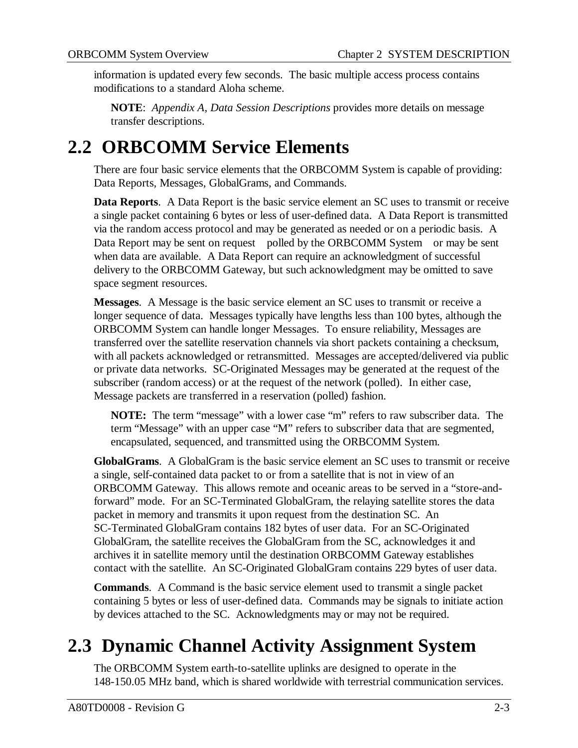information is updated every few seconds. The basic multiple access process contains modifications to a standard Aloha scheme.

**NOTE**: *Appendix A, Data Session Descriptions* provides more details on message transfer descriptions.

## 2.2 ORBCOMM Service Elements

There are four basic service elements that the ORBCOMM System is capable of providing: Data Reports, Messages, GlobalGrams, and Commands.

**Data Reports**. A Data Report is the basic service element an SC uses to transmit or receive a single packet containing 6 bytes or less of user-defined data. A Data Report is transmitted via the random access protocol and may be generated as needed or on a periodic basis. A Data Report may be sent on request polled by the ORBCOMM System or may be sent when data are available. A Data Report can require an acknowledgment of successful delivery to the ORBCOMM Gateway, but such acknowledgment may be omitted to save space segment resources.

**Messages**. A Message is the basic service element an SC uses to transmit or receive a longer sequence of data. Messages typically have lengths less than 100 bytes, although the ORBCOMM System can handle longer Messages. To ensure reliability, Messages are transferred over the satellite reservation channels via short packets containing a checksum, with all packets acknowledged or retransmitted. Messages are accepted/delivered via public or private data networks. SC-Originated Messages may be generated at the request of the subscriber (random access) or at the request of the network (polled). In either case, Message packets are transferred in a reservation (polled) fashion.

**NOTE:** The term “message” with a lower case “m” refers to raw subscriber data. The term “Message” with an upper case “M” refers to subscriber data that are segmented, encapsulated, sequenced, and transmitted using the ORBCOMM System.

**GlobalGrams**. A GlobalGram is the basic service element an SC uses to transmit or receive a single, self-contained data packet to or from a satellite that is not in view of an ORBCOMM Gateway. This allows remote and oceanic areas to be served in a “store-and-forward” mode. For an SC-Terminated GlobalGram, the relaying satellite stores the data packet in memory and transmits it upon request from the destination SC. An SC-Terminated GlobalGram contains 182 bytes of user data. For an SC-Originated GlobalGram, the satellite receives the GlobalGram from the SC, acknowledges it and archives it in satellite memory until the destination ORBCOMM Gateway establishes contact with the satellite. An SC-Originated GlobalGram contains 229 bytes of user data.

**Commands**. A Command is the basic service element used to transmit a single packet containing 5 bytes or less of user-defined data. Commands may be signals to initiate action by devices attached to the SC. Acknowledgments may or may not be required.

## 2.3 Dynamic Channel Activity Assignment System

The ORBCOMM System earth-to-satellite uplinks are designed to operate in the 148-150.05 MHz band, which is shared worldwide with terrestrial communication services.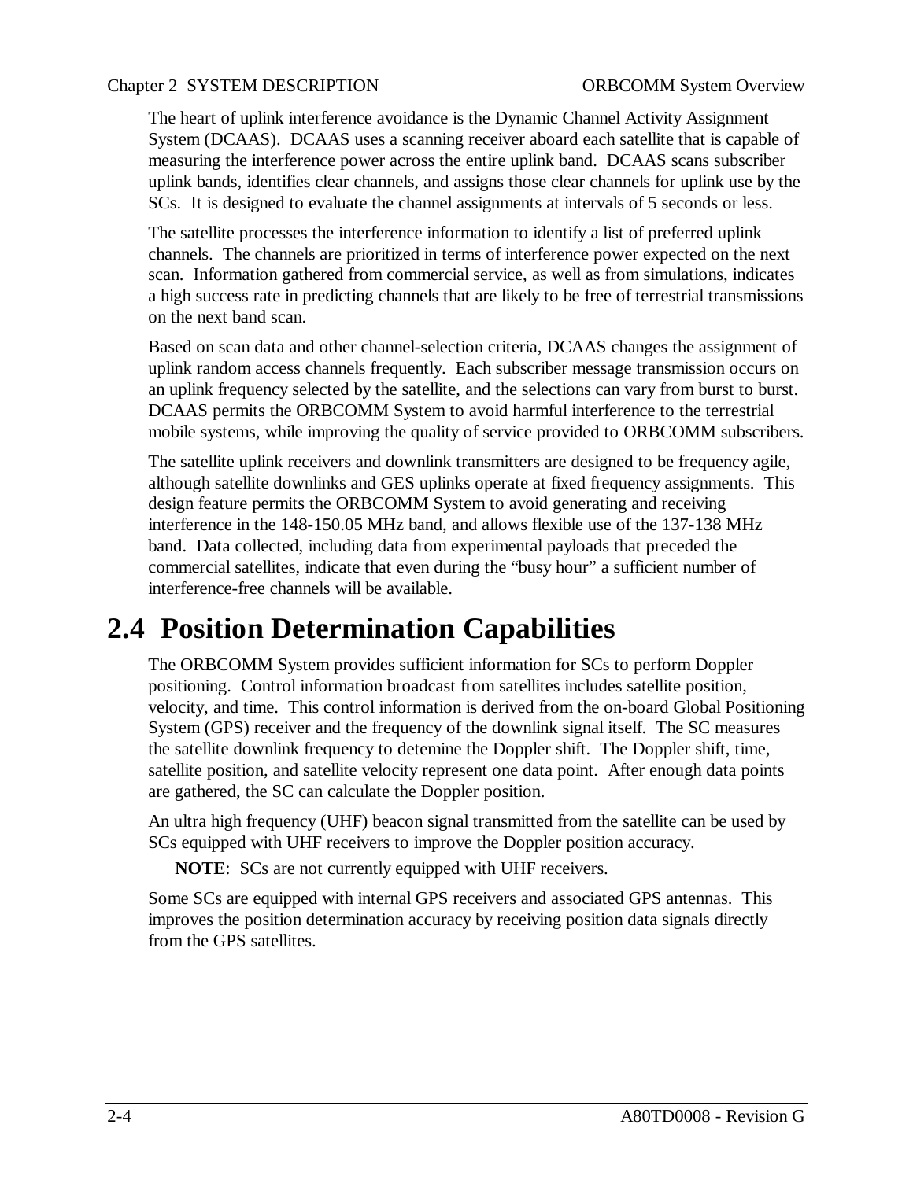The heart of uplink interference avoidance is the Dynamic Channel Activity Assignment System (DCAAS). DCAAS uses a scanning receiver aboard each satellite that is capable of measuring the interference power across the entire uplink band. DCAAS scans subscriber uplink bands, identifies clear channels, and assigns those clear channels for uplink use by the SCs. It is designed to evaluate the channel assignments at intervals of 5 seconds or less.

The satellite processes the interference information to identify a list of preferred uplink channels. The channels are prioritized in terms of interference power expected on the next scan. Information gathered from commercial service, as well as from simulations, indicates a high success rate in predicting channels that are likely to be free of terrestrial transmissions on the next band scan.

Based on scan data and other channel-selection criteria, DCAAS changes the assignment of uplink random access channels frequently. Each subscriber message transmission occurs on an uplink frequency selected by the satellite, and the selections can vary from burst to burst. DCAAS permits the ORBCOMM System to avoid harmful interference to the terrestrial mobile systems, while improving the quality of service provided to ORBCOMM subscribers.

The satellite uplink receivers and downlink transmitters are designed to be frequency agile, although satellite downlinks and GES uplinks operate at fixed frequency assignments. This design feature permits the ORBCOMM System to avoid generating and receiving interference in the 148-150.05 MHz band, and allows flexible use of the 137-138 MHz band. Data collected, including data from experimental payloads that preceded the commercial satellites, indicate that even during the "busy hour" a sufficient number of interference-free channels will be available.

# 2.4 Position Determination Capabilities

The ORBCOMM System provides sufficient information for SCs to perform Doppler positioning. Control information broadcast from satellites includes satellite position, velocity, and time. This control information is derived from the on-board Global Positioning System (GPS) receiver and the frequency of the downlink signal itself. The SC measures the satellite downlink frequency to detemine the Doppler shift. The Doppler shift, time, satellite position, and satellite velocity represent one data point. After enough data points are gathered, the SC can calculate the Doppler position.

An ultra high frequency (UHF) beacon signal transmitted from the satellite can be used by SCs equipped with UHF receivers to improve the Doppler position accuracy.

**NOTE**: SCs are not currently equipped with UHF receivers.

Some SCs are equipped with internal GPS receivers and associated GPS antennas. This improves the position determination accuracy by receiving position data signals directly from the GPS satellites.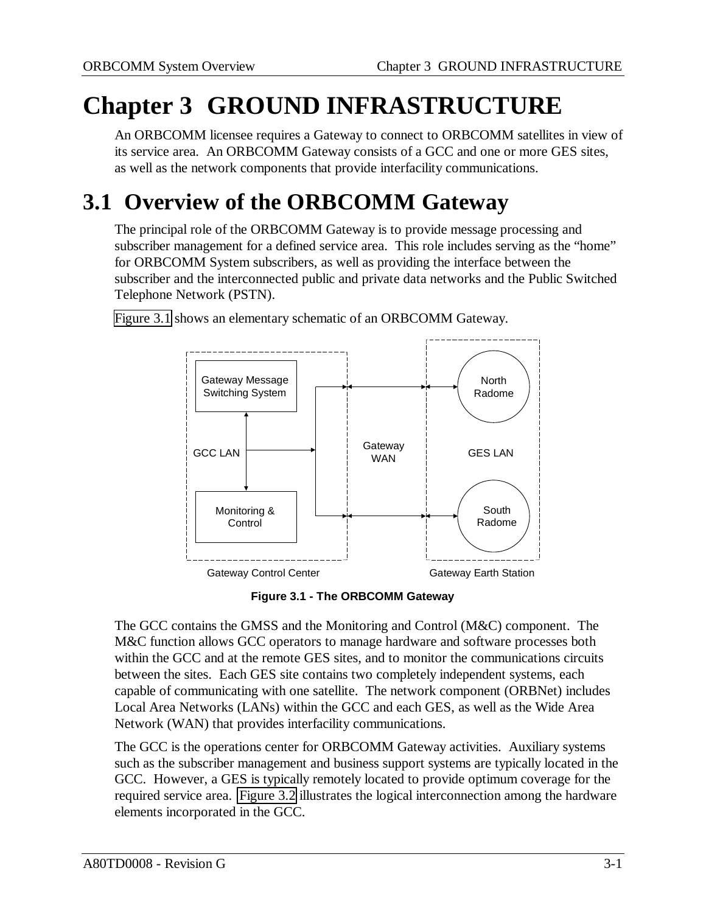# Chapter 3 GROUND INFRASTRUCTURE

An ORBCOMM licensee requires a Gateway to connect to ORBCOMM satellites in view of its service area. An ORBCOMM Gateway consists of a GCC and one or more GES sites, as well as the network components that provide interfacility communications.

## 3.1 Overview of the ORBCOMM Gateway

The principal role of the ORBCOMM Gateway is to provide message processing and subscriber management for a defined service area. This role includes serving as the "home" for ORBCOMM System subscribers, as well as providing the interface between the subscriber and the interconnected public and private data networks and the Public Switched Telephone Network (PSTN).

Figure 3.1 shows an elementary schematic of an ORBCOMM Gateway.

Gateway Message Switching System | GCC LAN | Monitoring & Control | Gateway WAN | North Radome | GES LAN | South Radome | Gateway Control Center | Gateway Earth Station

**Figure 3.1 - The ORBCOMM Gateway**

The GCC contains the GMSS and the Monitoring and Control (M&C) component. The M&C function allows GCC operators to manage hardware and software processes both within the GCC and at the remote GES sites, and to monitor the communications circuits between the sites. Each GES site contains two completely independent systems, each capable of communicating with one satellite. The network component (ORBNet) includes Local Area Networks (LANs) within the GCC and each GES, as well as the Wide Area Network (WAN) that provides interfacility communications.

The GCC is the operations center for ORBCOMM Gateway activities. Auxiliary systems such as the subscriber management and business support systems are typically located in the GCC. However, a GES is typically remotely located to provide optimum coverage for the required service area. Figure 3.2 illustrates the logical interconnection among the hardware elements incorporated in the GCC.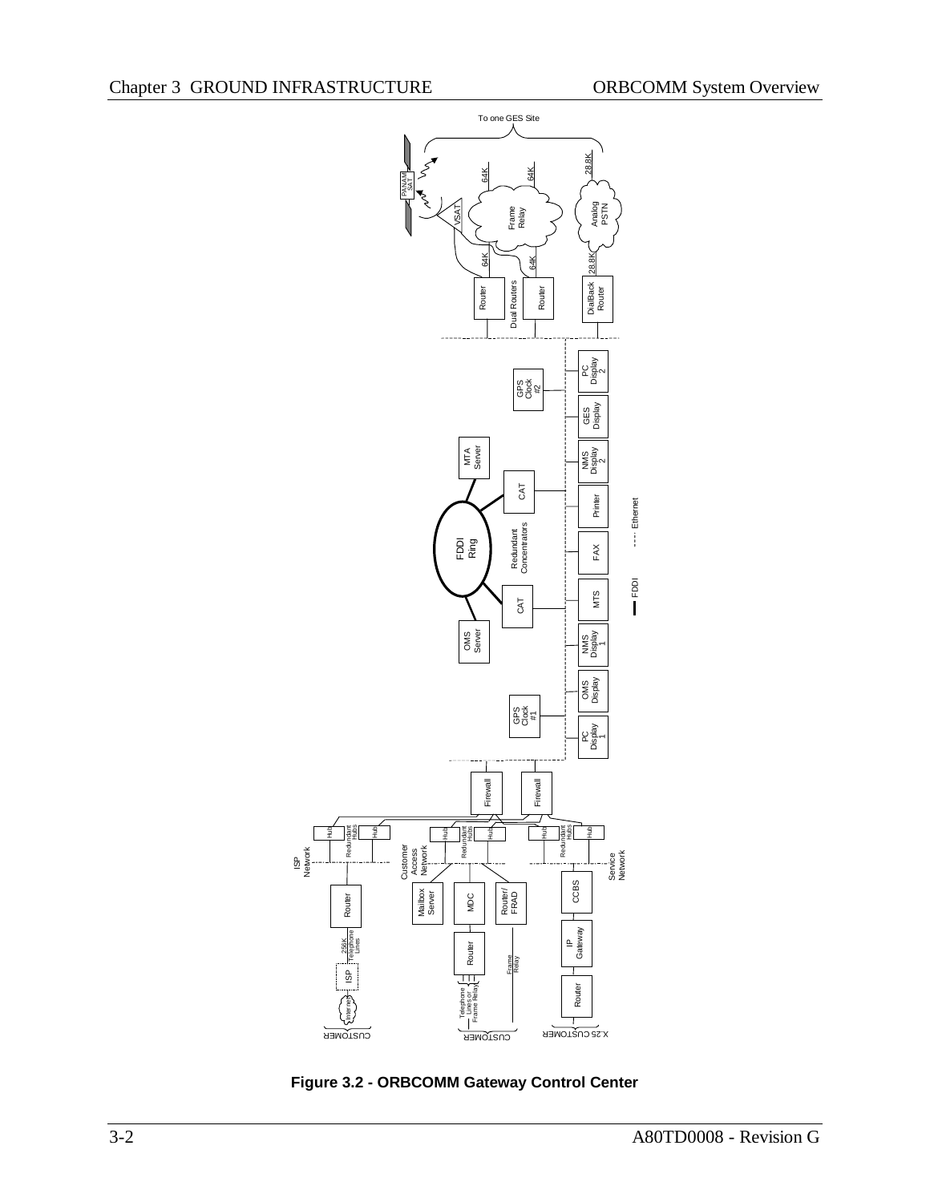Figure 3.2 - ORBCOMM Gateway Control Center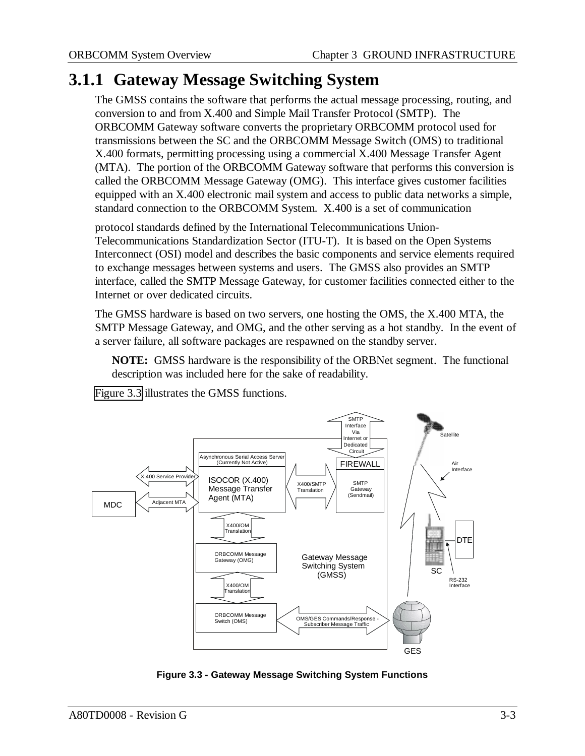## 3.1.1 Gateway Message Switching System

The GMSS contains the software that performs the actual message processing, routing, and conversion to and from X.400 and Simple Mail Transfer Protocol (SMTP). The ORBCOMM Gateway software converts the proprietary ORBCOMM protocol used for transmissions between the SC and the ORBCOMM Message Switch (OMS) to traditional X.400 formats, permitting processing using a commercial X.400 Message Transfer Agent (MTA). The portion of the ORBCOMM Gateway software that performs this conversion is called the ORBCOMM Message Gateway (OMG). This interface gives customer facilities equipped with an X.400 electronic mail system and access to public data networks a simple, standard connection to the ORBCOMM System. X.400 is a set of communication protocol standards defined by the International Telecommunications Union-Telecommunications Standardization Sector (ITU-T). It is based on the Open Systems Interconnect (OSI) model and describes the basic components and service elements required to exchange messages between systems and users. The GMSS also provides an SMTP interface, called the SMTP Message Gateway, for customer facilities connected either to the Internet or over dedicated circuits.

The GMSS hardware is based on two servers, one hosting the OMS, the X.400 MTA, the SMTP Message Gateway, and OMG, and the other serving as a hot standby. In the event of a server failure, all software packages are respawned on the standby server.

**NOTE:** GMSS hardware is the responsibility of the ORBNet segment. The functional description was included here for the sake of readability.

Figure 3.3 illustrates the GMSS functions.

**Figure 3.3 - Gateway Message Switching System Functions**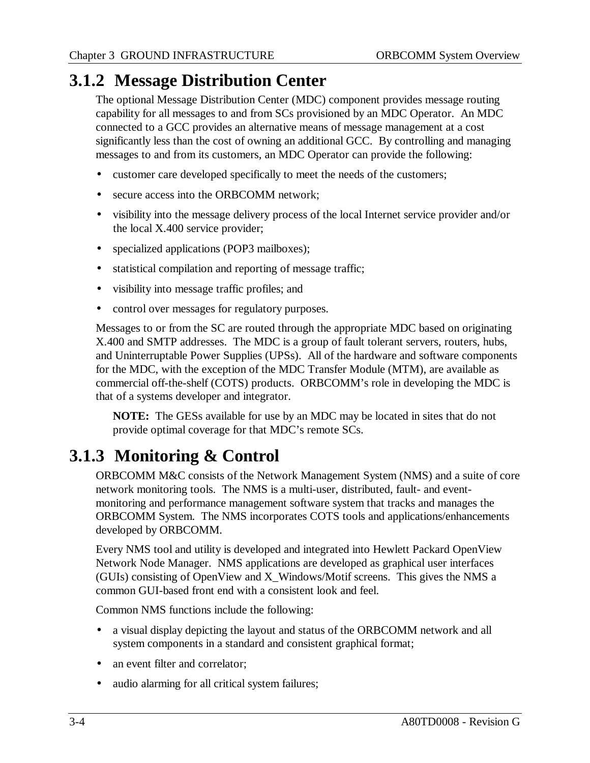## 3.1.2 Message Distribution Center

The optional Message Distribution Center (MDC) component provides message routing capability for all messages to and from SCs provisioned by an MDC Operator. An MDC connected to a GCC provides an alternative means of message management at a cost significantly less than the cost of owning an additional GCC. By controlling and managing messages to and from its customers, an MDC Operator can provide the following:

- customer care developed specifically to meet the needs of the customers;
- secure access into the ORBCOMM network;
- visibility into the message delivery process of the local Internet service provider and/or the local X.400 service provider;
- specialized applications (POP3 mailboxes);
- statistical compilation and reporting of message traffic;
- visibility into message traffic profiles; and
- control over messages for regulatory purposes.

Messages to or from the SC are routed through the appropriate MDC based on originating X.400 and SMTP addresses. The MDC is a group of fault tolerant servers, routers, hubs, and Uninterruptable Power Supplies (UPSs). All of the hardware and software components for the MDC, with the exception of the MDC Transfer Module (MTM), are available as commercial off-the-shelf (COTS) products. ORBCOMM's role in developing the MDC is that of a systems developer and integrator.

**NOTE:** The GESs available for use by an MDC may be located in sites that do not provide optimal coverage for that MDC's remote SCs.

## 3.1.3 Monitoring & Control

ORBCOMM M&C consists of the Network Management System (NMS) and a suite of core network monitoring tools. The NMS is a multi-user, distributed, fault- and event-monitoring and performance management software system that tracks and manages the ORBCOMM System. The NMS incorporates COTS tools and applications/enhancements developed by ORBCOMM.

Every NMS tool and utility is developed and integrated into Hewlett Packard OpenView Network Node Manager. NMS applications are developed as graphical user interfaces (GUIs) consisting of OpenView and X_Windows/Motif screens. This gives the NMS a common GUI-based front end with a consistent look and feel.

Common NMS functions include the following:

- a visual display depicting the layout and status of the ORBCOMM network and all system components in a standard and consistent graphical format;
- an event filter and correlator;
- audio alarming for all critical system failures;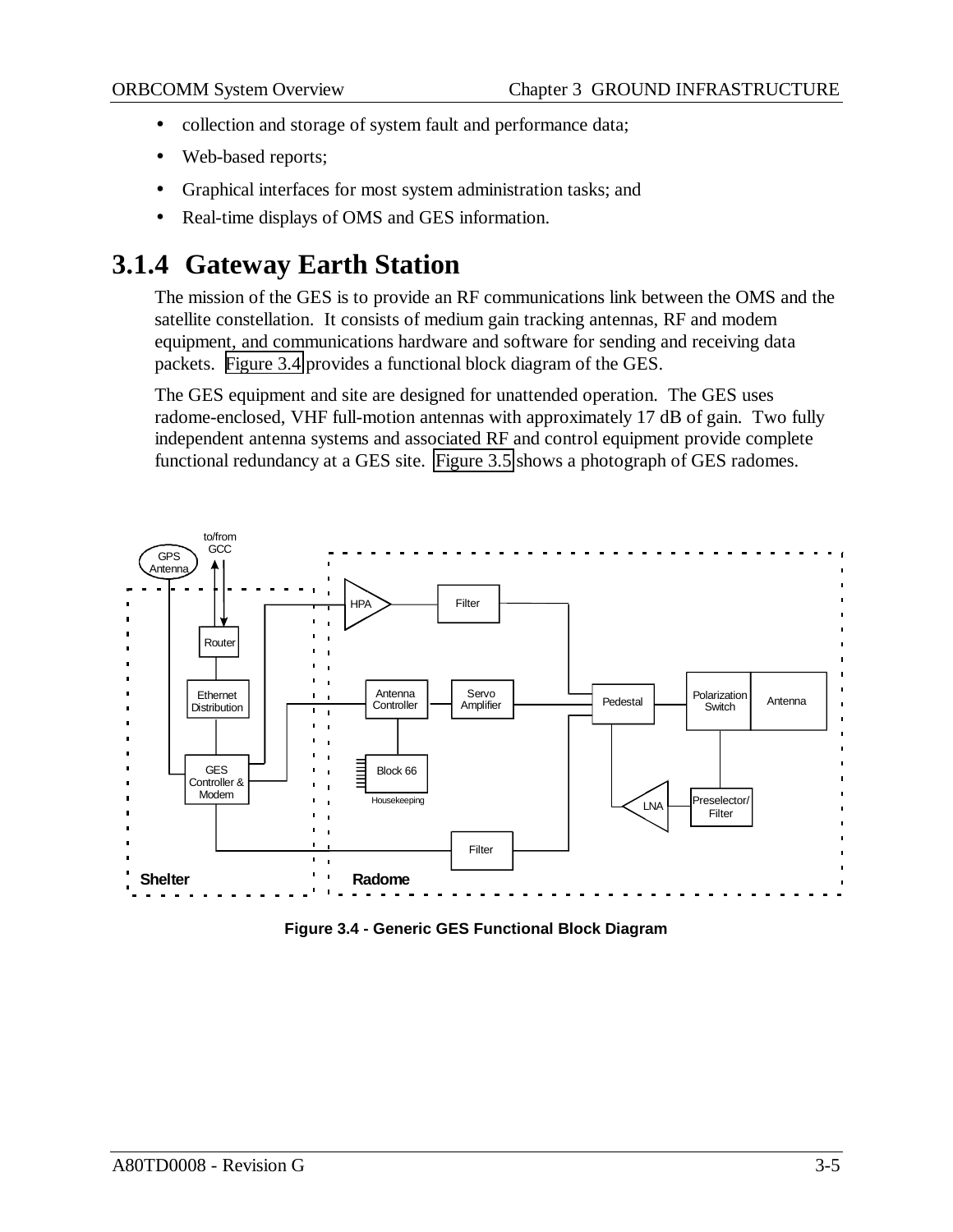- collection and storage of system fault and performance data;
- Web-based reports;
- Graphical interfaces for most system administration tasks; and
- Real-time displays of OMS and GES information.

### 3.1.4 Gateway Earth Station

The mission of the GES is to provide an RF communications link between the OMS and the satellite constellation. It consists of medium gain tracking antennas, RF and modem equipment, and communications hardware and software for sending and receiving data packets. Figure 3.4 provides a functional block diagram of the GES.

The GES equipment and site are designed for unattended operation. The GES uses radome-enclosed, VHF full-motion antennas with approximately 17 dB of gain. Two fully independent antenna systems and associated RF and control equipment provide complete functional redundancy at a GES site. Figure 3.5 shows a photograph of GES radomes.

**Figure 3.4 - Generic GES Functional Block Diagram**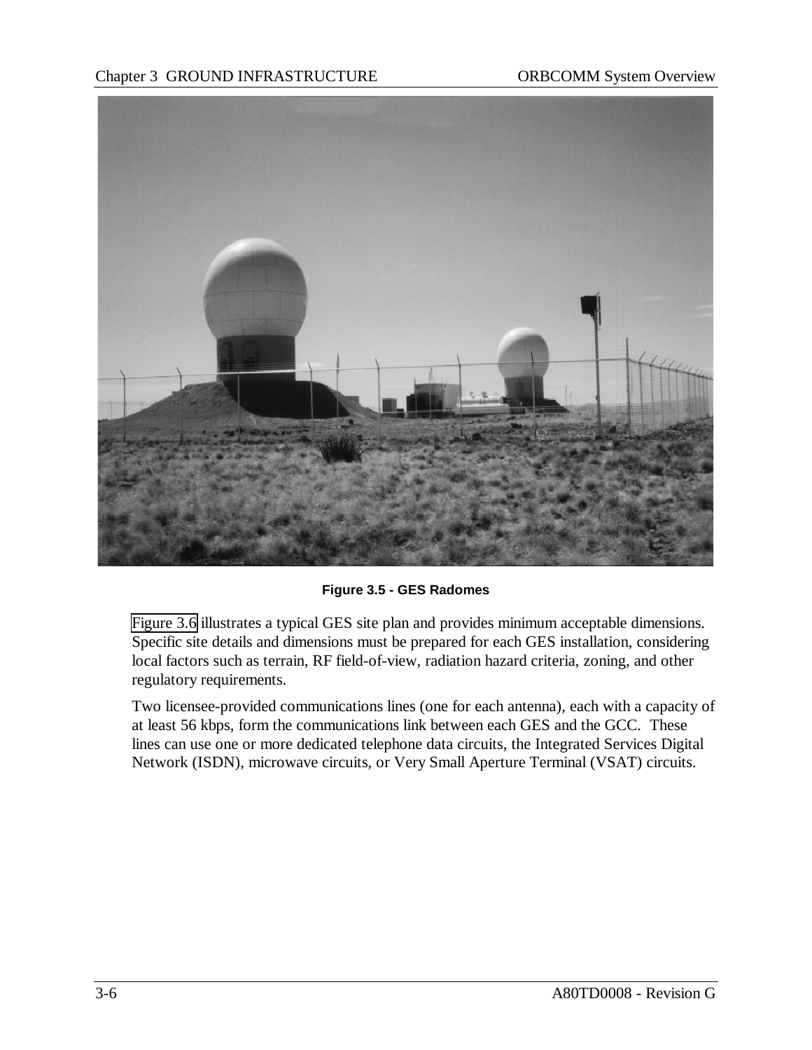**Figure 3.5 - GES Radomes**

Figure 3.6 illustrates a typical GES site plan and provides minimum acceptable dimensions. Specific site details and dimensions must be prepared for each GES installation, considering local factors such as terrain, RF field-of-view, radiation hazard criteria, zoning, and other regulatory requirements.

Two licensee-provided communications lines (one for each antenna), each with a capacity of at least 56 kbps, form the communications link between each GES and the GCC. These lines can use one or more dedicated telephone data circuits, the Integrated Services Digital Network (ISDN), microwave circuits, or Very Small Aperture Terminal (VSAT) circuits.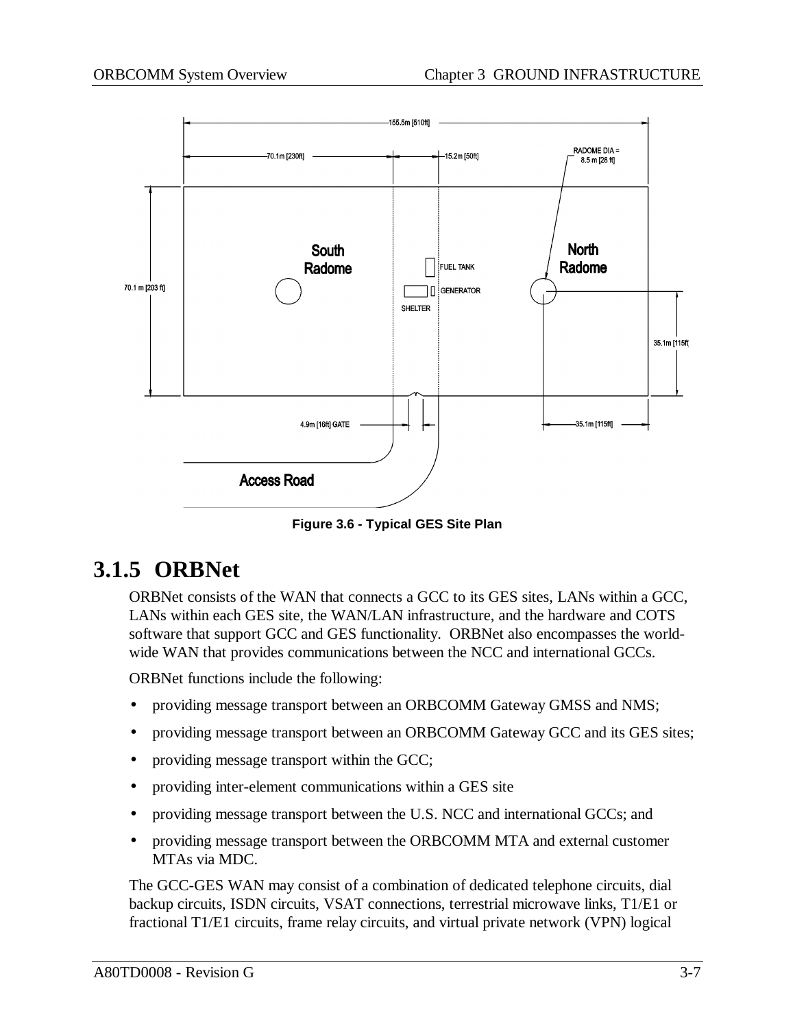Figure 3.6 - Typical GES Site Plan

## 3.1.5 ORBNet

ORBNet consists of the WAN that connects a GCC to its GES sites, LANs within a GCC, LANs within each GES site, the WAN/LAN infrastructure, and the hardware and COTS software that support GCC and GES functionality. ORBNet also encompasses the world-wide WAN that provides communications between the NCC and international GCCs.

ORBNet functions include the following:

- providing message transport between an ORBCOMM Gateway GMSS and NMS;
- providing message transport between an ORBCOMM Gateway GCC and its GES sites;
- providing message transport within the GCC;
- providing inter-element communications within a GES site
- providing message transport between the U.S. NCC and international GCCs; and
- providing message transport between the ORBCOMM MTA and external customer MTAs via MDC.

The GCC-GES WAN may consist of a combination of dedicated telephone circuits, dial backup circuits, ISDN circuits, VSAT connections, terrestrial microwave links, T1/E1 or fractional T1/E1 circuits, frame relay circuits, and virtual private network (VPN) logical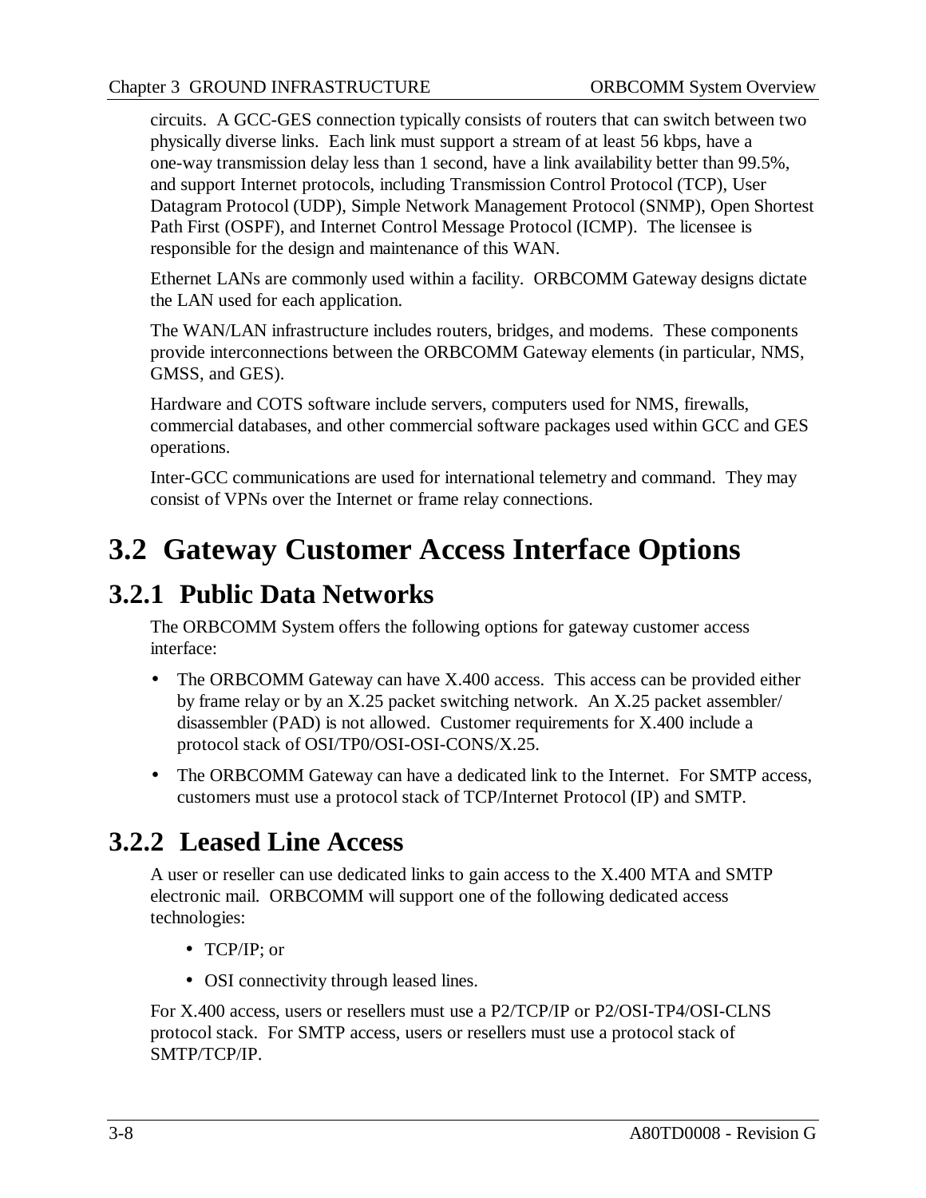circuits. A GCC-GES connection typically consists of routers that can switch between two physically diverse links. Each link must support a stream of at least 56 kbps, have a one-way transmission delay less than 1 second, have a link availability better than 99.5%, and support Internet protocols, including Transmission Control Protocol (TCP), User Datagram Protocol (UDP), Simple Network Management Protocol (SNMP), Open Shortest Path First (OSPF), and Internet Control Message Protocol (ICMP). The licensee is responsible for the design and maintenance of this WAN.

Ethernet LANs are commonly used within a facility. ORBCOMM Gateway designs dictate the LAN used for each application.

The WAN/LAN infrastructure includes routers, bridges, and modems. These components provide interconnections between the ORBCOMM Gateway elements (in particular, NMS, GMSS, and GES).

Hardware and COTS software include servers, computers used for NMS, firewalls, commercial databases, and other commercial software packages used within GCC and GES operations.

Inter-GCC communications are used for international telemetry and command. They may consist of VPNs over the Internet or frame relay connections.

# 3.2 Gateway Customer Access Interface Options

## 3.2.1 Public Data Networks

The ORBCOMM System offers the following options for gateway customer access interface:

- The ORBCOMM Gateway can have X.400 access. This access can be provided either by frame relay or by an X.25 packet switching network. An X.25 packet assembler/disassembler (PAD) is not allowed. Customer requirements for X.400 include a protocol stack of OSI/TP0/OSI-OSI-CONS/X.25.
- The ORBCOMM Gateway can have a dedicated link to the Internet. For SMTP access, customers must use a protocol stack of TCP/Internet Protocol (IP) and SMTP.

## 3.2.2 Leased Line Access

A user or reseller can use dedicated links to gain access to the X.400 MTA and SMTP electronic mail. ORBCOMM will support one of the following dedicated access technologies:

- TCP/IP; or
- OSI connectivity through leased lines.

For X.400 access, users or resellers must use a P2/TCP/IP or P2/OSI-TP4/OSI-CLNS protocol stack. For SMTP access, users or resellers must use a protocol stack of SMTP/TCP/IP.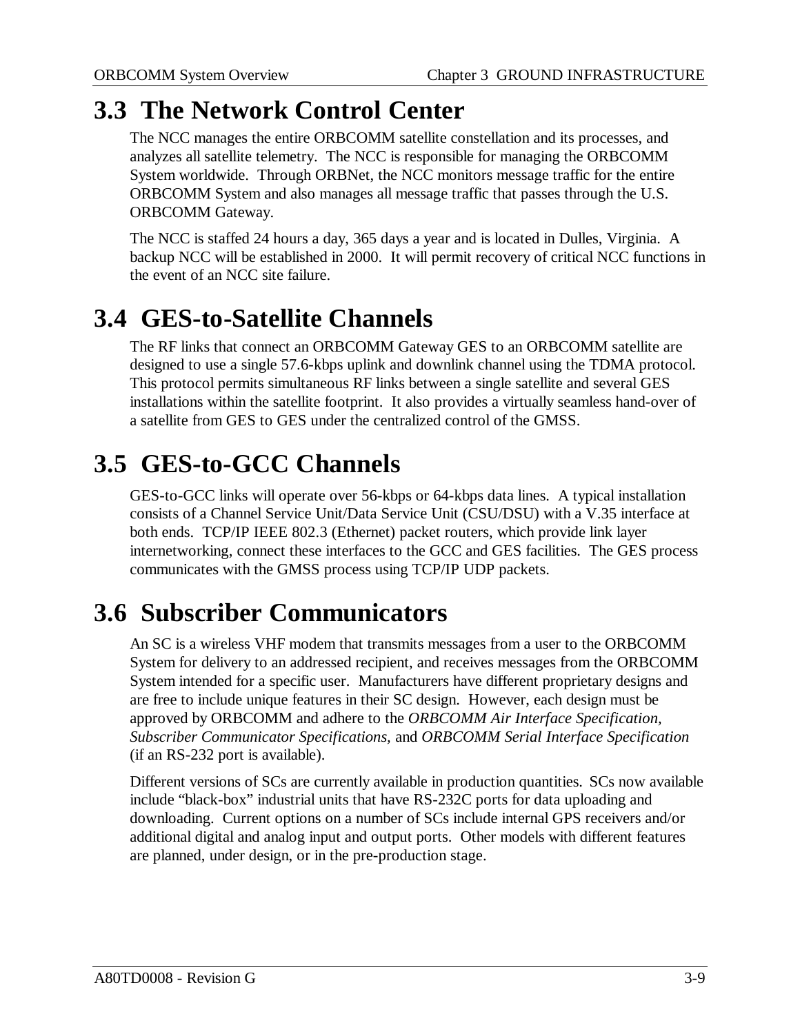## 3.3 The Network Control Center

The NCC manages the entire ORBCOMM satellite constellation and its processes, and analyzes all satellite telemetry. The NCC is responsible for managing the ORBCOMM System worldwide. Through ORBNet, the NCC monitors message traffic for the entire ORBCOMM System and also manages all message traffic that passes through the U.S. ORBCOMM Gateway.

The NCC is staffed 24 hours a day, 365 days a year and is located in Dulles, Virginia. A backup NCC will be established in 2000. It will permit recovery of critical NCC functions in the event of an NCC site failure.

## 3.4 GES-to-Satellite Channels

The RF links that connect an ORBCOMM Gateway GES to an ORBCOMM satellite are designed to use a single 57.6-kbps uplink and downlink channel using the TDMA protocol. This protocol permits simultaneous RF links between a single satellite and several GES installations within the satellite footprint. It also provides a virtually seamless hand-over of a satellite from GES to GES under the centralized control of the GMSS.

## 3.5 GES-to-GCC Channels

GES-to-GCC links will operate over 56-kbps or 64-kbps data lines. A typical installation consists of a Channel Service Unit/Data Service Unit (CSU/DSU) with a V.35 interface at both ends. TCP/IP IEEE 802.3 (Ethernet) packet routers, which provide link layer internetworking, connect these interfaces to the GCC and GES facilities. The GES process communicates with the GMSS process using TCP/IP UDP packets.

## 3.6 Subscriber Communicators

An SC is a wireless VHF modem that transmits messages from a user to the ORBCOMM System for delivery to an addressed recipient, and receives messages from the ORBCOMM System intended for a specific user. Manufacturers have different proprietary designs and are free to include unique features in their SC design. However, each design must be approved by ORBCOMM and adhere to the *ORBCOMM Air Interface Specification, Subscriber Communicator Specifications,* and *ORBCOMM Serial Interface Specification* (if an RS-232 port is available).

Different versions of SCs are currently available in production quantities. SCs now available include "black-box" industrial units that have RS-232C ports for data uploading and downloading. Current options on a number of SCs include internal GPS receivers and/or additional digital and analog input and output ports. Other models with different features are planned, under design, or in the pre-production stage.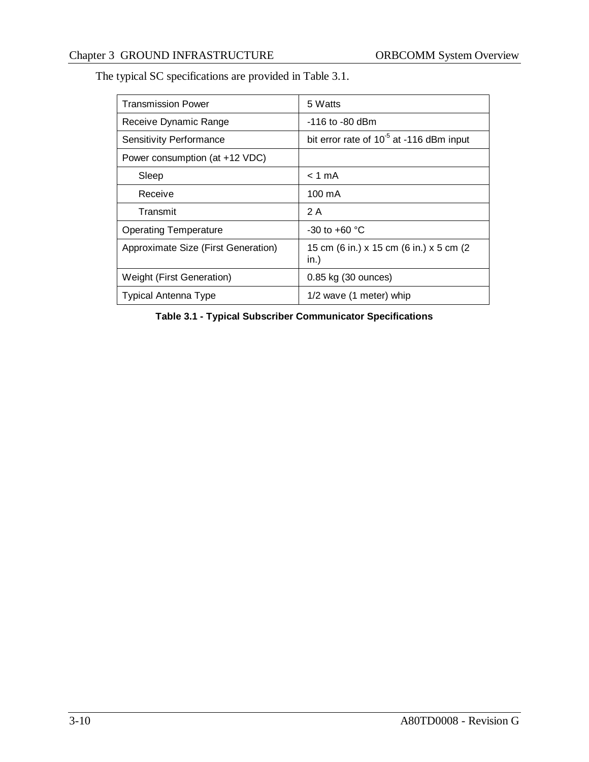The typical SC specifications are provided in Table 3.1.

| Transmission Power | 5 Watts |
|---|---|
| Receive Dynamic Range | -116 to -80 dBm |
| Sensitivity Performance | bit error rate of $10^{-5}$ at -116 dBm input |
| Power consumption (at +12 VDC) | |
| Sleep | < 1 mA |
| Receive | 100 mA |
| Transmit | 2 A |
| Operating Temperature | -30 to +60 °C |
| Approximate Size (First Generation) | 15 cm (6 in.) x 15 cm (6 in.) x 5 cm (2 in.) |
| Weight (First Generation) | 0.85 kg (30 ounces) |
| Typical Antenna Type | 1/2 wave (1 meter) whip |

**Table 3.1 - Typical Subscriber Communicator Specifications**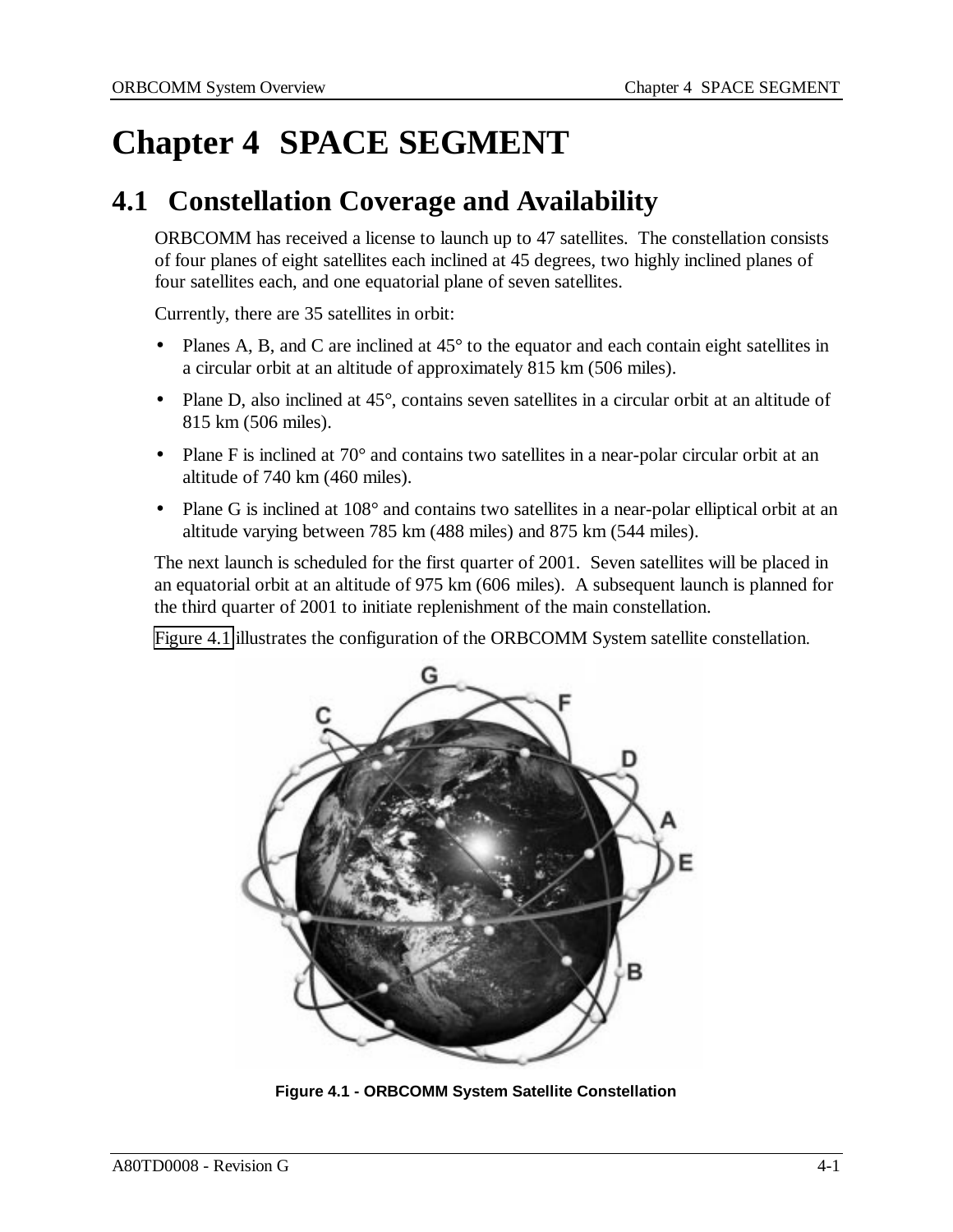# Chapter 4 SPACE SEGMENT

## 4.1 Constellation Coverage and Availability

ORBCOMM has received a license to launch up to 47 satellites. The constellation consists of four planes of eight satellites each inclined at 45 degrees, two highly inclined planes of four satellites each, and one equatorial plane of seven satellites.

Currently, there are 35 satellites in orbit:

- Planes A, B, and C are inclined at 45° to the equator and each contain eight satellites in a circular orbit at an altitude of approximately 815 km (506 miles).
- Plane D, also inclined at 45°, contains seven satellites in a circular orbit at an altitude of 815 km (506 miles).
- Plane F is inclined at 70° and contains two satellites in a near-polar circular orbit at an altitude of 740 km (460 miles).
- Plane G is inclined at 108° and contains two satellites in a near-polar elliptical orbit at an altitude varying between 785 km (488 miles) and 875 km (544 miles).

The next launch is scheduled for the first quarter of 2001. Seven satellites will be placed in an equatorial orbit at an altitude of 975 km (606 miles). A subsequent launch is planned for the third quarter of 2001 to initiate replenishment of the main constellation.

Figure 4.1 illustrates the configuration of the ORBCOMM System satellite constellation.

**Figure 4.1 - ORBCOMM System Satellite Constellation**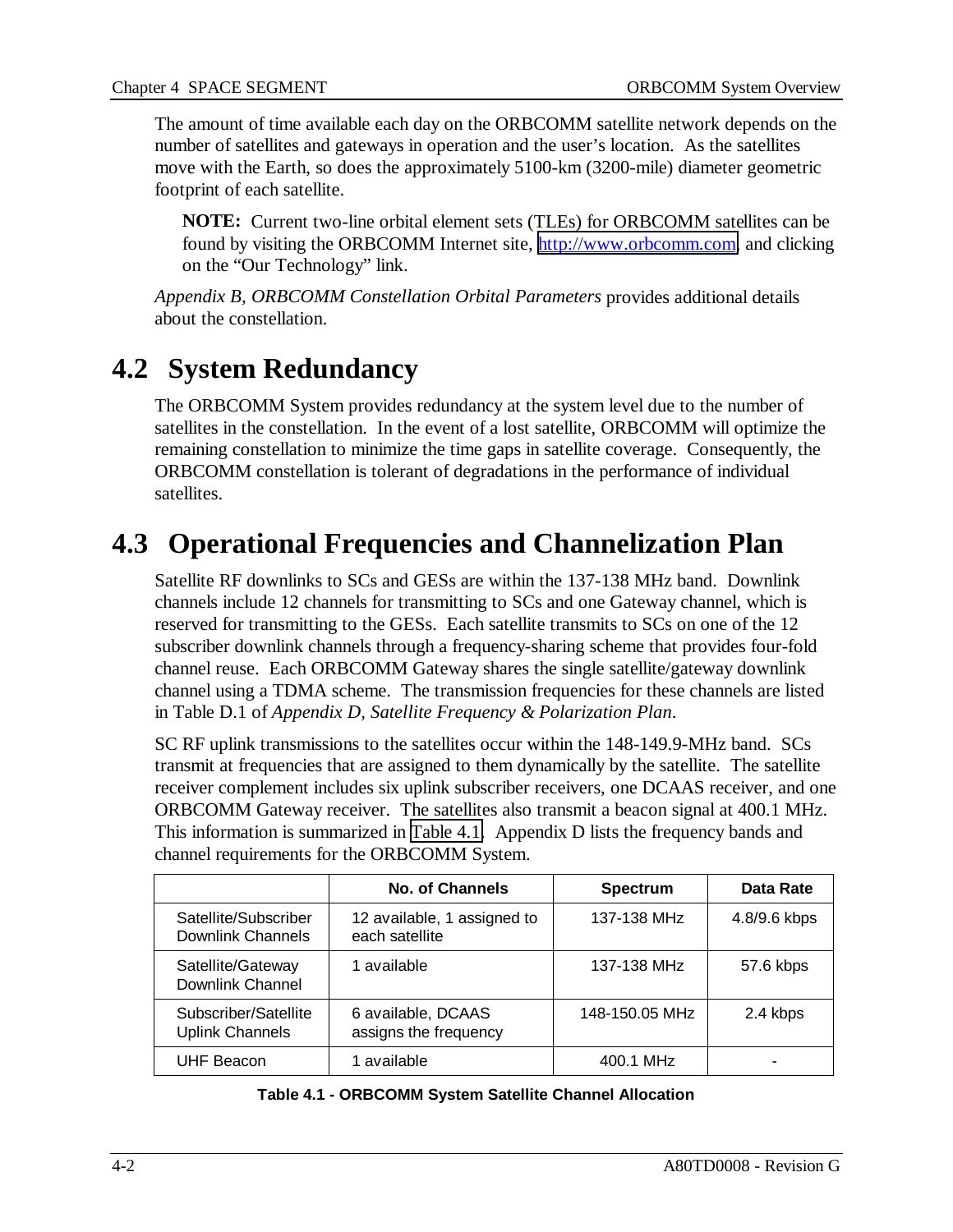The amount of time available each day on the ORBCOMM satellite network depends on the number of satellites and gateways in operation and the user's location. As the satellites move with the Earth, so does the approximately 5100-km (3200-mile) diameter geometric footprint of each satellite.

> **NOTE:** Current two-line orbital element sets (TLEs) for ORBCOMM satellites can be found by visiting the ORBCOMM Internet site, http://www.orbcomm.com, and clicking on the "Our Technology" link.

*Appendix B, ORBCOMM Constellation Orbital Parameters* provides additional details about the constellation.

## 4.2 System Redundancy

The ORBCOMM System provides redundancy at the system level due to the number of satellites in the constellation. In the event of a lost satellite, ORBCOMM will optimize the remaining constellation to minimize the time gaps in satellite coverage. Consequently, the ORBCOMM constellation is tolerant of degradations in the performance of individual satellites.

## 4.3 Operational Frequencies and Channelization Plan

Satellite RF downlinks to SCs and GESs are within the 137-138 MHz band. Downlink channels include 12 channels for transmitting to SCs and one Gateway channel, which is reserved for transmitting to the GESs. Each satellite transmits to SCs on one of the 12 subscriber downlink channels through a frequency-sharing scheme that provides four-fold channel reuse. Each ORBCOMM Gateway shares the single satellite/gateway downlink channel using a TDMA scheme. The transmission frequencies for these channels are listed in Table D.1 of *Appendix D, Satellite Frequency & Polarization Plan*.

SC RF uplink transmissions to the satellites occur within the 148-149.9-MHz band. SCs transmit at frequencies that are assigned to them dynamically by the satellite. The satellite receiver complement includes six uplink subscriber receivers, one DCAAS receiver, and one ORBCOMM Gateway receiver. The satellites also transmit a beacon signal at 400.1 MHz. This information is summarized in Table 4.1. Appendix D lists the frequency bands and channel requirements for the ORBCOMM System.

| | No. of Channels | Spectrum | Data Rate |
|---|---|---|---|
| Satellite/Subscriber Downlink Channels | 12 available, 1 assigned to each satellite | 137-138 MHz | 4.8/9.6 kbps |
| Satellite/Gateway Downlink Channel | 1 available | 137-138 MHz | 57.6 kbps |
| Subscriber/Satellite Uplink Channels | 6 available, DCAAS assigns the frequency | 148-150.05 MHz | 2.4 kbps |
| UHF Beacon | 1 available | 400.1 MHz | - |

**Table 4.1 - ORBCOMM System Satellite Channel Allocation**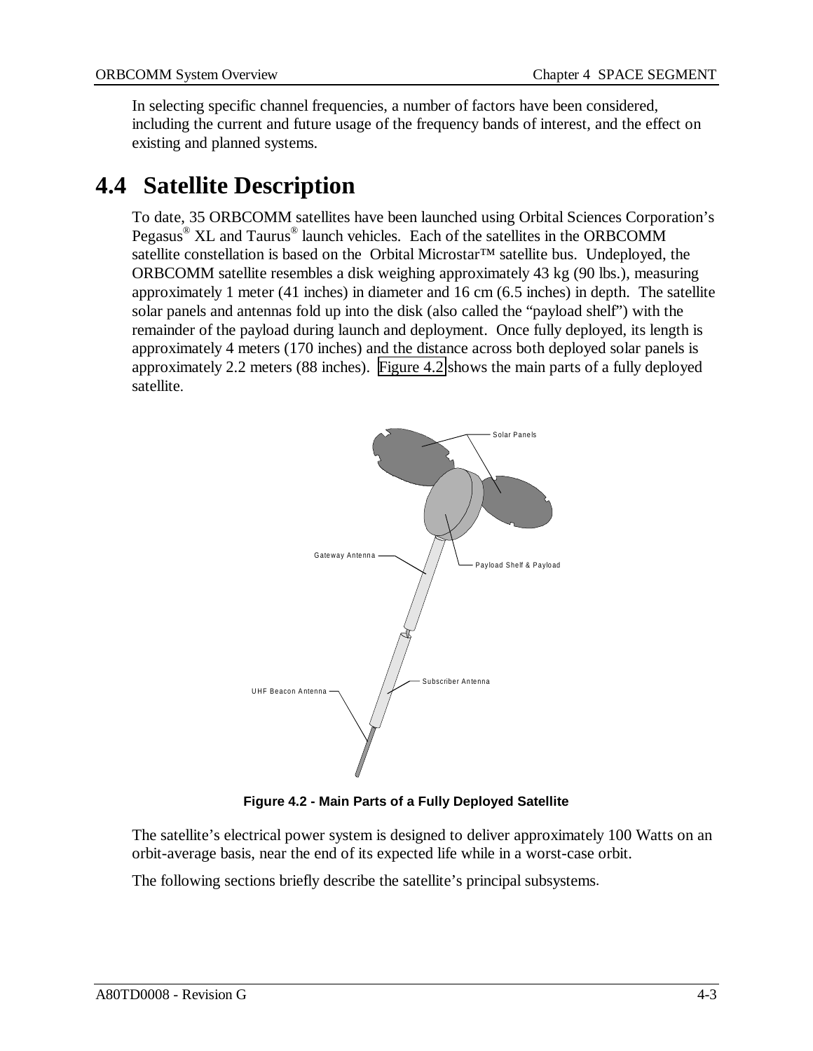In selecting specific channel frequencies, a number of factors have been considered, including the current and future usage of the frequency bands of interest, and the effect on existing and planned systems.

## 4.4 Satellite Description

To date, 35 ORBCOMM satellites have been launched using Orbital Sciences Corporation's Pegasus® XL and Taurus® launch vehicles. Each of the satellites in the ORBCOMM satellite constellation is based on the Orbital Microstar™ satellite bus. Undeployed, the ORBCOMM satellite resembles a disk weighing approximately 43 kg (90 lbs.), measuring approximately 1 meter (41 inches) in diameter and 16 cm (6.5 inches) in depth. The satellite solar panels and antennas fold up into the disk (also called the "payload shelf") with the remainder of the payload during launch and deployment. Once fully deployed, its length is approximately 4 meters (170 inches) and the distance across both deployed solar panels is approximately 2.2 meters (88 inches). Figure 4.2 shows the main parts of a fully deployed satellite.

Solar Panels

Gateway Antenna

Payload Shelf & Payload

Subscriber Antenna

UHF Beacon Antenna

**Figure 4.2 - Main Parts of a Fully Deployed Satellite**

The satellite's electrical power system is designed to deliver approximately 100 Watts on an orbit-average basis, near the end of its expected life while in a worst-case orbit.

The following sections briefly describe the satellite's principal subsystems.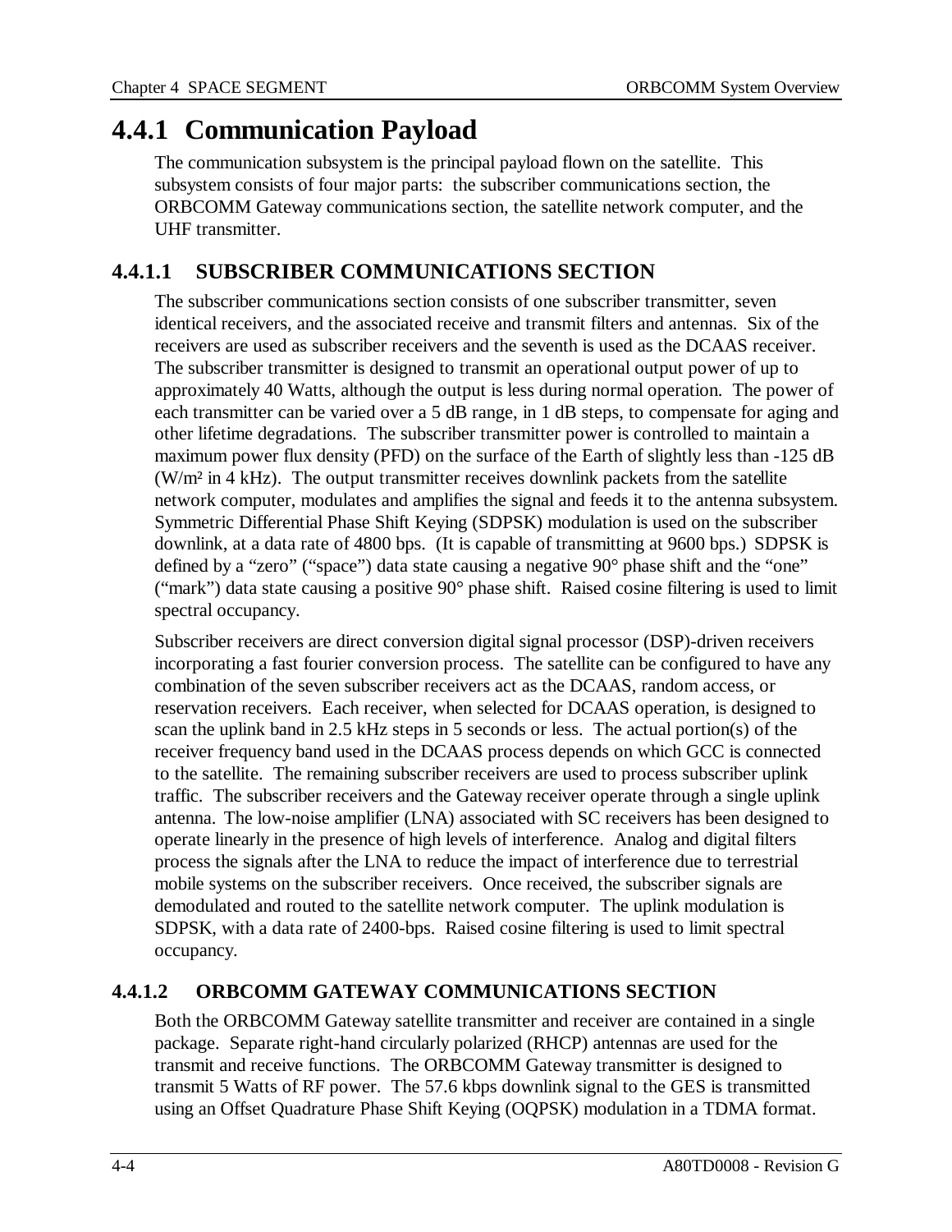## 4.4.1 Communication Payload

The communication subsystem is the principal payload flown on the satellite. This subsystem consists of four major parts: the subscriber communications section, the ORBCOMM Gateway communications section, the satellite network computer, and the UHF transmitter.

### 4.4.1.1 SUBSCRIBER COMMUNICATIONS SECTION

The subscriber communications section consists of one subscriber transmitter, seven identical receivers, and the associated receive and transmit filters and antennas. Six of the receivers are used as subscriber receivers and the seventh is used as the DCAAS receiver. The subscriber transmitter is designed to transmit an operational output power of up to approximately 40 Watts, although the output is less during normal operation. The power of each transmitter can be varied over a 5 dB range, in 1 dB steps, to compensate for aging and other lifetime degradations. The subscriber transmitter power is controlled to maintain a maximum power flux density (PFD) on the surface of the Earth of slightly less than -125 dB ($W/m^2$ in 4 kHz). The output transmitter receives downlink packets from the satellite network computer, modulates and amplifies the signal and feeds it to the antenna subsystem. Symmetric Differential Phase Shift Keying (SDPSK) modulation is used on the subscriber downlink, at a data rate of 4800 bps. (It is capable of transmitting at 9600 bps.) SDPSK is defined by a "zero" ("space") data state causing a negative 90° phase shift and the "one" ("mark") data state causing a positive 90° phase shift. Raised cosine filtering is used to limit spectral occupancy.

Subscriber receivers are direct conversion digital signal processor (DSP)-driven receivers incorporating a fast fourier conversion process. The satellite can be configured to have any combination of the seven subscriber receivers act as the DCAAS, random access, or reservation receivers. Each receiver, when selected for DCAAS operation, is designed to scan the uplink band in 2.5 kHz steps in 5 seconds or less. The actual portion(s) of the receiver frequency band used in the DCAAS process depends on which GCC is connected to the satellite. The remaining subscriber receivers are used to process subscriber uplink traffic. The subscriber receivers and the Gateway receiver operate through a single uplink antenna. The low-noise amplifier (LNA) associated with SC receivers has been designed to operate linearly in the presence of high levels of interference. Analog and digital filters process the signals after the LNA to reduce the impact of interference due to terrestrial mobile systems on the subscriber receivers. Once received, the subscriber signals are demodulated and routed to the satellite network computer. The uplink modulation is SDPSK, with a data rate of 2400-bps. Raised cosine filtering is used to limit spectral occupancy.

### 4.4.1.2 ORBCOMM GATEWAY COMMUNICATIONS SECTION

Both the ORBCOMM Gateway satellite transmitter and receiver are contained in a single package. Separate right-hand circularly polarized (RHCP) antennas are used for the transmit and receive functions. The ORBCOMM Gateway transmitter is designed to transmit 5 Watts of RF power. The 57.6 kbps downlink signal to the GES is transmitted using an Offset Quadrature Phase Shift Keying (OQPSK) modulation in a TDMA format.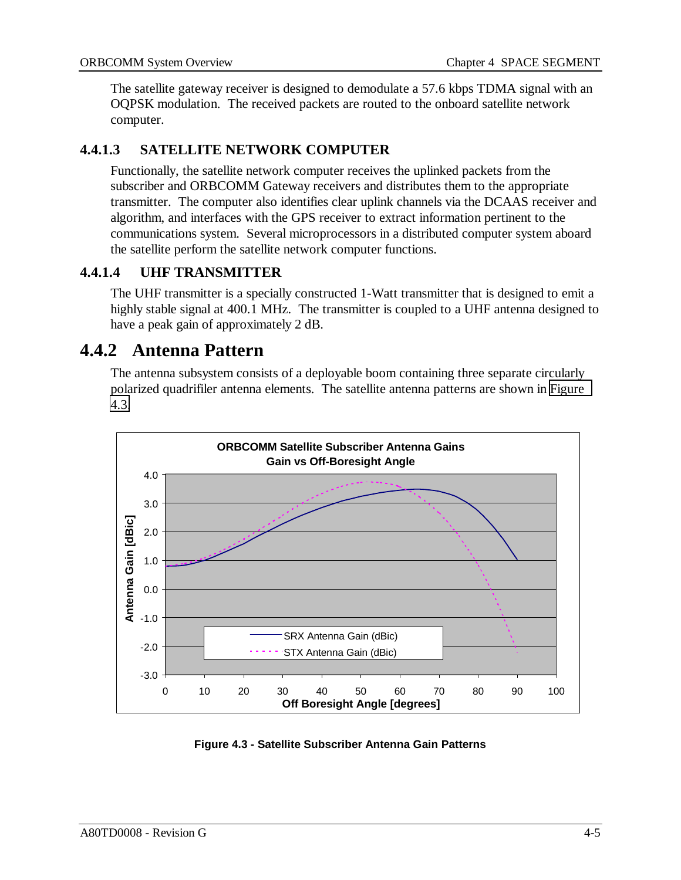The satellite gateway receiver is designed to demodulate a 57.6 kbps TDMA signal with an OQPSK modulation. The received packets are routed to the onboard satellite network computer.

#### 4.4.1.3 SATELLITE NETWORK COMPUTER

Functionally, the satellite network computer receives the uplinked packets from the subscriber and ORBCOMM Gateway receivers and distributes them to the appropriate transmitter. The computer also identifies clear uplink channels via the DCAAS receiver and algorithm, and interfaces with the GPS receiver to extract information pertinent to the communications system. Several microprocessors in a distributed computer system aboard the satellite perform the satellite network computer functions.

#### 4.4.1.4 UHF TRANSMITTER

The UHF transmitter is a specially constructed 1-Watt transmitter that is designed to emit a highly stable signal at 400.1 MHz. The transmitter is coupled to a UHF antenna designed to have a peak gain of approximately 2 dB.

### 4.4.2 Antenna Pattern

The antenna subsystem consists of a deployable boom containing three separate circularly polarized quadrifiler antenna elements. The satellite antenna patterns are shown in Figure 4.3.

**Figure 4.3 - Satellite Subscriber Antenna Gain Patterns**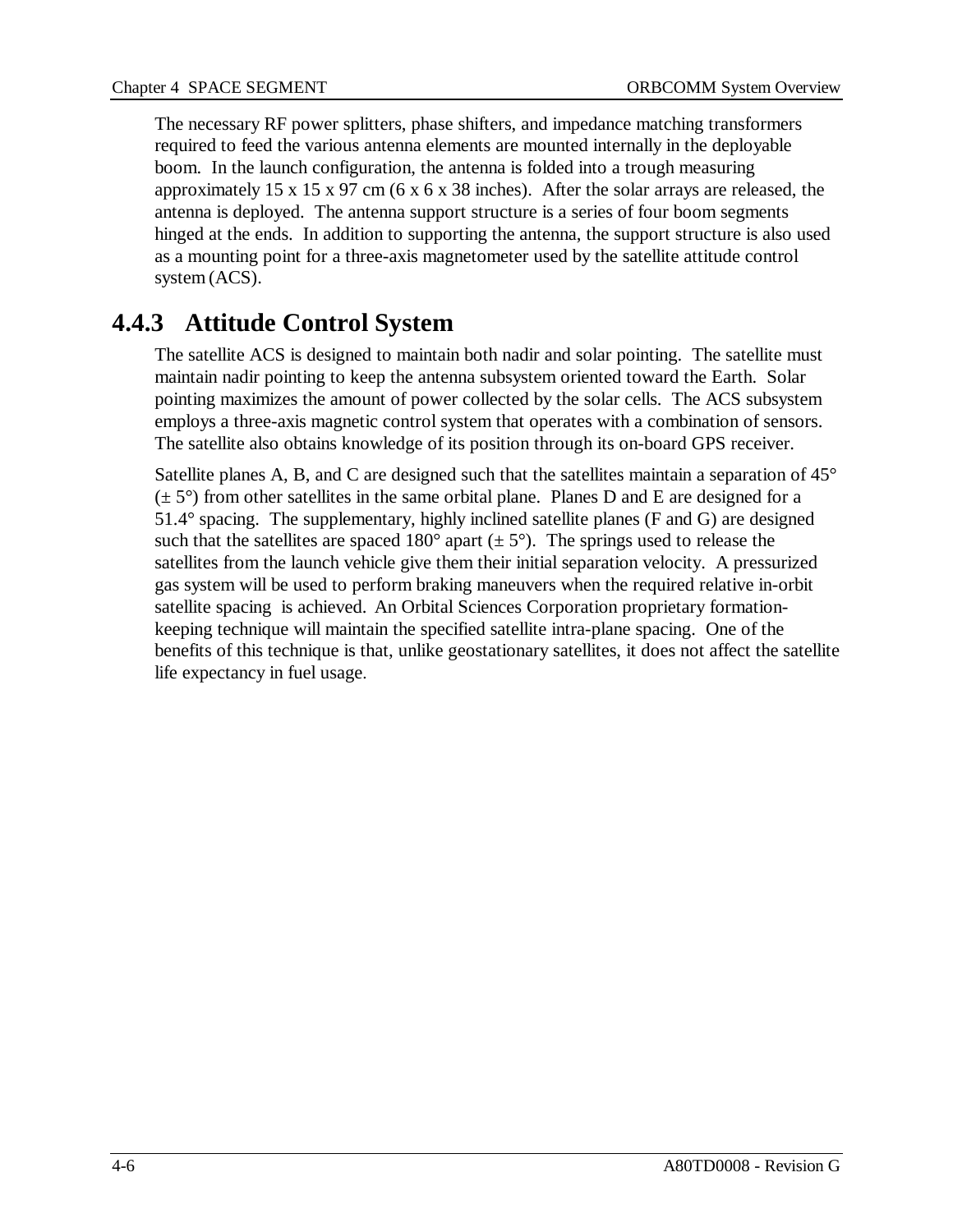The necessary RF power splitters, phase shifters, and impedance matching transformers required to feed the various antenna elements are mounted internally in the deployable boom. In the launch configuration, the antenna is folded into a trough measuring approximately 15 x 15 x 97 cm (6 x 6 x 38 inches). After the solar arrays are released, the antenna is deployed. The antenna support structure is a series of four boom segments hinged at the ends. In addition to supporting the antenna, the support structure is also used as a mounting point for a three-axis magnetometer used by the satellite attitude control system (ACS).

### 4.4.3 Attitude Control System

The satellite ACS is designed to maintain both nadir and solar pointing. The satellite must maintain nadir pointing to keep the antenna subsystem oriented toward the Earth. Solar pointing maximizes the amount of power collected by the solar cells. The ACS subsystem employs a three-axis magnetic control system that operates with a combination of sensors. The satellite also obtains knowledge of its position through its on-board GPS receiver.

Satellite planes A, B, and C are designed such that the satellites maintain a separation of 45° (± 5°) from other satellites in the same orbital plane. Planes D and E are designed for a 51.4° spacing. The supplementary, highly inclined satellite planes (F and G) are designed such that the satellites are spaced 180° apart (± 5°). The springs used to release the satellites from the launch vehicle give them their initial separation velocity. A pressurized gas system will be used to perform braking maneuvers when the required relative in-orbit satellite spacing is achieved. An Orbital Sciences Corporation proprietary formation-keeping technique will maintain the specified satellite intra-plane spacing. One of the benefits of this technique is that, unlike geostationary satellites, it does not affect the satellite life expectancy in fuel usage.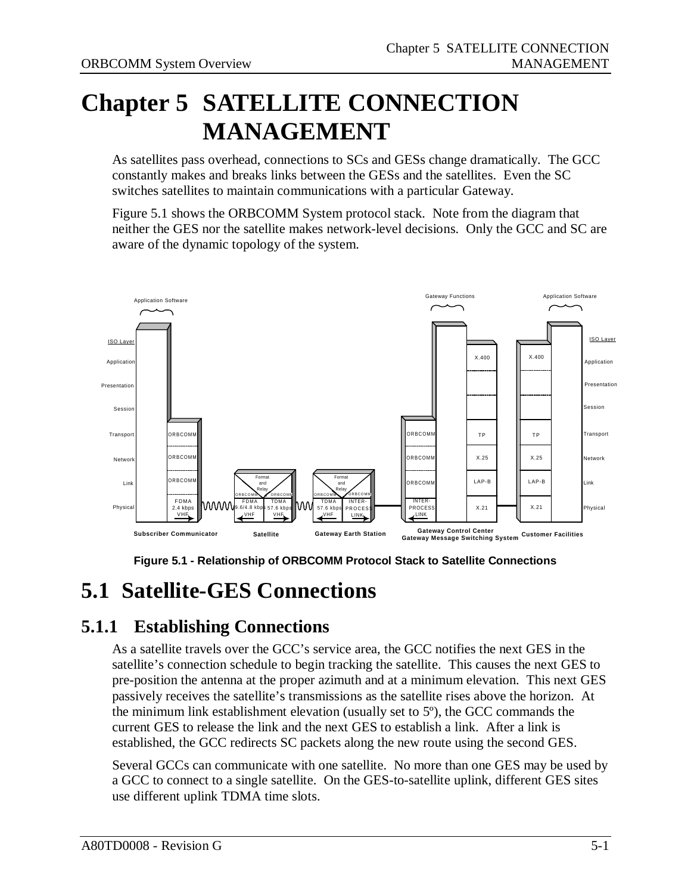# Chapter 5 SATELLITE CONNECTION MANAGEMENT

As satellites pass overhead, connections to SCs and GESs change dramatically. The GCC constantly makes and breaks links between the GESs and the satellites. Even the SC switches satellites to maintain communications with a particular Gateway.

Figure 5.1 shows the ORBCOMM System protocol stack. Note from the diagram that neither the GES nor the satellite makes network-level decisions. Only the GCC and SC are aware of the dynamic topology of the system.

**Figure 5.1 - Relationship of ORBCOMM Protocol Stack to Satellite Connections**

## 5.1 Satellite-GES Connections

### 5.1.1 Establishing Connections

As a satellite travels over the GCC's service area, the GCC notifies the next GES in the satellite's connection schedule to begin tracking the satellite. This causes the next GES to pre-position the antenna at the proper azimuth and at a minimum elevation. This next GES passively receives the satellite's transmissions as the satellite rises above the horizon. At the minimum link establishment elevation (usually set to 5º), the GCC commands the current GES to release the link and the next GES to establish a link. After a link is established, the GCC redirects SC packets along the new route using the second GES.

Several GCCs can communicate with one satellite. No more than one GES may be used by a GCC to connect to a single satellite. On the GES-to-satellite uplink, different GES sites use different uplink TDMA time slots.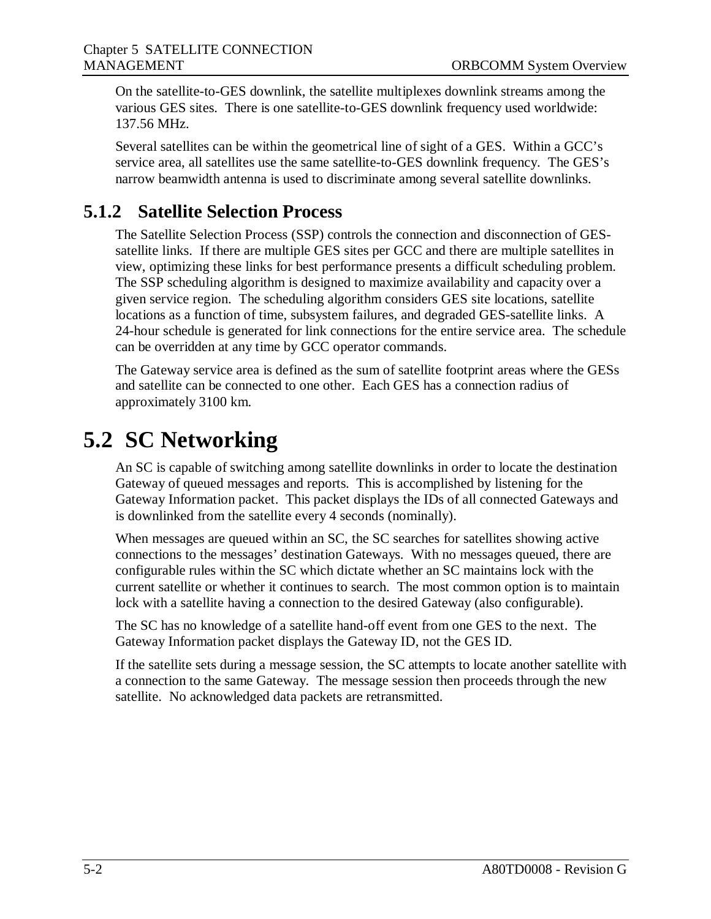On the satellite-to-GES downlink, the satellite multiplexes downlink streams among the various GES sites. There is one satellite-to-GES downlink frequency used worldwide: 137.56 MHz.

Several satellites can be within the geometrical line of sight of a GES. Within a GCC's service area, all satellites use the same satellite-to-GES downlink frequency. The GES's narrow beamwidth antenna is used to discriminate among several satellite downlinks.

### 5.1.2 Satellite Selection Process

The Satellite Selection Process (SSP) controls the connection and disconnection of GES-satellite links. If there are multiple GES sites per GCC and there are multiple satellites in view, optimizing these links for best performance presents a difficult scheduling problem. The SSP scheduling algorithm is designed to maximize availability and capacity over a given service region. The scheduling algorithm considers GES site locations, satellite locations as a function of time, subsystem failures, and degraded GES-satellite links. A 24-hour schedule is generated for link connections for the entire service area. The schedule can be overridden at any time by GCC operator commands.

The Gateway service area is defined as the sum of satellite footprint areas where the GESs and satellite can be connected to one other. Each GES has a connection radius of approximately 3100 km.

## 5.2 SC Networking

An SC is capable of switching among satellite downlinks in order to locate the destination Gateway of queued messages and reports. This is accomplished by listening for the Gateway Information packet. This packet displays the IDs of all connected Gateways and is downlinked from the satellite every 4 seconds (nominally).

When messages are queued within an SC, the SC searches for satellites showing active connections to the messages' destination Gateways. With no messages queued, there are configurable rules within the SC which dictate whether an SC maintains lock with the current satellite or whether it continues to search. The most common option is to maintain lock with a satellite having a connection to the desired Gateway (also configurable).

The SC has no knowledge of a satellite hand-off event from one GES to the next. The Gateway Information packet displays the Gateway ID, not the GES ID.

If the satellite sets during a message session, the SC attempts to locate another satellite with a connection to the same Gateway. The message session then proceeds through the new satellite. No acknowledged data packets are retransmitted.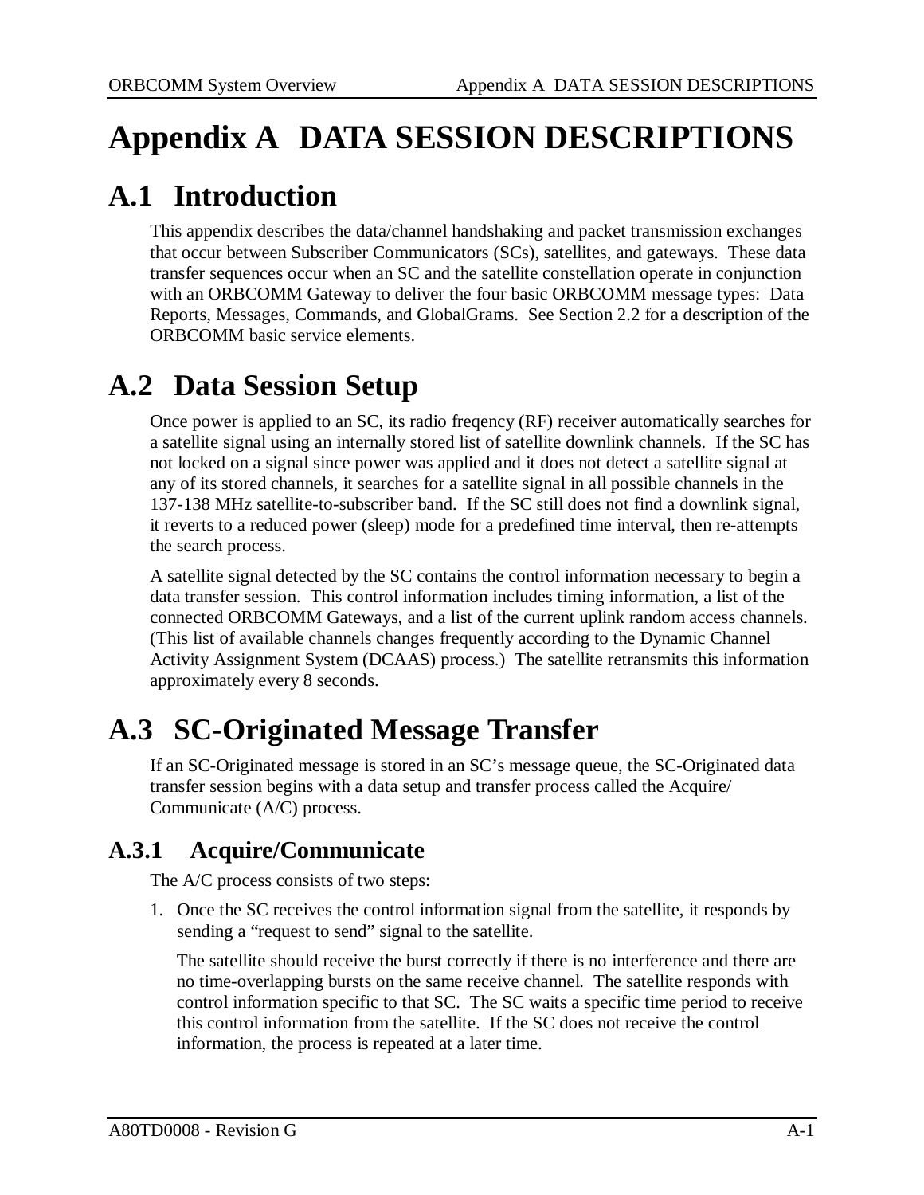# Appendix A DATA SESSION DESCRIPTIONS

## A.1 Introduction

This appendix describes the data/channel handshaking and packet transmission exchanges that occur between Subscriber Communicators (SCs), satellites, and gateways. These data transfer sequences occur when an SC and the satellite constellation operate in conjunction with an ORBCOMM Gateway to deliver the four basic ORBCOMM message types: Data Reports, Messages, Commands, and GlobalGrams. See Section 2.2 for a description of the ORBCOMM basic service elements.

## A.2 Data Session Setup

Once power is applied to an SC, its radio freqency (RF) receiver automatically searches for a satellite signal using an internally stored list of satellite downlink channels. If the SC has not locked on a signal since power was applied and it does not detect a satellite signal at any of its stored channels, it searches for a satellite signal in all possible channels in the 137-138 MHz satellite-to-subscriber band. If the SC still does not find a downlink signal, it reverts to a reduced power (sleep) mode for a predefined time interval, then re-attempts the search process.

A satellite signal detected by the SC contains the control information necessary to begin a data transfer session. This control information includes timing information, a list of the connected ORBCOMM Gateways, and a list of the current uplink random access channels. (This list of available channels changes frequently according to the Dynamic Channel Activity Assignment System (DCAAS) process.) The satellite retransmits this information approximately every 8 seconds.

## A.3 SC-Originated Message Transfer

If an SC-Originated message is stored in an SC's message queue, the SC-Originated data transfer session begins with a data setup and transfer process called the Acquire/ Communicate (A/C) process.

### A.3.1 Acquire/Communicate

The A/C process consists of two steps:

1. Once the SC receives the control information signal from the satellite, it responds by sending a "request to send" signal to the satellite.

   The satellite should receive the burst correctly if there is no interference and there are no time-overlapping bursts on the same receive channel. The satellite responds with control information specific to that SC. The SC waits a specific time period to receive this control information from the satellite. If the SC does not receive the control information, the process is repeated at a later time.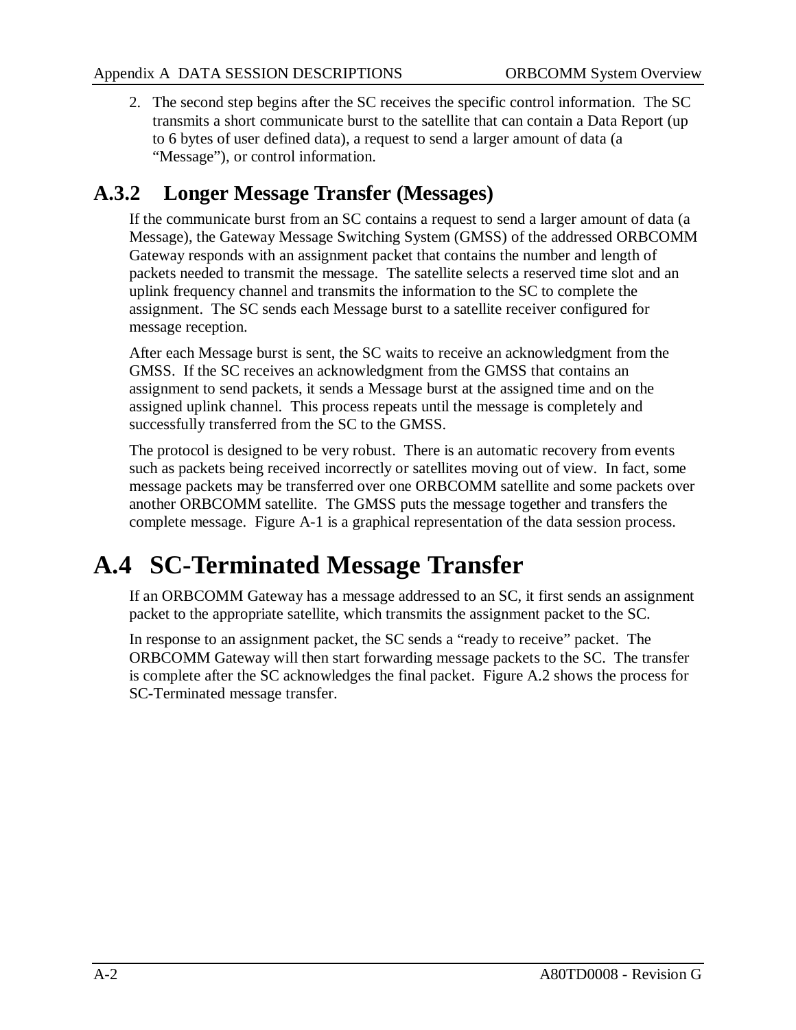2. The second step begins after the SC receives the specific control information. The SC transmits a short communicate burst to the satellite that can contain a Data Report (up to 6 bytes of user defined data), a request to send a larger amount of data (a "Message"), or control information.

### A.3.2 Longer Message Transfer (Messages)

If the communicate burst from an SC contains a request to send a larger amount of data (a Message), the Gateway Message Switching System (GMSS) of the addressed ORBCOMM Gateway responds with an assignment packet that contains the number and length of packets needed to transmit the message. The satellite selects a reserved time slot and an uplink frequency channel and transmits the information to the SC to complete the assignment. The SC sends each Message burst to a satellite receiver configured for message reception.

After each Message burst is sent, the SC waits to receive an acknowledgment from the GMSS. If the SC receives an acknowledgment from the GMSS that contains an assignment to send packets, it sends a Message burst at the assigned time and on the assigned uplink channel. This process repeats until the message is completely and successfully transferred from the SC to the GMSS.

The protocol is designed to be very robust. There is an automatic recovery from events such as packets being received incorrectly or satellites moving out of view. In fact, some message packets may be transferred over one ORBCOMM satellite and some packets over another ORBCOMM satellite. The GMSS puts the message together and transfers the complete message. Figure A-1 is a graphical representation of the data session process.

## A.4 SC-Terminated Message Transfer

If an ORBCOMM Gateway has a message addressed to an SC, it first sends an assignment packet to the appropriate satellite, which transmits the assignment packet to the SC.

In response to an assignment packet, the SC sends a "ready to receive" packet. The ORBCOMM Gateway will then start forwarding message packets to the SC. The transfer is complete after the SC acknowledges the final packet. Figure A.2 shows the process for SC-Terminated message transfer.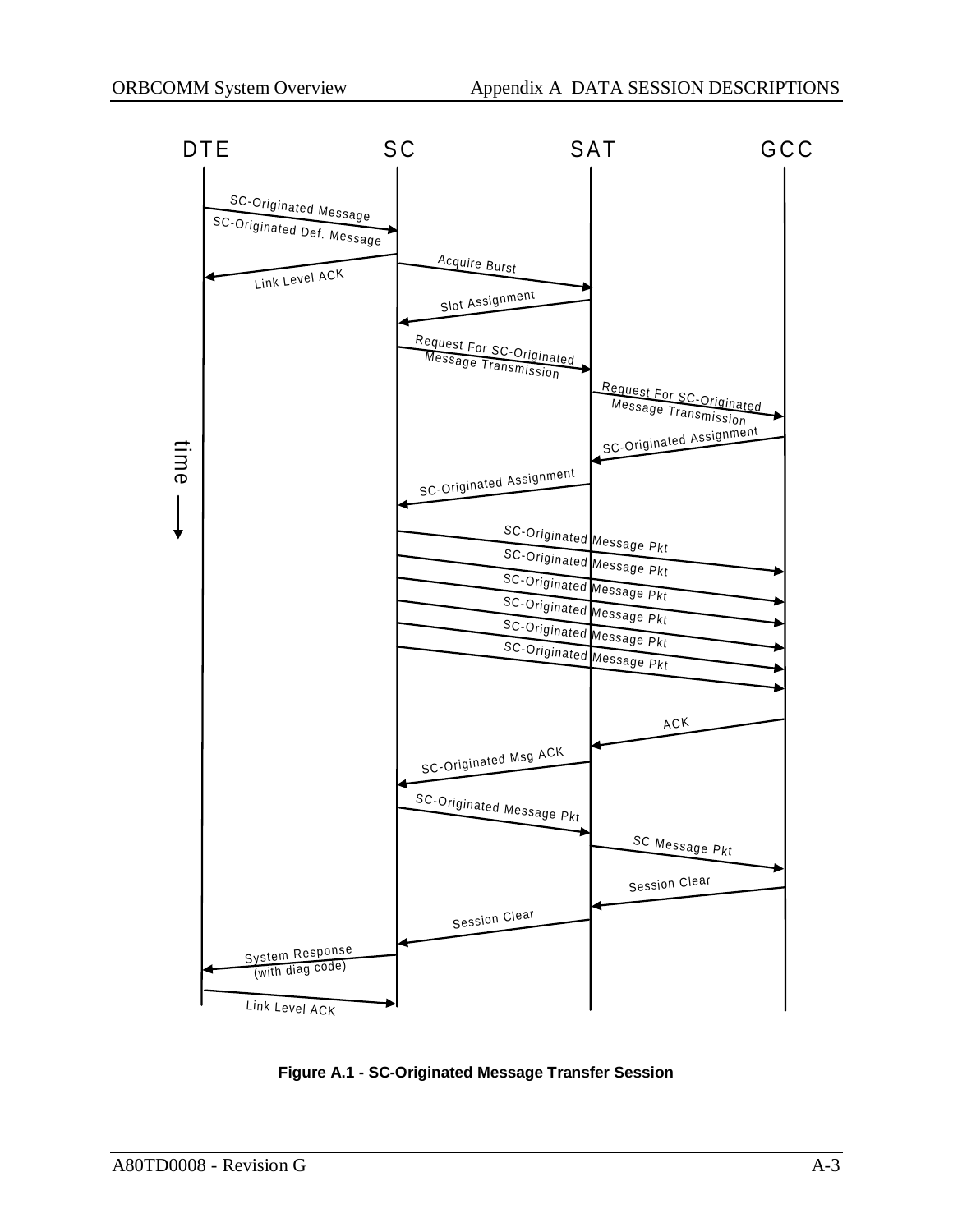DTE SC SAT GCC

SC-Originated Message

SC-Originated Def. Message

Link Level ACK

Acquire Burst

Slot Assignment

Request For SC-Originated Message Transmission

Request For SC-Originated Message Transmission

SC-Originated Assignment

SC-Originated Assignment

time

SC-Originated Message Pkt

SC-Originated Message Pkt

SC-Originated Message Pkt

SC-Originated Message Pkt

SC-Originated Message Pkt

SC-Originated Message Pkt

ACK

SC-Originated Msg ACK

SC-Originated Message Pkt

SC Message Pkt

Session Clear

Session Clear

System Response (with diag code)

Link Level ACK

**Figure A.1 - SC-Originated Message Transfer Session**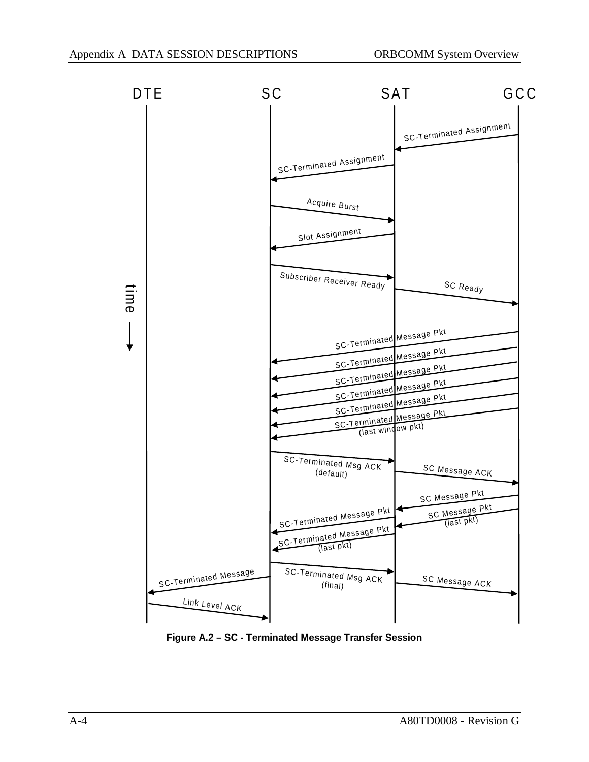DTE SC SAT GCC

time →

- GCC → SAT: SC-Terminated Assignment
- SAT → SC: SC-Terminated Assignment
- SC → SAT: Acquire Burst
- SAT → SC: Slot Assignment
- SC → SAT: Subscriber Receiver Ready
- SAT → GCC: SC Ready
- GCC → SC: SC-Terminated Message Pkt
- GCC → SC: SC-Terminated Message Pkt
- GCC → SC: SC-Terminated Message Pkt
- GCC → SC: SC-Terminated Message Pkt
- GCC → SC: SC-Terminated Message Pkt
- GCC → SC: SC-Terminated Message Pkt (last window pkt)
- SC → SAT: SC-Terminated Msg ACK (default)
- SAT → GCC: SC Message ACK
- GCC → SAT: SC Message Pkt
- GCC → SAT: SC Message Pkt (last pkt)
- SAT → SC: SC-Terminated Message Pkt
- SAT → SC: SC-Terminated Message Pkt (last pkt)
- SC → SAT: SC-Terminated Msg ACK (final)
- SAT → GCC: SC Message ACK
- SC → DTE: SC-Terminated Message
- DTE → SC: Link Level ACK

**Figure A.2 – SC - Terminated Message Transfer Session**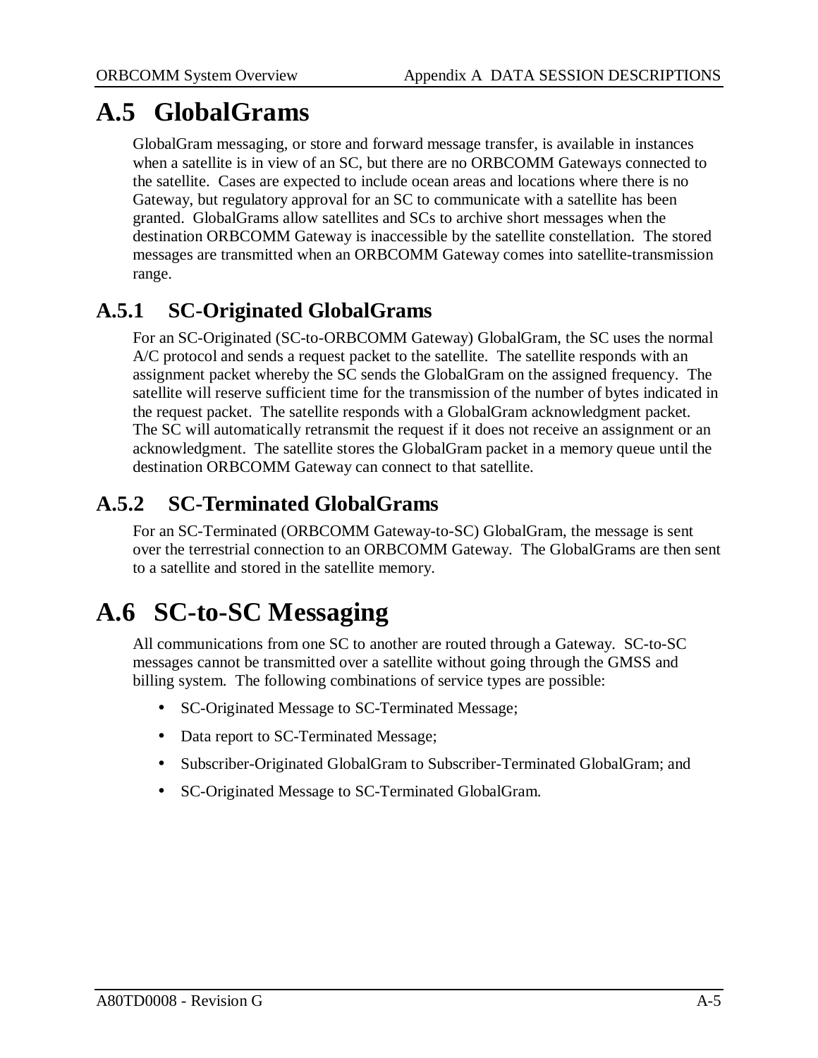# A.5 GlobalGrams

GlobalGram messaging, or store and forward message transfer, is available in instances when a satellite is in view of an SC, but there are no ORBCOMM Gateways connected to the satellite. Cases are expected to include ocean areas and locations where there is no Gateway, but regulatory approval for an SC to communicate with a satellite has been granted. GlobalGrams allow satellites and SCs to archive short messages when the destination ORBCOMM Gateway is inaccessible by the satellite constellation. The stored messages are transmitted when an ORBCOMM Gateway comes into satellite-transmission range.

## A.5.1 SC-Originated GlobalGrams

For an SC-Originated (SC-to-ORBCOMM Gateway) GlobalGram, the SC uses the normal A/C protocol and sends a request packet to the satellite. The satellite responds with an assignment packet whereby the SC sends the GlobalGram on the assigned frequency. The satellite will reserve sufficient time for the transmission of the number of bytes indicated in the request packet. The satellite responds with a GlobalGram acknowledgment packet. The SC will automatically retransmit the request if it does not receive an assignment or an acknowledgment. The satellite stores the GlobalGram packet in a memory queue until the destination ORBCOMM Gateway can connect to that satellite.

## A.5.2 SC-Terminated GlobalGrams

For an SC-Terminated (ORBCOMM Gateway-to-SC) GlobalGram, the message is sent over the terrestrial connection to an ORBCOMM Gateway. The GlobalGrams are then sent to a satellite and stored in the satellite memory.

# A.6 SC-to-SC Messaging

All communications from one SC to another are routed through a Gateway. SC-to-SC messages cannot be transmitted over a satellite without going through the GMSS and billing system. The following combinations of service types are possible:

- SC-Originated Message to SC-Terminated Message;
- Data report to SC-Terminated Message;
- Subscriber-Originated GlobalGram to Subscriber-Terminated GlobalGram; and
- SC-Originated Message to SC-Terminated GlobalGram.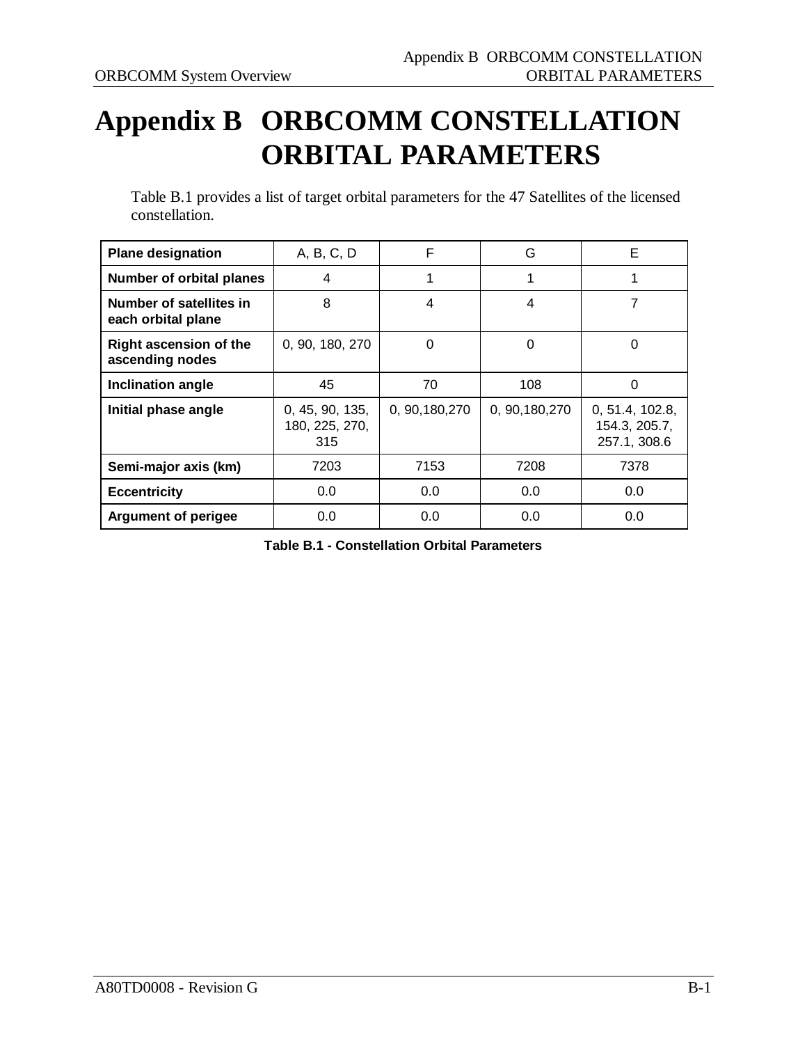# Appendix B ORBCOMM CONSTELLATION ORBITAL PARAMETERS

Table B.1 provides a list of target orbital parameters for the 47 Satellites of the licensed constellation.

| Plane designation | A, B, C, D | F | G | E |
|---|---|---|---|---|
| Number of orbital planes | 4 | 1 | 1 | 1 |
| Number of satellites in each orbital plane | 8 | 4 | 4 | 7 |
| Right ascension of the ascending nodes | 0, 90, 180, 270 | 0 | 0 | 0 |
| Inclination angle | 45 | 70 | 108 | 0 |
| Initial phase angle | 0, 45, 90, 135, 180, 225, 270, 315 | 0, 90,180,270 | 0, 90,180,270 | 0, 51.4, 102.8, 154.3, 205.7, 257.1, 308.6 |
| Semi-major axis (km) | 7203 | 7153 | 7208 | 7378 |
| Eccentricity | 0.0 | 0.0 | 0.0 | 0.0 |
| Argument of perigee | 0.0 | 0.0 | 0.0 | 0.0 |

**Table B.1 - Constellation Orbital Parameters**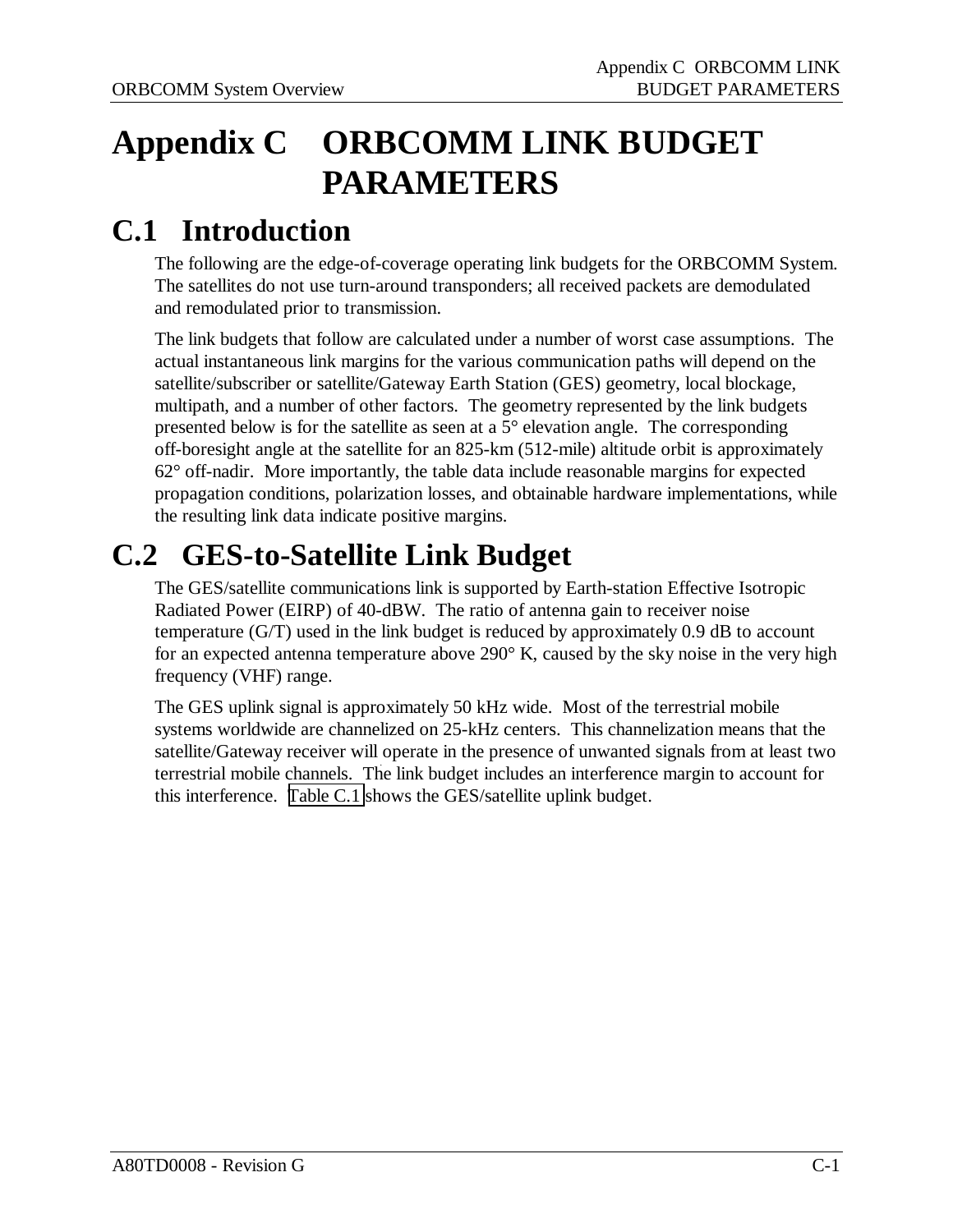# Appendix C ORBCOMM LINK BUDGET PARAMETERS

## C.1 Introduction

The following are the edge-of-coverage operating link budgets for the ORBCOMM System. The satellites do not use turn-around transponders; all received packets are demodulated and remodulated prior to transmission.

The link budgets that follow are calculated under a number of worst case assumptions. The actual instantaneous link margins for the various communication paths will depend on the satellite/subscriber or satellite/Gateway Earth Station (GES) geometry, local blockage, multipath, and a number of other factors. The geometry represented by the link budgets presented below is for the satellite as seen at a 5° elevation angle. The corresponding off-boresight angle at the satellite for an 825-km (512-mile) altitude orbit is approximately 62° off-nadir. More importantly, the table data include reasonable margins for expected propagation conditions, polarization losses, and obtainable hardware implementations, while the resulting link data indicate positive margins.

## C.2 GES-to-Satellite Link Budget

The GES/satellite communications link is supported by Earth-station Effective Isotropic Radiated Power (EIRP) of 40-dBW. The ratio of antenna gain to receiver noise temperature (G/T) used in the link budget is reduced by approximately 0.9 dB to account for an expected antenna temperature above 290° K, caused by the sky noise in the very high frequency (VHF) range.

The GES uplink signal is approximately 50 kHz wide. Most of the terrestrial mobile systems worldwide are channelized on 25-kHz centers. This channelization means that the satellite/Gateway receiver will operate in the presence of unwanted signals from at least two terrestrial mobile channels. The link budget includes an interference margin to account for this interference. Table C.1 shows the GES/satellite uplink budget.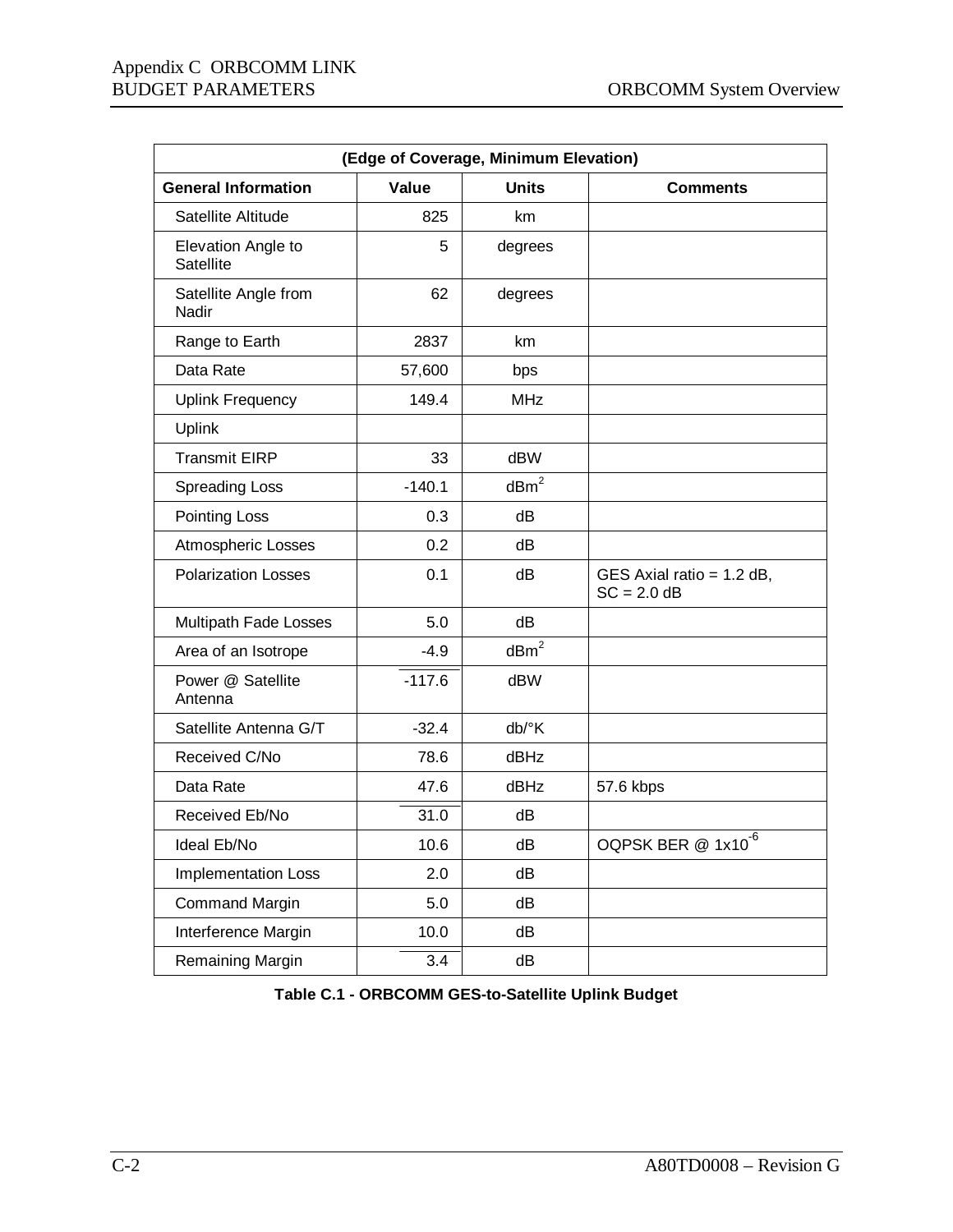| (Edge of Coverage, Minimum Elevation) | | | |
|---|---|---|---|
| **General Information** | **Value** | **Units** | **Comments** |
| Satellite Altitude | 825 | km | |
| Elevation Angle to Satellite | 5 | degrees | |
| Satellite Angle from Nadir | 62 | degrees | |
| Range to Earth | 2837 | km | |
| Data Rate | 57,600 | bps | |
| Uplink Frequency | 149.4 | MHz | |
| Uplink | | | |
| Transmit EIRP | 33 | dBW | |
| Spreading Loss | -140.1 | $dBm^2$ | |
| Pointing Loss | 0.3 | dB | |
| Atmospheric Losses | 0.2 | dB | |
| Polarization Losses | 0.1 | dB | GES Axial ratio = 1.2 dB, SC = 2.0 dB |
| Multipath Fade Losses | 5.0 | dB | |
| Area of an Isotrope | -4.9 | $dBm^2$ | |
| Power @ Satellite Antenna | -117.6 | dBW | |
| Satellite Antenna G/T | -32.4 | db/°K | |
| Received C/No | 78.6 | dBHz | |
| Data Rate | 47.6 | dBHz | 57.6 kbps |
| Received Eb/No | 31.0 | dB | |
| Ideal Eb/No | 10.6 | dB | OQPSK BER @ $1x10^{-6}$ |
| Implementation Loss | 2.0 | dB | |
| Command Margin | 5.0 | dB | |
| Interference Margin | 10.0 | dB | |
| Remaining Margin | 3.4 | dB | |

**Table C.1 - ORBCOMM GES-to-Satellite Uplink Budget**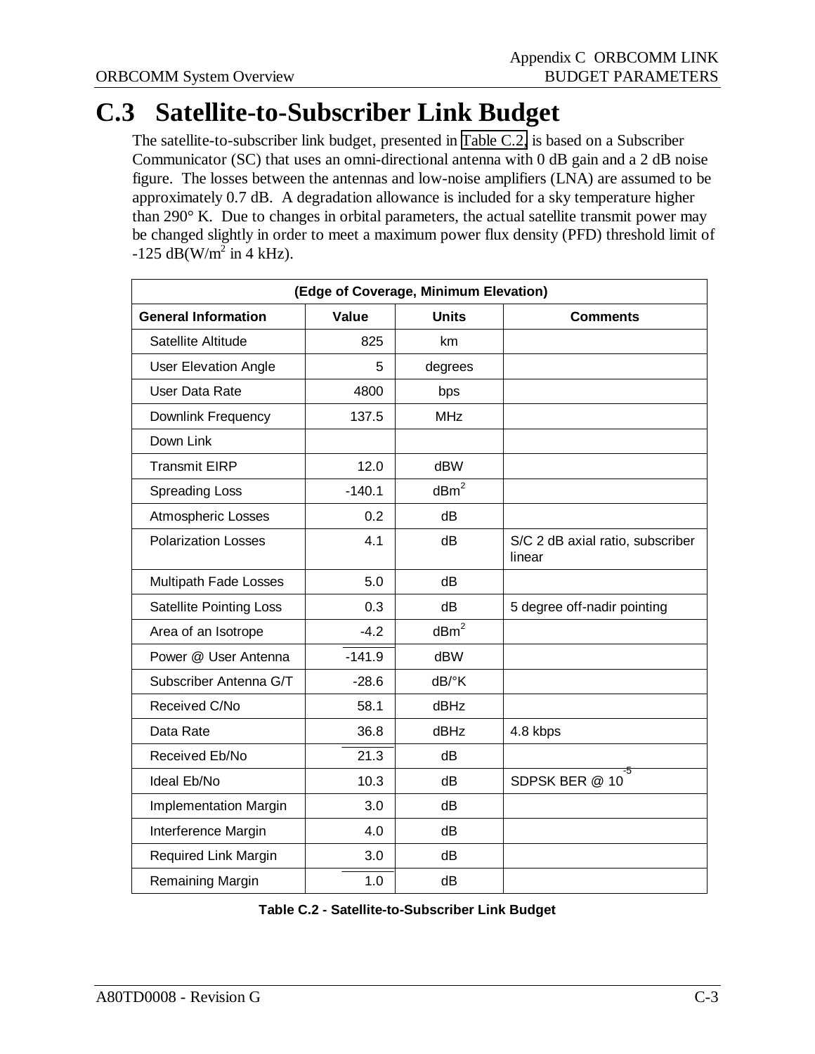# C.3 Satellite-to-Subscriber Link Budget

The satellite-to-subscriber link budget, presented in Table C.2, is based on a Subscriber Communicator (SC) that uses an omni-directional antenna with 0 dB gain and a 2 dB noise figure. The losses between the antennas and low-noise amplifiers (LNA) are assumed to be approximately 0.7 dB. A degradation allowance is included for a sky temperature higher than 290° K. Due to changes in orbital parameters, the actual satellite transmit power may be changed slightly in order to meet a maximum power flux density (PFD) threshold limit of -125 dB($W/m^2$ in 4 kHz).

| (Edge of Coverage, Minimum Elevation) | | | |
|---|---|---|---|
| **General Information** | **Value** | **Units** | **Comments** |
| Satellite Altitude | 825 | km | |
| User Elevation Angle | 5 | degrees | |
| User Data Rate | 4800 | bps | |
| Downlink Frequency | 137.5 | MHz | |
| Down Link | | | |
| Transmit EIRP | 12.0 | dBW | |
| Spreading Loss | -140.1 | $dBm^2$ | |
| Atmospheric Losses | 0.2 | dB | |
| Polarization Losses | 4.1 | dB | S/C 2 dB axial ratio, subscriber linear |
| Multipath Fade Losses | 5.0 | dB | |
| Satellite Pointing Loss | 0.3 | dB | 5 degree off-nadir pointing |
| Area of an Isotrope | -4.2 | $dBm^2$ | |
| Power @ User Antenna | -141.9 | dBW | |
| Subscriber Antenna G/T | -28.6 | dB/°K | |
| Received C/No | 58.1 | dBHz | |
| Data Rate | 36.8 | dBHz | 4.8 kbps |
| Received Eb/No | 21.3 | dB | |
| Ideal Eb/No | 10.3 | dB | SDPSK BER @ $10^{-5}$ |
| Implementation Margin | 3.0 | dB | |
| Interference Margin | 4.0 | dB | |
| Required Link Margin | 3.0 | dB | |
| Remaining Margin | 1.0 | dB | |

**Table C.2 - Satellite-to-Subscriber Link Budget**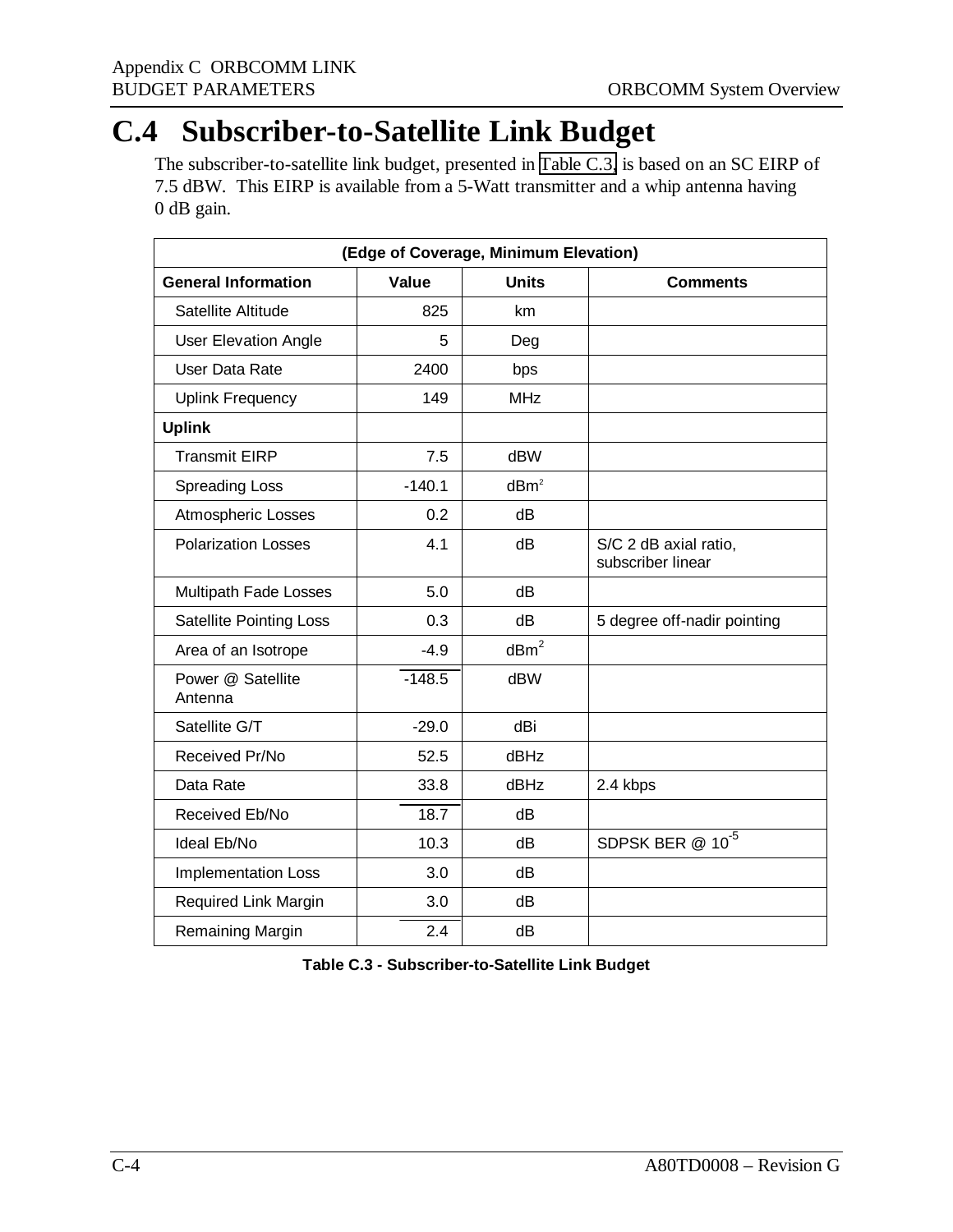# C.4 Subscriber-to-Satellite Link Budget

The subscriber-to-satellite link budget, presented in Table C.3, is based on an SC EIRP of 7.5 dBW. This EIRP is available from a 5-Watt transmitter and a whip antenna having 0 dB gain.

| (Edge of Coverage, Minimum Elevation) | | | |
|---|---|---|---|
| **General Information** | **Value** | **Units** | **Comments** |
| Satellite Altitude | 825 | km | |
| User Elevation Angle | 5 | Deg | |
| User Data Rate | 2400 | bps | |
| Uplink Frequency | 149 | MHz | |
| **Uplink** | | | |
| Transmit EIRP | 7.5 | dBW | |
| Spreading Loss | -140.1 | $dBm^2$ | |
| Atmospheric Losses | 0.2 | dB | |
| Polarization Losses | 4.1 | dB | S/C 2 dB axial ratio, subscriber linear |
| Multipath Fade Losses | 5.0 | dB | |
| Satellite Pointing Loss | 0.3 | dB | 5 degree off-nadir pointing |
| Area of an Isotrope | -4.9 | $dBm^2$ | |
| Power @ Satellite Antenna | -148.5 | dBW | |
| Satellite G/T | -29.0 | dBi | |
| Received Pr/No | 52.5 | dBHz | |
| Data Rate | 33.8 | dBHz | 2.4 kbps |
| Received Eb/No | 18.7 | dB | |
| Ideal Eb/No | 10.3 | dB | SDPSK BER @ $10^{-5}$ |
| Implementation Loss | 3.0 | dB | |
| Required Link Margin | 3.0 | dB | |
| Remaining Margin | 2.4 | dB | |

**Table C.3 - Subscriber-to-Satellite Link Budget**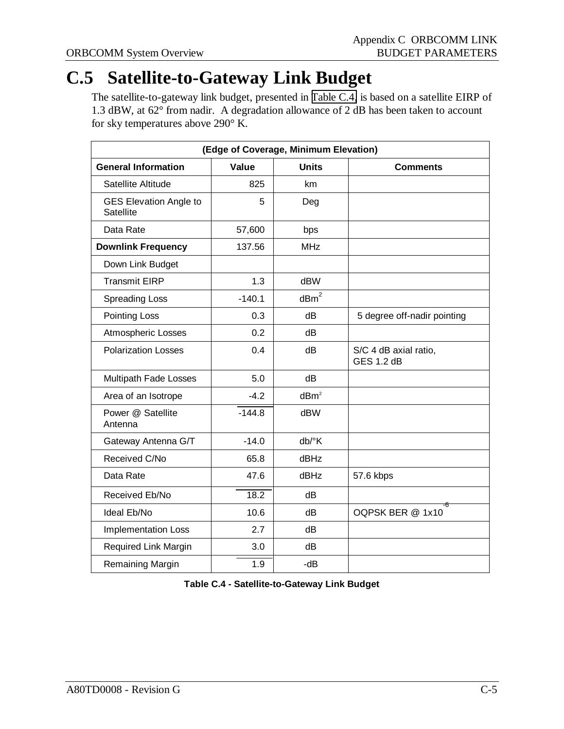# C.5 Satellite-to-Gateway Link Budget

The satellite-to-gateway link budget, presented in Table C.4, is based on a satellite EIRP of 1.3 dBW, at 62° from nadir. A degradation allowance of 2 dB has been taken to account for sky temperatures above 290° K.

| (Edge of Coverage, Minimum Elevation) | | | |
|---|---|---|---|
| **General Information** | **Value** | **Units** | **Comments** |
| Satellite Altitude | 825 | km | |
| GES Elevation Angle to Satellite | 5 | Deg | |
| Data Rate | 57,600 | bps | |
| **Downlink Frequency** | 137.56 | MHz | |
| Down Link Budget | | | |
| Transmit EIRP | 1.3 | dBW | |
| Spreading Loss | -140.1 | $dBm^2$ | |
| Pointing Loss | 0.3 | dB | 5 degree off-nadir pointing |
| Atmospheric Losses | 0.2 | dB | |
| Polarization Losses | 0.4 | dB | S/C 4 dB axial ratio, GES 1.2 dB |
| Multipath Fade Losses | 5.0 | dB | |
| Area of an Isotrope | -4.2 | $dBm^2$ | |
| Power @ Satellite Antenna | -144.8 | dBW | |
| Gateway Antenna G/T | -14.0 | db/°K | |
| Received C/No | 65.8 | dBHz | |
| Data Rate | 47.6 | dBHz | 57.6 kbps |
| Received Eb/No | 18.2 | dB | |
| Ideal Eb/No | 10.6 | dB | OQPSK BER @ $1x10^{-6}$ |
| Implementation Loss | 2.7 | dB | |
| Required Link Margin | 3.0 | dB | |
| Remaining Margin | 1.9 | -dB | |

**Table C.4 - Satellite-to-Gateway Link Budget**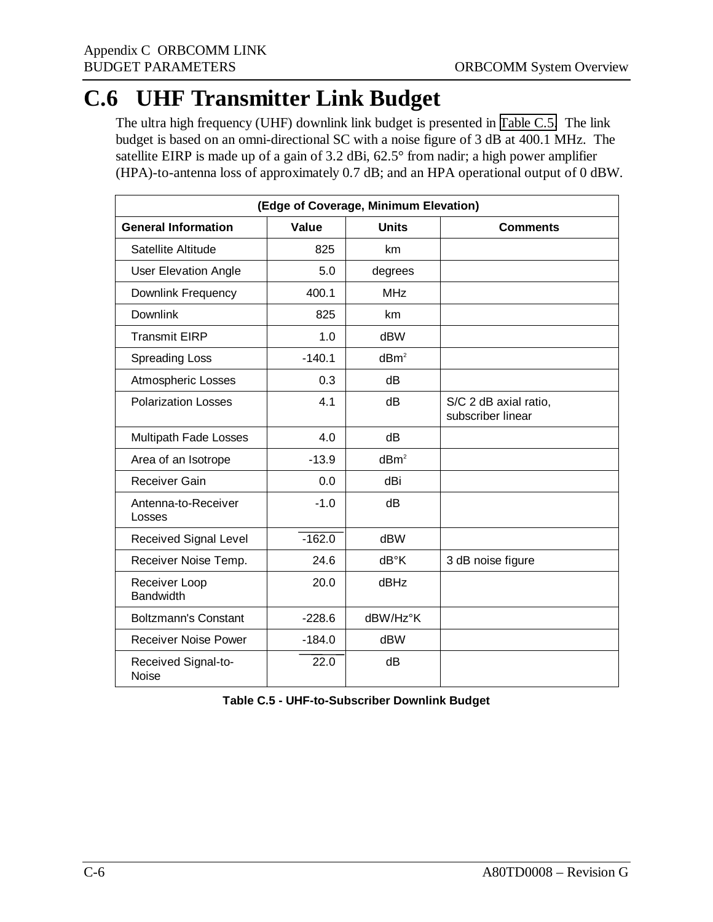# C.6 UHF Transmitter Link Budget

The ultra high frequency (UHF) downlink link budget is presented in Table C.5. The link budget is based on an omni-directional SC with a noise figure of 3 dB at 400.1 MHz. The satellite EIRP is made up of a gain of 3.2 dBi, 62.5° from nadir; a high power amplifier (HPA)-to-antenna loss of approximately 0.7 dB; and an HPA operational output of 0 dBW.

| (Edge of Coverage, Minimum Elevation) | | | |
|---|---|---|---|
| **General Information** | **Value** | **Units** | **Comments** |
| Satellite Altitude | 825 | km | |
| User Elevation Angle | 5.0 | degrees | |
| Downlink Frequency | 400.1 | MHz | |
| Downlink | 825 | km | |
| Transmit EIRP | 1.0 | dBW | |
| Spreading Loss | -140.1 | $dBm^2$ | |
| Atmospheric Losses | 0.3 | dB | |
| Polarization Losses | 4.1 | dB | S/C 2 dB axial ratio, subscriber linear |
| Multipath Fade Losses | 4.0 | dB | |
| Area of an Isotrope | -13.9 | $dBm^2$ | |
| Receiver Gain | 0.0 | dBi | |
| Antenna-to-Receiver Losses | -1.0 | dB | |
| Received Signal Level | -162.0 | dBW | |
| Receiver Noise Temp. | 24.6 | dB°K | 3 dB noise figure |
| Receiver Loop Bandwidth | 20.0 | dBHz | |
| Boltzmann's Constant | -228.6 | dBW/Hz°K | |
| Receiver Noise Power | -184.0 | dBW | |
| Received Signal-to-Noise | 22.0 | dB | |

**Table C.5 - UHF-to-Subscriber Downlink Budget**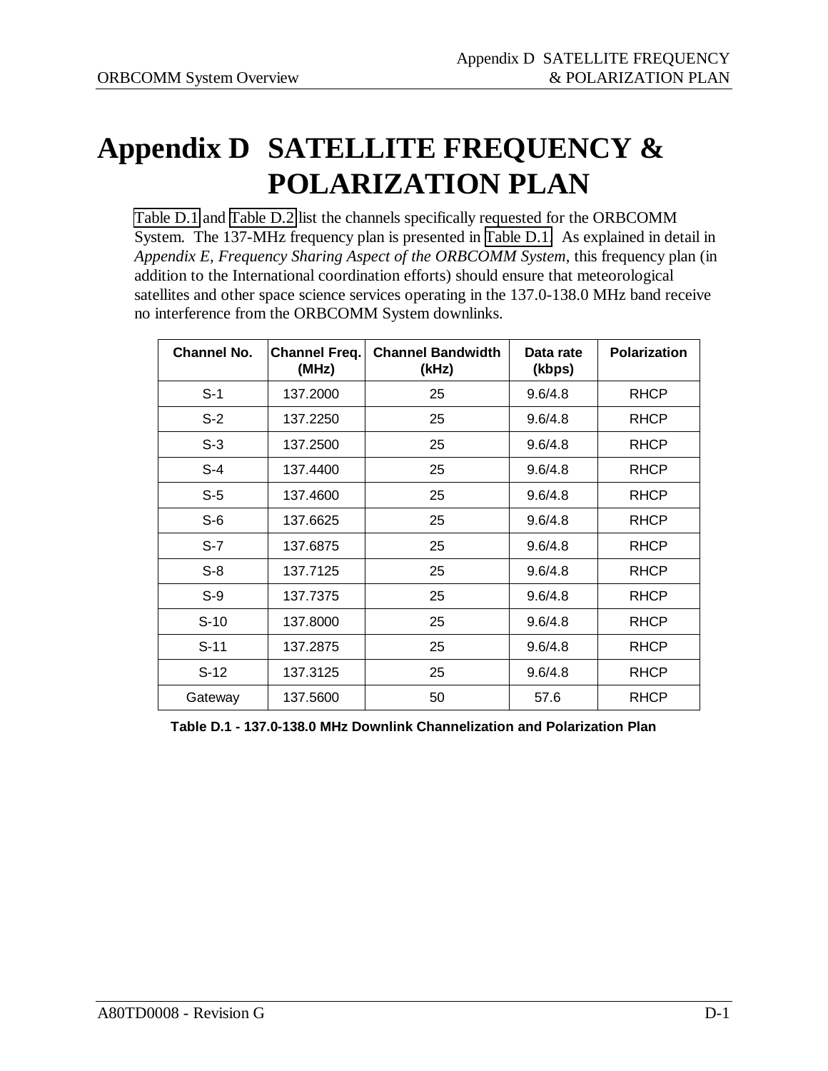# Appendix D SATELLITE FREQUENCY & POLARIZATION PLAN

Table D.1 and Table D.2 list the channels specifically requested for the ORBCOMM System. The 137-MHz frequency plan is presented in Table D.1. As explained in detail in *Appendix E, Frequency Sharing Aspect of the ORBCOMM System*, this frequency plan (in addition to the International coordination efforts) should ensure that meteorological satellites and other space science services operating in the 137.0-138.0 MHz band receive no interference from the ORBCOMM System downlinks.

| Channel No. | Channel Freq. (MHz) | Channel Bandwidth (kHz) | Data rate (kbps) | Polarization |
|---|---|---|---|---|
| S-1 | 137.2000 | 25 | 9.6/4.8 | RHCP |
| S-2 | 137.2250 | 25 | 9.6/4.8 | RHCP |
| S-3 | 137.2500 | 25 | 9.6/4.8 | RHCP |
| S-4 | 137.4400 | 25 | 9.6/4.8 | RHCP |
| S-5 | 137.4600 | 25 | 9.6/4.8 | RHCP |
| S-6 | 137.6625 | 25 | 9.6/4.8 | RHCP |
| S-7 | 137.6875 | 25 | 9.6/4.8 | RHCP |
| S-8 | 137.7125 | 25 | 9.6/4.8 | RHCP |
| S-9 | 137.7375 | 25 | 9.6/4.8 | RHCP |
| S-10 | 137.8000 | 25 | 9.6/4.8 | RHCP |
| S-11 | 137.2875 | 25 | 9.6/4.8 | RHCP |
| S-12 | 137.3125 | 25 | 9.6/4.8 | RHCP |
| Gateway | 137.5600 | 50 | 57.6 | RHCP |

**Table D.1 - 137.0-138.0 MHz Downlink Channelization and Polarization Plan**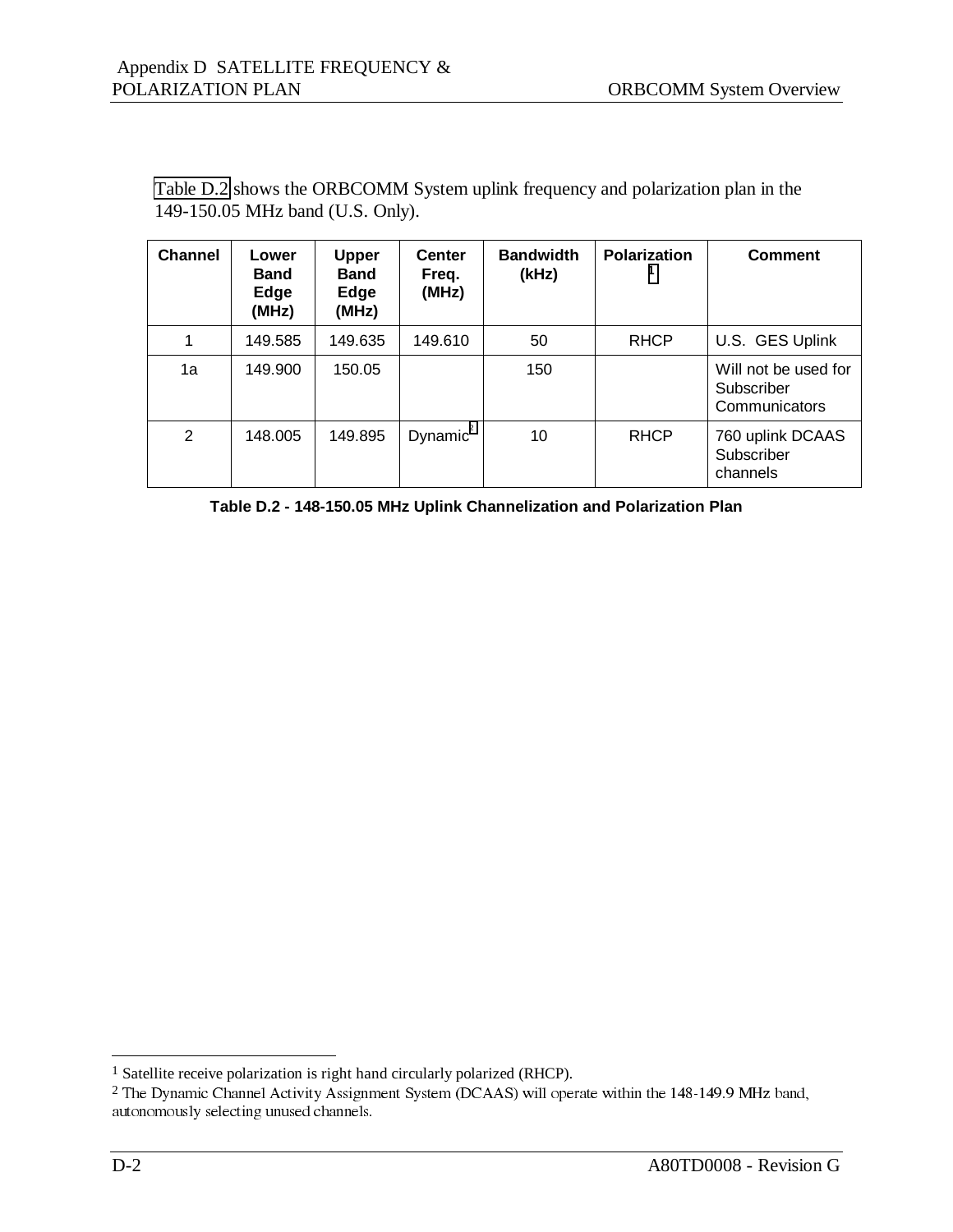Table D.2 shows the ORBCOMM System uplink frequency and polarization plan in the 149-150.05 MHz band (U.S. Only).

| Channel | Lower Band Edge (MHz) | Upper Band Edge (MHz) | Center Freq. (MHz) | Bandwidth (kHz) | Polarization [1] | Comment |
|---|---|---|---|---|---|---|
| 1 | 149.585 | 149.635 | 149.610 | 50 | RHCP | U.S. GES Uplink |
| 1a | 149.900 | 150.05 | | 150 | | Will not be used for Subscriber Communicators |
| 2 | 148.005 | 149.895 | Dynamic[2] | 10 | RHCP | 760 uplink DCAAS Subscriber channels |

**Table D.2 - 148-150.05 MHz Uplink Channelization and Polarization Plan**

[1] Satellite receive polarization is right hand circularly polarized (RHCP).

[2] The Dynamic Channel Activity Assignment System (DCAAS) will operate within the 148-149.9 MHz band, autonomously selecting unused channels.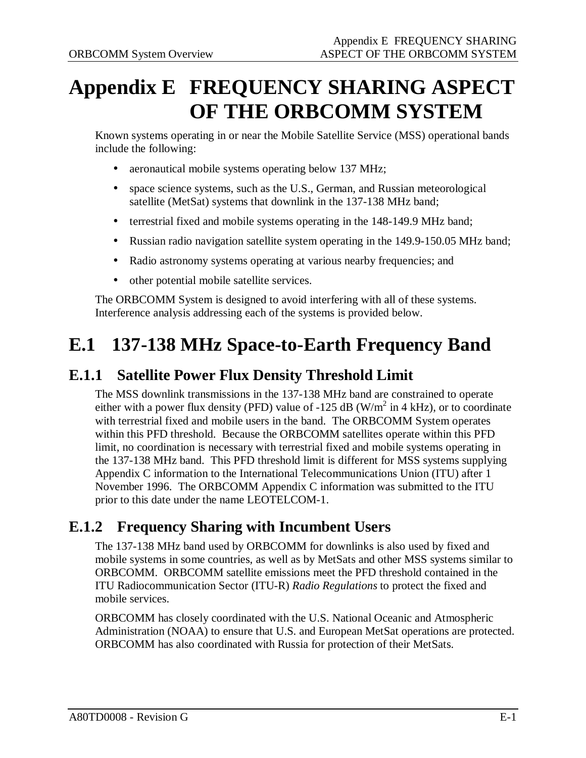# Appendix E FREQUENCY SHARING ASPECT OF THE ORBCOMM SYSTEM

Known systems operating in or near the Mobile Satellite Service (MSS) operational bands include the following:

- aeronautical mobile systems operating below 137 MHz;
- space science systems, such as the U.S., German, and Russian meteorological satellite (MetSat) systems that downlink in the 137-138 MHz band;
- terrestrial fixed and mobile systems operating in the 148-149.9 MHz band;
- Russian radio navigation satellite system operating in the 149.9-150.05 MHz band;
- Radio astronomy systems operating at various nearby frequencies; and
- other potential mobile satellite services.

The ORBCOMM System is designed to avoid interfering with all of these systems. Interference analysis addressing each of the systems is provided below.

## E.1 137-138 MHz Space-to-Earth Frequency Band

### E.1.1 Satellite Power Flux Density Threshold Limit

The MSS downlink transmissions in the 137-138 MHz band are constrained to operate either with a power flux density (PFD) value of -125 dB ($W/m^2$ in 4 kHz), or to coordinate with terrestrial fixed and mobile users in the band. The ORBCOMM System operates within this PFD threshold. Because the ORBCOMM satellites operate within this PFD limit, no coordination is necessary with terrestrial fixed and mobile systems operating in the 137-138 MHz band. This PFD threshold limit is different for MSS systems supplying Appendix C information to the International Telecommunications Union (ITU) after 1 November 1996. The ORBCOMM Appendix C information was submitted to the ITU prior to this date under the name LEOTELCOM-1.

### E.1.2 Frequency Sharing with Incumbent Users

The 137-138 MHz band used by ORBCOMM for downlinks is also used by fixed and mobile systems in some countries, as well as by MetSats and other MSS systems similar to ORBCOMM. ORBCOMM satellite emissions meet the PFD threshold contained in the ITU Radiocommunication Sector (ITU-R) *Radio Regulations* to protect the fixed and mobile services.

ORBCOMM has closely coordinated with the U.S. National Oceanic and Atmospheric Administration (NOAA) to ensure that U.S. and European MetSat operations are protected. ORBCOMM has also coordinated with Russia for protection of their MetSats.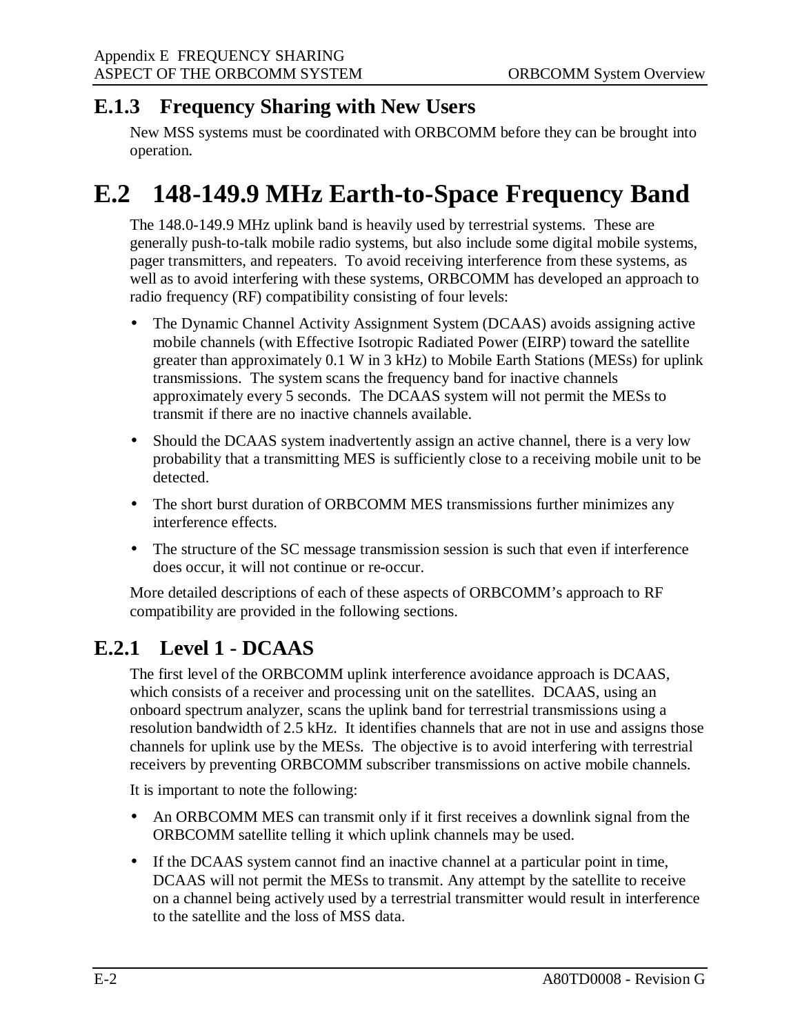### E.1.3 Frequency Sharing with New Users

New MSS systems must be coordinated with ORBCOMM before they can be brought into operation.

## E.2 148-149.9 MHz Earth-to-Space Frequency Band

The 148.0-149.9 MHz uplink band is heavily used by terrestrial systems. These are generally push-to-talk mobile radio systems, but also include some digital mobile systems, pager transmitters, and repeaters. To avoid receiving interference from these systems, as well as to avoid interfering with these systems, ORBCOMM has developed an approach to radio frequency (RF) compatibility consisting of four levels:

- The Dynamic Channel Activity Assignment System (DCAAS) avoids assigning active mobile channels (with Effective Isotropic Radiated Power (EIRP) toward the satellite greater than approximately 0.1 W in 3 kHz) to Mobile Earth Stations (MESs) for uplink transmissions. The system scans the frequency band for inactive channels approximately every 5 seconds. The DCAAS system will not permit the MESs to transmit if there are no inactive channels available.
- Should the DCAAS system inadvertently assign an active channel, there is a very low probability that a transmitting MES is sufficiently close to a receiving mobile unit to be detected.
- The short burst duration of ORBCOMM MES transmissions further minimizes any interference effects.
- The structure of the SC message transmission session is such that even if interference does occur, it will not continue or re-occur.

More detailed descriptions of each of these aspects of ORBCOMM's approach to RF compatibility are provided in the following sections.

### E.2.1 Level 1 - DCAAS

The first level of the ORBCOMM uplink interference avoidance approach is DCAAS, which consists of a receiver and processing unit on the satellites. DCAAS, using an onboard spectrum analyzer, scans the uplink band for terrestrial transmissions using a resolution bandwidth of 2.5 kHz. It identifies channels that are not in use and assigns those channels for uplink use by the MESs. The objective is to avoid interfering with terrestrial receivers by preventing ORBCOMM subscriber transmissions on active mobile channels.

It is important to note the following:

- An ORBCOMM MES can transmit only if it first receives a downlink signal from the ORBCOMM satellite telling it which uplink channels may be used.
- If the DCAAS system cannot find an inactive channel at a particular point in time, DCAAS will not permit the MESs to transmit. Any attempt by the satellite to receive on a channel being actively used by a terrestrial transmitter would result in interference to the satellite and the loss of MSS data.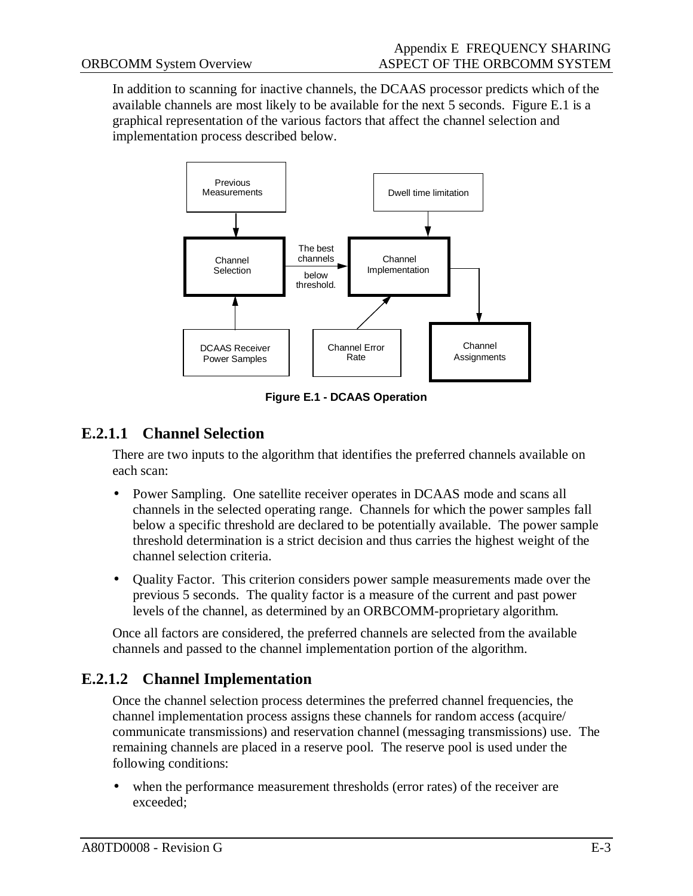In addition to scanning for inactive channels, the DCAAS processor predicts which of the available channels are most likely to be available for the next 5 seconds. Figure E.1 is a graphical representation of the various factors that affect the channel selection and implementation process described below.

Previous Measurements

Dwell time limitation

Channel Selection

The best channels below threshold.

Channel Implementation

DCAAS Receiver Power Samples

Channel Error Rate

Channel Assignments

**Figure E.1 - DCAAS Operation**

### E.2.1.1 Channel Selection

There are two inputs to the algorithm that identifies the preferred channels available on each scan:

- Power Sampling. One satellite receiver operates in DCAAS mode and scans all channels in the selected operating range. Channels for which the power samples fall below a specific threshold are declared to be potentially available. The power sample threshold determination is a strict decision and thus carries the highest weight of the channel selection criteria.
- Quality Factor. This criterion considers power sample measurements made over the previous 5 seconds. The quality factor is a measure of the current and past power levels of the channel, as determined by an ORBCOMM-proprietary algorithm.

Once all factors are considered, the preferred channels are selected from the available channels and passed to the channel implementation portion of the algorithm.

### E.2.1.2 Channel Implementation

Once the channel selection process determines the preferred channel frequencies, the channel implementation process assigns these channels for random access (acquire/ communicate transmissions) and reservation channel (messaging transmissions) use. The remaining channels are placed in a reserve pool. The reserve pool is used under the following conditions:

- when the performance measurement thresholds (error rates) of the receiver are exceeded;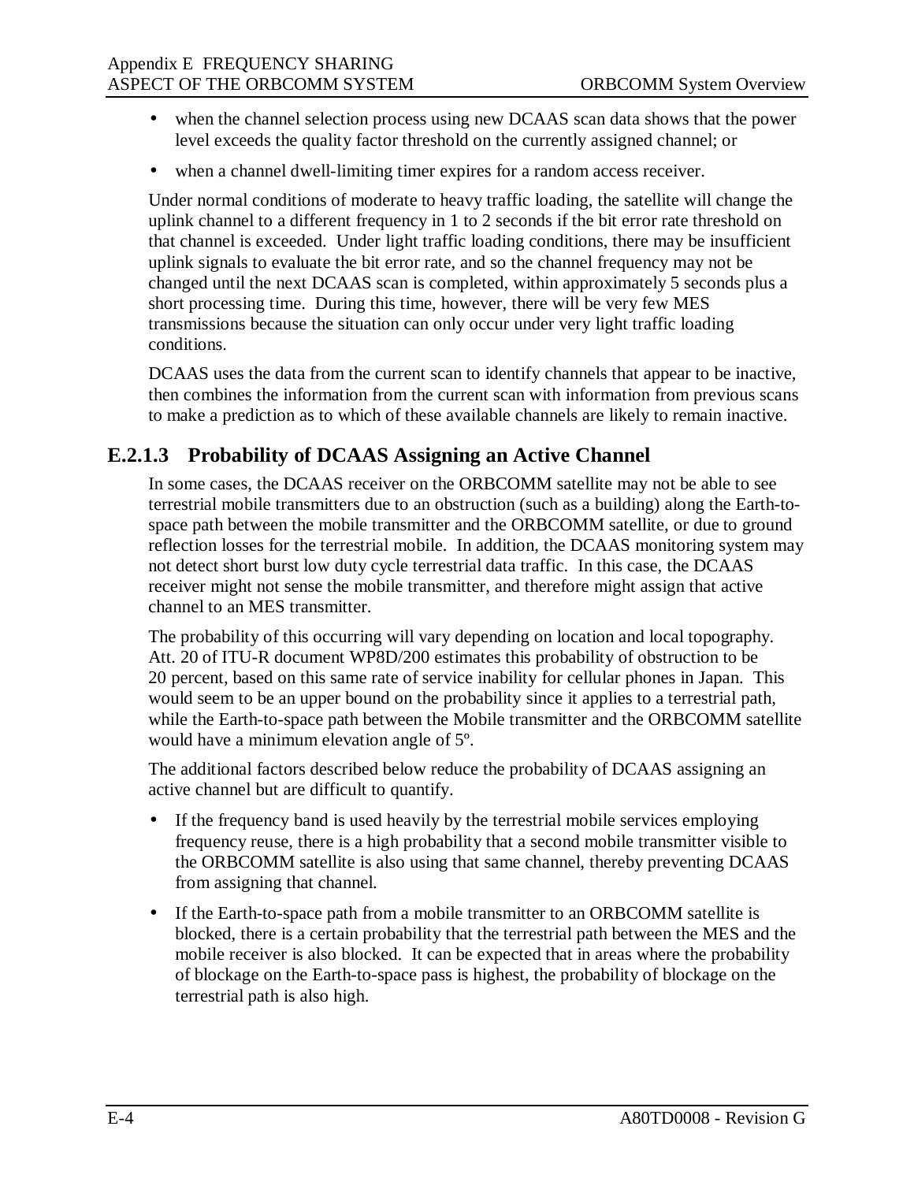- when the channel selection process using new DCAAS scan data shows that the power level exceeds the quality factor threshold on the currently assigned channel; or
- when a channel dwell-limiting timer expires for a random access receiver.

Under normal conditions of moderate to heavy traffic loading, the satellite will change the uplink channel to a different frequency in 1 to 2 seconds if the bit error rate threshold on that channel is exceeded. Under light traffic loading conditions, there may be insufficient uplink signals to evaluate the bit error rate, and so the channel frequency may not be changed until the next DCAAS scan is completed, within approximately 5 seconds plus a short processing time. During this time, however, there will be very few MES transmissions because the situation can only occur under very light traffic loading conditions.

DCAAS uses the data from the current scan to identify channels that appear to be inactive, then combines the information from the current scan with information from previous scans to make a prediction as to which of these available channels are likely to remain inactive.

### E.2.1.3 Probability of DCAAS Assigning an Active Channel

In some cases, the DCAAS receiver on the ORBCOMM satellite may not be able to see terrestrial mobile transmitters due to an obstruction (such as a building) along the Earth-to-space path between the mobile transmitter and the ORBCOMM satellite, or due to ground reflection losses for the terrestrial mobile. In addition, the DCAAS monitoring system may not detect short burst low duty cycle terrestrial data traffic. In this case, the DCAAS receiver might not sense the mobile transmitter, and therefore might assign that active channel to an MES transmitter.

The probability of this occurring will vary depending on location and local topography. Att. 20 of ITU-R document WP8D/200 estimates this probability of obstruction to be 20 percent, based on this same rate of service inability for cellular phones in Japan. This would seem to be an upper bound on the probability since it applies to a terrestrial path, while the Earth-to-space path between the Mobile transmitter and the ORBCOMM satellite would have a minimum elevation angle of 5º.

The additional factors described below reduce the probability of DCAAS assigning an active channel but are difficult to quantify.

- If the frequency band is used heavily by the terrestrial mobile services employing frequency reuse, there is a high probability that a second mobile transmitter visible to the ORBCOMM satellite is also using that same channel, thereby preventing DCAAS from assigning that channel.
- If the Earth-to-space path from a mobile transmitter to an ORBCOMM satellite is blocked, there is a certain probability that the terrestrial path between the MES and the mobile receiver is also blocked. It can be expected that in areas where the probability of blockage on the Earth-to-space pass is highest, the probability of blockage on the terrestrial path is also high.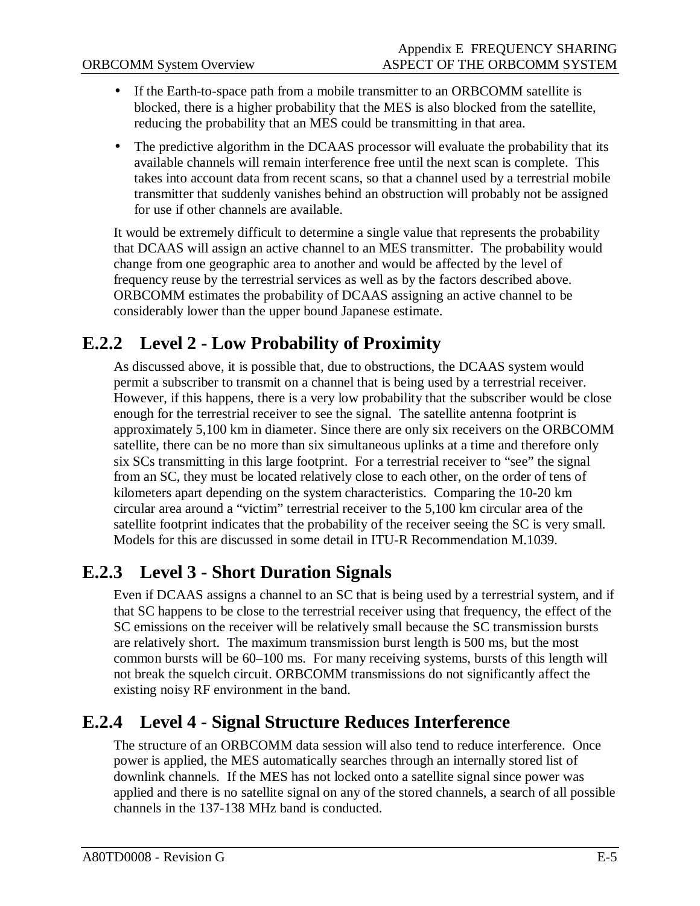- If the Earth-to-space path from a mobile transmitter to an ORBCOMM satellite is blocked, there is a higher probability that the MES is also blocked from the satellite, reducing the probability that an MES could be transmitting in that area.
- The predictive algorithm in the DCAAS processor will evaluate the probability that its available channels will remain interference free until the next scan is complete. This takes into account data from recent scans, so that a channel used by a terrestrial mobile transmitter that suddenly vanishes behind an obstruction will probably not be assigned for use if other channels are available.

It would be extremely difficult to determine a single value that represents the probability that DCAAS will assign an active channel to an MES transmitter. The probability would change from one geographic area to another and would be affected by the level of frequency reuse by the terrestrial services as well as by the factors described above. ORBCOMM estimates the probability of DCAAS assigning an active channel to be considerably lower than the upper bound Japanese estimate.

## E.2.2 Level 2 - Low Probability of Proximity

As discussed above, it is possible that, due to obstructions, the DCAAS system would permit a subscriber to transmit on a channel that is being used by a terrestrial receiver. However, if this happens, there is a very low probability that the subscriber would be close enough for the terrestrial receiver to see the signal. The satellite antenna footprint is approximately 5,100 km in diameter. Since there are only six receivers on the ORBCOMM satellite, there can be no more than six simultaneous uplinks at a time and therefore only six SCs transmitting in this large footprint. For a terrestrial receiver to "see" the signal from an SC, they must be located relatively close to each other, on the order of tens of kilometers apart depending on the system characteristics. Comparing the 10-20 km circular area around a "victim" terrestrial receiver to the 5,100 km circular area of the satellite footprint indicates that the probability of the receiver seeing the SC is very small. Models for this are discussed in some detail in ITU-R Recommendation M.1039.

## E.2.3 Level 3 - Short Duration Signals

Even if DCAAS assigns a channel to an SC that is being used by a terrestrial system, and if that SC happens to be close to the terrestrial receiver using that frequency, the effect of the SC emissions on the receiver will be relatively small because the SC transmission bursts are relatively short. The maximum transmission burst length is 500 ms, but the most common bursts will be 60–100 ms. For many receiving systems, bursts of this length will not break the squelch circuit. ORBCOMM transmissions do not significantly affect the existing noisy RF environment in the band.

## E.2.4 Level 4 - Signal Structure Reduces Interference

The structure of an ORBCOMM data session will also tend to reduce interference. Once power is applied, the MES automatically searches through an internally stored list of downlink channels. If the MES has not locked onto a satellite signal since power was applied and there is no satellite signal on any of the stored channels, a search of all possible channels in the 137-138 MHz band is conducted.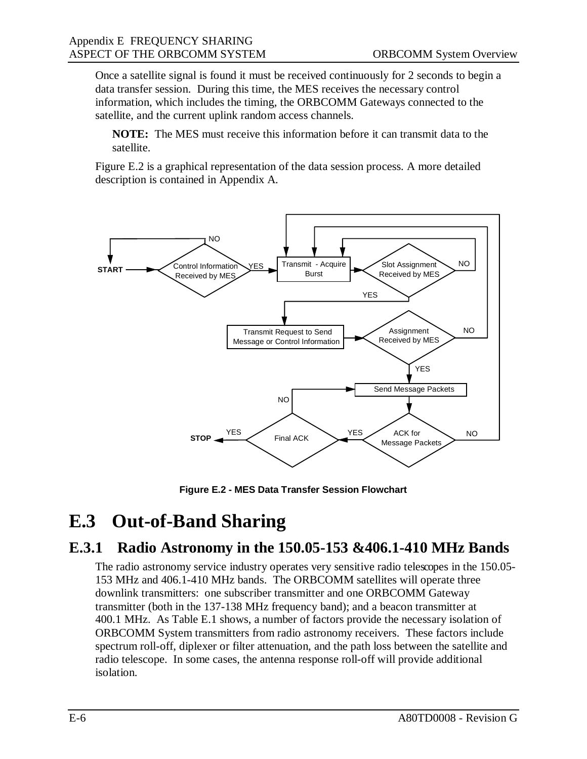Once a satellite signal is found it must be received continuously for 2 seconds to begin a data transfer session. During this time, the MES receives the necessary control information, which includes the timing, the ORBCOMM Gateways connected to the satellite, and the current uplink random access channels.

> **NOTE:** The MES must receive this information before it can transmit data to the satellite.

Figure E.2 is a graphical representation of the data session process. A more detailed description is contained in Appendix A.

**Figure E.2 - MES Data Transfer Session Flowchart**

# E.3 Out-of-Band Sharing

## E.3.1 Radio Astronomy in the 150.05-153 &406.1-410 MHz Bands

The radio astronomy service industry operates very sensitive radio telescopes in the 150.05-153 MHz and 406.1-410 MHz bands. The ORBCOMM satellites will operate three downlink transmitters: one subscriber transmitter and one ORBCOMM Gateway transmitter (both in the 137-138 MHz frequency band); and a beacon transmitter at 400.1 MHz. As Table E.1 shows, a number of factors provide the necessary isolation of ORBCOMM System transmitters from radio astronomy receivers. These factors include spectrum roll-off, diplexer or filter attenuation, and the path loss between the satellite and radio telescope. In some cases, the antenna response roll-off will provide additional isolation.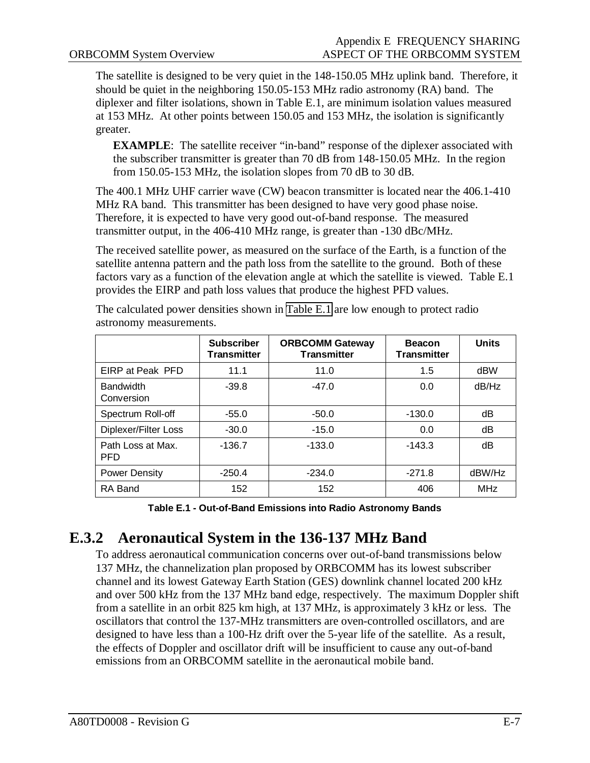The satellite is designed to be very quiet in the 148-150.05 MHz uplink band. Therefore, it should be quiet in the neighboring 150.05-153 MHz radio astronomy (RA) band. The diplexer and filter isolations, shown in Table E.1, are minimum isolation values measured at 153 MHz. At other points between 150.05 and 153 MHz, the isolation is significantly greater.

**EXAMPLE**: The satellite receiver "in-band" response of the diplexer associated with the subscriber transmitter is greater than 70 dB from 148-150.05 MHz. In the region from 150.05-153 MHz, the isolation slopes from 70 dB to 30 dB.

The 400.1 MHz UHF carrier wave (CW) beacon transmitter is located near the 406.1-410 MHz RA band. This transmitter has been designed to have very good phase noise. Therefore, it is expected to have very good out-of-band response. The measured transmitter output, in the 406-410 MHz range, is greater than -130 dBc/MHz.

The received satellite power, as measured on the surface of the Earth, is a function of the satellite antenna pattern and the path loss from the satellite to the ground. Both of these factors vary as a function of the elevation angle at which the satellite is viewed. Table E.1 provides the EIRP and path loss values that produce the highest PFD values.

The calculated power densities shown in Table E.1 are low enough to protect radio astronomy measurements.

| | Subscriber Transmitter | ORBCOMM Gateway Transmitter | Beacon Transmitter | Units |
|---|---|---|---|---|
| EIRP at Peak PFD | 11.1 | 11.0 | 1.5 | dBW |
| Bandwidth Conversion | -39.8 | -47.0 | 0.0 | dB/Hz |
| Spectrum Roll-off | -55.0 | -50.0 | -130.0 | dB |
| Diplexer/Filter Loss | -30.0 | -15.0 | 0.0 | dB |
| Path Loss at Max. PFD | -136.7 | -133.0 | -143.3 | dB |
| Power Density | -250.4 | -234.0 | -271.8 | dBW/Hz |
| RA Band | 152 | 152 | 406 | MHz |

**Table E.1 - Out-of-Band Emissions into Radio Astronomy Bands**

## E.3.2 Aeronautical System in the 136-137 MHz Band

To address aeronautical communication concerns over out-of-band transmissions below 137 MHz, the channelization plan proposed by ORBCOMM has its lowest subscriber channel and its lowest Gateway Earth Station (GES) downlink channel located 200 kHz and over 500 kHz from the 137 MHz band edge, respectively. The maximum Doppler shift from a satellite in an orbit 825 km high, at 137 MHz, is approximately 3 kHz or less. The oscillators that control the 137-MHz transmitters are oven-controlled oscillators, and are designed to have less than a 100-Hz drift over the 5-year life of the satellite. As a result, the effects of Doppler and oscillator drift will be insufficient to cause any out-of-band emissions from an ORBCOMM satellite in the aeronautical mobile band.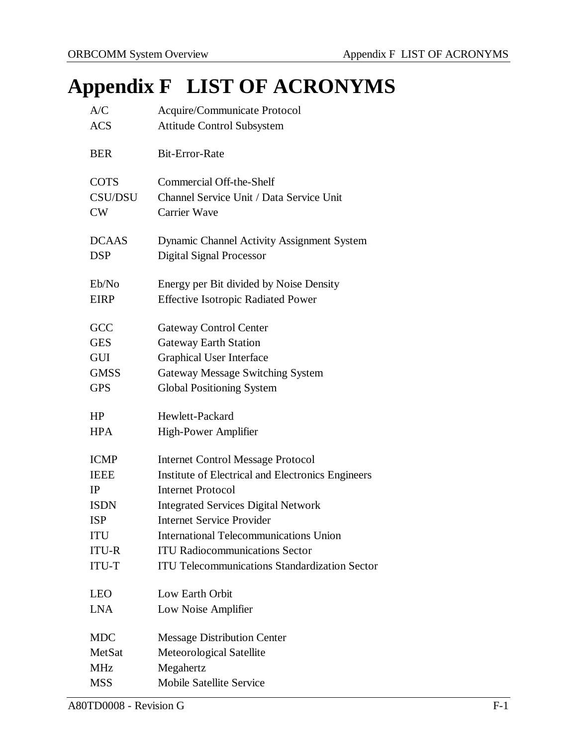# Appendix F LIST OF ACRONYMS

| | |
|---|---|
| A/C | Acquire/Communicate Protocol |
| ACS | Attitude Control Subsystem |
| BER | Bit-Error-Rate |
| COTS | Commercial Off-the-Shelf |
| CSU/DSU | Channel Service Unit / Data Service Unit |
| CW | Carrier Wave |
| DCAAS | Dynamic Channel Activity Assignment System |
| DSP | Digital Signal Processor |
| Eb/No | Energy per Bit divided by Noise Density |
| EIRP | Effective Isotropic Radiated Power |
| GCC | Gateway Control Center |
| GES | Gateway Earth Station |
| GUI | Graphical User Interface |
| GMSS | Gateway Message Switching System |
| GPS | Global Positioning System |
| HP | Hewlett-Packard |
| HPA | High-Power Amplifier |
| ICMP | Internet Control Message Protocol |
| IEEE | Institute of Electrical and Electronics Engineers |
| IP | Internet Protocol |
| ISDN | Integrated Services Digital Network |
| ISP | Internet Service Provider |
| ITU | International Telecommunications Union |
| ITU-R | ITU Radiocommunications Sector |
| ITU-T | ITU Telecommunications Standardization Sector |
| LEO | Low Earth Orbit |
| LNA | Low Noise Amplifier |
| MDC | Message Distribution Center |
| MetSat | Meteorological Satellite |
| MHz | Megahertz |
| MSS | Mobile Satellite Service |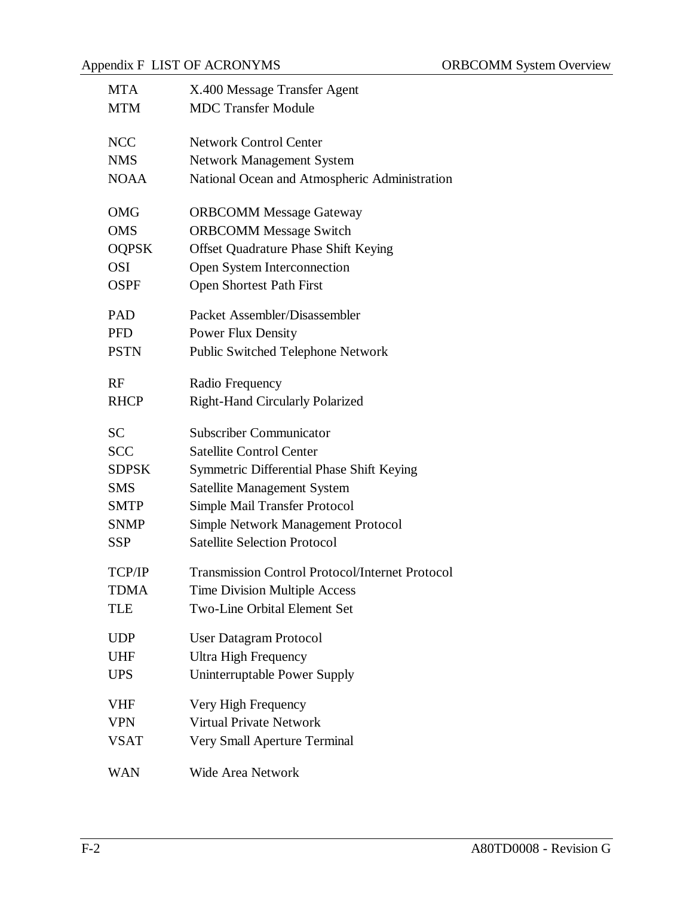| | |
|---|---|
| MTA | X.400 Message Transfer Agent |
| MTM | MDC Transfer Module |
| NCC | Network Control Center |
| NMS | Network Management System |
| NOAA | National Ocean and Atmospheric Administration |
| OMG | ORBCOMM Message Gateway |
| OMS | ORBCOMM Message Switch |
| OQPSK | Offset Quadrature Phase Shift Keying |
| OSI | Open System Interconnection |
| OSPF | Open Shortest Path First |
| PAD | Packet Assembler/Disassembler |
| PFD | Power Flux Density |
| PSTN | Public Switched Telephone Network |
| RF | Radio Frequency |
| RHCP | Right-Hand Circularly Polarized |
| SC | Subscriber Communicator |
| SCC | Satellite Control Center |
| SDPSK | Symmetric Differential Phase Shift Keying |
| SMS | Satellite Management System |
| SMTP | Simple Mail Transfer Protocol |
| SNMP | Simple Network Management Protocol |
| SSP | Satellite Selection Protocol |
| TCP/IP | Transmission Control Protocol/Internet Protocol |
| TDMA | Time Division Multiple Access |
| TLE | Two-Line Orbital Element Set |
| UDP | User Datagram Protocol |
| UHF | Ultra High Frequency |
| UPS | Uninterruptable Power Supply |
| VHF | Very High Frequency |
| VPN | Virtual Private Network |
| VSAT | Very Small Aperture Terminal |
| WAN | Wide Area Network |